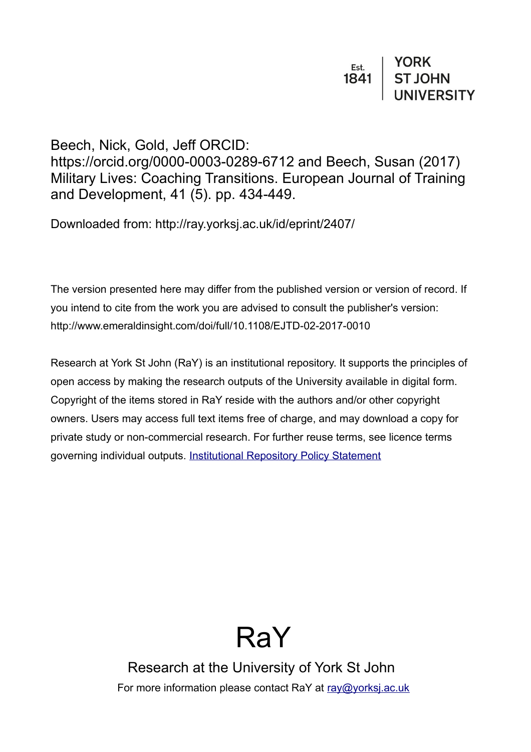Est. 1841 | YORK ST JOHN UNIVERSITY

Beech, Nick, Gold, Jeff ORCID: https://orcid.org/0000-0003-0289-6712 and Beech, Susan (2017) Military Lives: Coaching Transitions. European Journal of Training and Development, 41 (5). pp. 434-449.

Downloaded from: http://ray.yorksj.ac.uk/id/eprint/2407/

The version presented here may differ from the published version or version of record. If you intend to cite from the work you are advised to consult the publisher's version: http://www.emeraldinsight.com/doi/full/10.1108/EJTD-02-2017-0010

Research at York St John (RaY) is an institutional repository. It supports the principles of open access by making the research outputs of the University available in digital form. Copyright of the items stored in RaY reside with the authors and/or other copyright owners. Users may access full text items free of charge, and may download a copy for private study or non-commercial research. For further reuse terms, see licence terms governing individual outputs. [Institutional Repository Policy Statement](Institutional Repository Policy Statement)

# RaY

Research at the University of York St John

For more information please contact RaY at [ray@yorksj.ac.uk](mailto:ray@yorksj.ac.uk)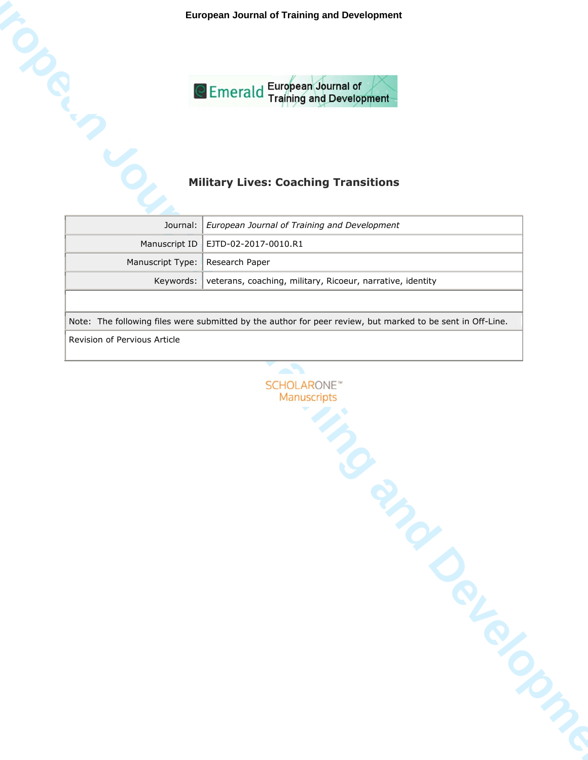# Military Lives: Coaching Transitions

| Journal: | *European Journal of Training and Development* |
|---|---|
| Manuscript ID | EJTD-02-2017-0010.R1 |
| Manuscript Type: | Research Paper |
| Keywords: | veterans, coaching, military, Ricoeur, narrative, identity |

| |
|---|
| Note: The following files were submitted by the author for peer review, but marked to be sent in Off-Line. |
| Revision of Pervious Article |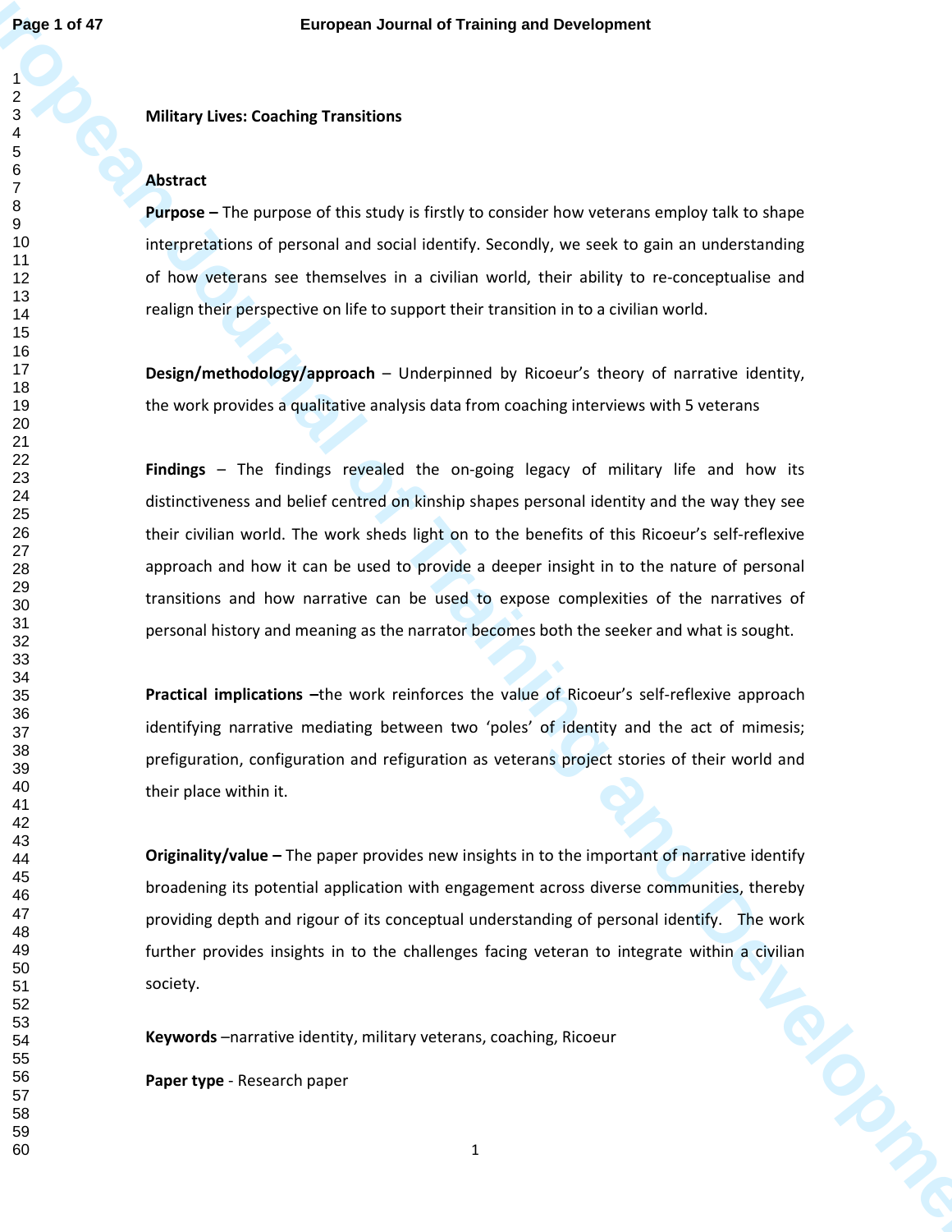**Military Lives: Coaching Transitions**

**Abstract**

**Purpose –** The purpose of this study is firstly to consider how veterans employ talk to shape interpretations of personal and social identify. Secondly, we seek to gain an understanding of how veterans see themselves in a civilian world, their ability to re-conceptualise and realign their perspective on life to support their transition in to a civilian world.

**Design/methodology/approach** – Underpinned by Ricoeur's theory of narrative identity, the work provides a qualitative analysis data from coaching interviews with 5 veterans

**Findings** – The findings revealed the on-going legacy of military life and how its distinctiveness and belief centred on kinship shapes personal identity and the way they see their civilian world. The work sheds light on to the benefits of this Ricoeur's self-reflexive approach and how it can be used to provide a deeper insight in to the nature of personal transitions and how narrative can be used to expose complexities of the narratives of personal history and meaning as the narrator becomes both the seeker and what is sought.

**Practical implications –**the work reinforces the value of Ricoeur's self-reflexive approach identifying narrative mediating between two 'poles' of identity and the act of mimesis; prefiguration, configuration and refiguration as veterans project stories of their world and their place within it.

**Originality/value –** The paper provides new insights in to the important of narrative identify broadening its potential application with engagement across diverse communities, thereby providing depth and rigour of its conceptual understanding of personal identify. The work further provides insights in to the challenges facing veteran to integrate within a civilian society.

**Keywords** –narrative identity, military veterans, coaching, Ricoeur

**Paper type** - Research paper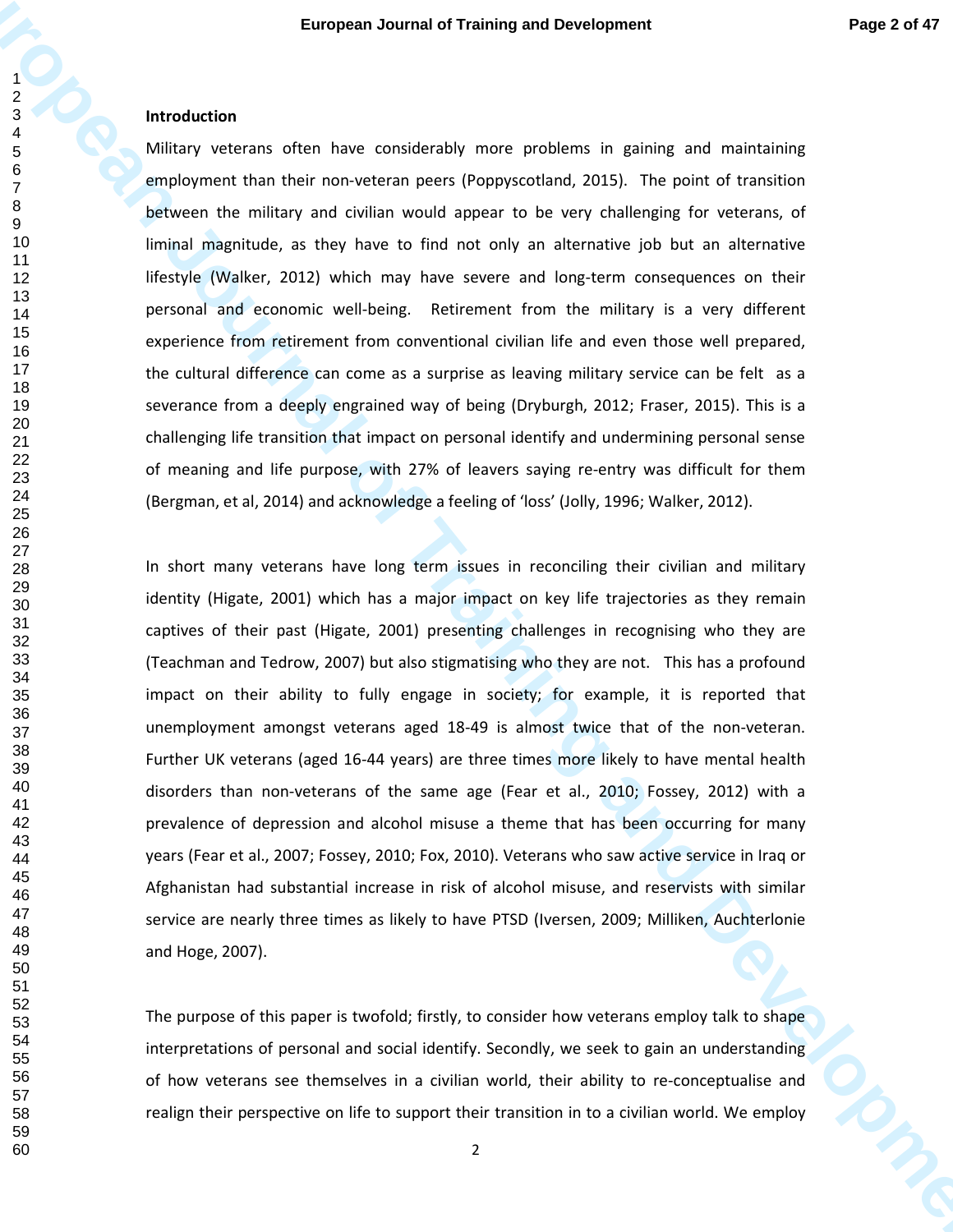## Introduction

Military veterans often have considerably more problems in gaining and maintaining employment than their non-veteran peers (Poppyscotland, 2015). The point of transition between the military and civilian would appear to be very challenging for veterans, of liminal magnitude, as they have to find not only an alternative job but an alternative lifestyle (Walker, 2012) which may have severe and long-term consequences on their personal and economic well-being. Retirement from the military is a very different experience from retirement from conventional civilian life and even those well prepared, the cultural difference can come as a surprise as leaving military service can be felt as a severance from a deeply engrained way of being (Dryburgh, 2012; Fraser, 2015). This is a challenging life transition that impact on personal identify and undermining personal sense of meaning and life purpose, with 27% of leavers saying re-entry was difficult for them (Bergman, et al, 2014) and acknowledge a feeling of 'loss' (Jolly, 1996; Walker, 2012).

In short many veterans have long term issues in reconciling their civilian and military identity (Higate, 2001) which has a major impact on key life trajectories as they remain captives of their past (Higate, 2001) presenting challenges in recognising who they are (Teachman and Tedrow, 2007) but also stigmatising who they are not. This has a profound impact on their ability to fully engage in society; for example, it is reported that unemployment amongst veterans aged 18-49 is almost twice that of the non-veteran. Further UK veterans (aged 16-44 years) are three times more likely to have mental health disorders than non-veterans of the same age (Fear et al., 2010; Fossey, 2012) with a prevalence of depression and alcohol misuse a theme that has been occurring for many years (Fear et al., 2007; Fossey, 2010; Fox, 2010). Veterans who saw active service in Iraq or Afghanistan had substantial increase in risk of alcohol misuse, and reservists with similar service are nearly three times as likely to have PTSD (Iversen, 2009; Milliken, Auchterlonie and Hoge, 2007).

The purpose of this paper is twofold; firstly, to consider how veterans employ talk to shape interpretations of personal and social identify. Secondly, we seek to gain an understanding of how veterans see themselves in a civilian world, their ability to re-conceptualise and realign their perspective on life to support their transition in to a civilian world. We employ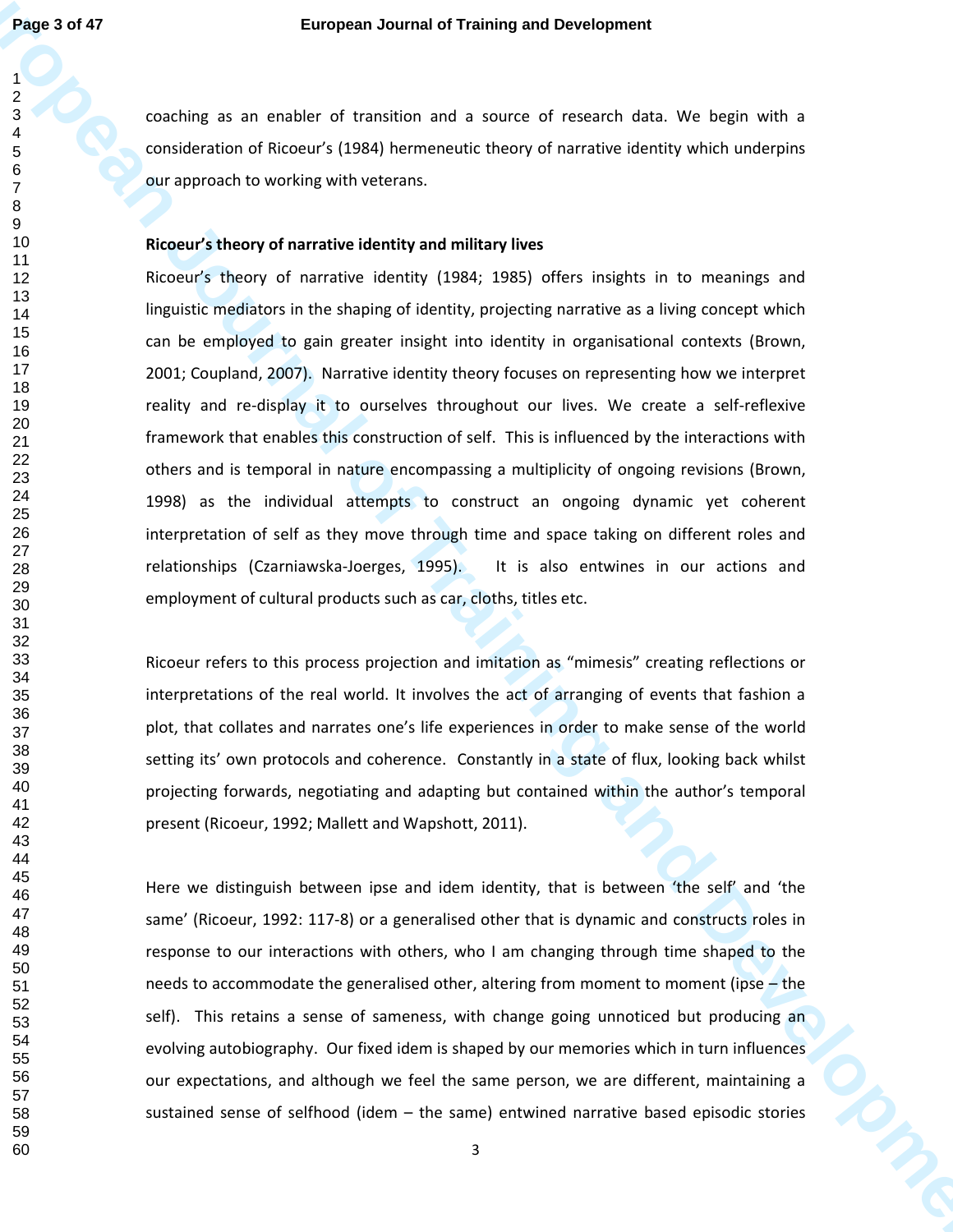coaching as an enabler of transition and a source of research data. We begin with a consideration of Ricoeur's (1984) hermeneutic theory of narrative identity which underpins our approach to working with veterans.

**Ricoeur's theory of narrative identity and military lives**

Ricoeur's theory of narrative identity (1984; 1985) offers insights in to meanings and linguistic mediators in the shaping of identity, projecting narrative as a living concept which can be employed to gain greater insight into identity in organisational contexts (Brown, 2001; Coupland, 2007). Narrative identity theory focuses on representing how we interpret reality and re-display it to ourselves throughout our lives. We create a self-reflexive framework that enables this construction of self. This is influenced by the interactions with others and is temporal in nature encompassing a multiplicity of ongoing revisions (Brown, 1998) as the individual attempts to construct an ongoing dynamic yet coherent interpretation of self as they move through time and space taking on different roles and relationships (Czarniawska-Joerges, 1995). It is also entwines in our actions and employment of cultural products such as car, cloths, titles etc.

Ricoeur refers to this process projection and imitation as "mimesis" creating reflections or interpretations of the real world. It involves the act of arranging of events that fashion a plot, that collates and narrates one's life experiences in order to make sense of the world setting its' own protocols and coherence. Constantly in a state of flux, looking back whilst projecting forwards, negotiating and adapting but contained within the author's temporal present (Ricoeur, 1992; Mallett and Wapshott, 2011).

Here we distinguish between ipse and idem identity, that is between 'the self' and 'the same' (Ricoeur, 1992: 117-8) or a generalised other that is dynamic and constructs roles in response to our interactions with others, who I am changing through time shaped to the needs to accommodate the generalised other, altering from moment to moment (ipse – the self). This retains a sense of sameness, with change going unnoticed but producing an evolving autobiography. Our fixed idem is shaped by our memories which in turn influences our expectations, and although we feel the same person, we are different, maintaining a sustained sense of selfhood (idem – the same) entwined narrative based episodic stories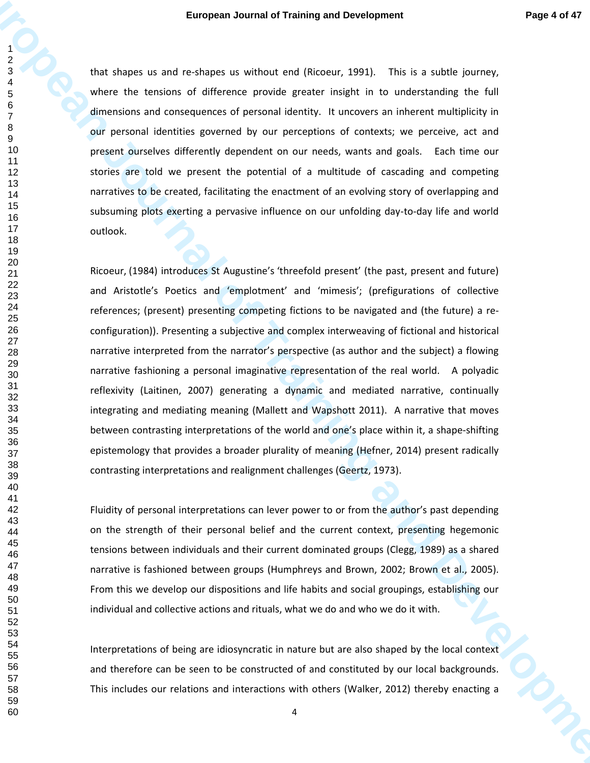that shapes us and re-shapes us without end (Ricoeur, 1991). This is a subtle journey, where the tensions of difference provide greater insight in to understanding the full dimensions and consequences of personal identity. It uncovers an inherent multiplicity in our personal identities governed by our perceptions of contexts; we perceive, act and present ourselves differently dependent on our needs, wants and goals. Each time our stories are told we present the potential of a multitude of cascading and competing narratives to be created, facilitating the enactment of an evolving story of overlapping and subsuming plots exerting a pervasive influence on our unfolding day-to-day life and world outlook.

Ricoeur, (1984) introduces St Augustine's 'threefold present' (the past, present and future) and Aristotle's Poetics and 'emplotment' and 'mimesis'; (prefigurations of collective references; (present) presenting competing fictions to be navigated and (the future) a re-configuration)). Presenting a subjective and complex interweaving of fictional and historical narrative interpreted from the narrator's perspective (as author and the subject) a flowing narrative fashioning a personal imaginative representation of the real world. A polyadic reflexivity (Laitinen, 2007) generating a dynamic and mediated narrative, continually integrating and mediating meaning (Mallett and Wapshott 2011). A narrative that moves between contrasting interpretations of the world and one's place within it, a shape-shifting epistemology that provides a broader plurality of meaning (Hefner, 2014) present radically contrasting interpretations and realignment challenges (Geertz, 1973).

Fluidity of personal interpretations can lever power to or from the author's past depending on the strength of their personal belief and the current context, presenting hegemonic tensions between individuals and their current dominated groups (Clegg, 1989) as a shared narrative is fashioned between groups (Humphreys and Brown, 2002; Brown et al., 2005). From this we develop our dispositions and life habits and social groupings, establishing our individual and collective actions and rituals, what we do and who we do it with.

Interpretations of being are idiosyncratic in nature but are also shaped by the local context and therefore can be seen to be constructed of and constituted by our local backgrounds. This includes our relations and interactions with others (Walker, 2012) thereby enacting a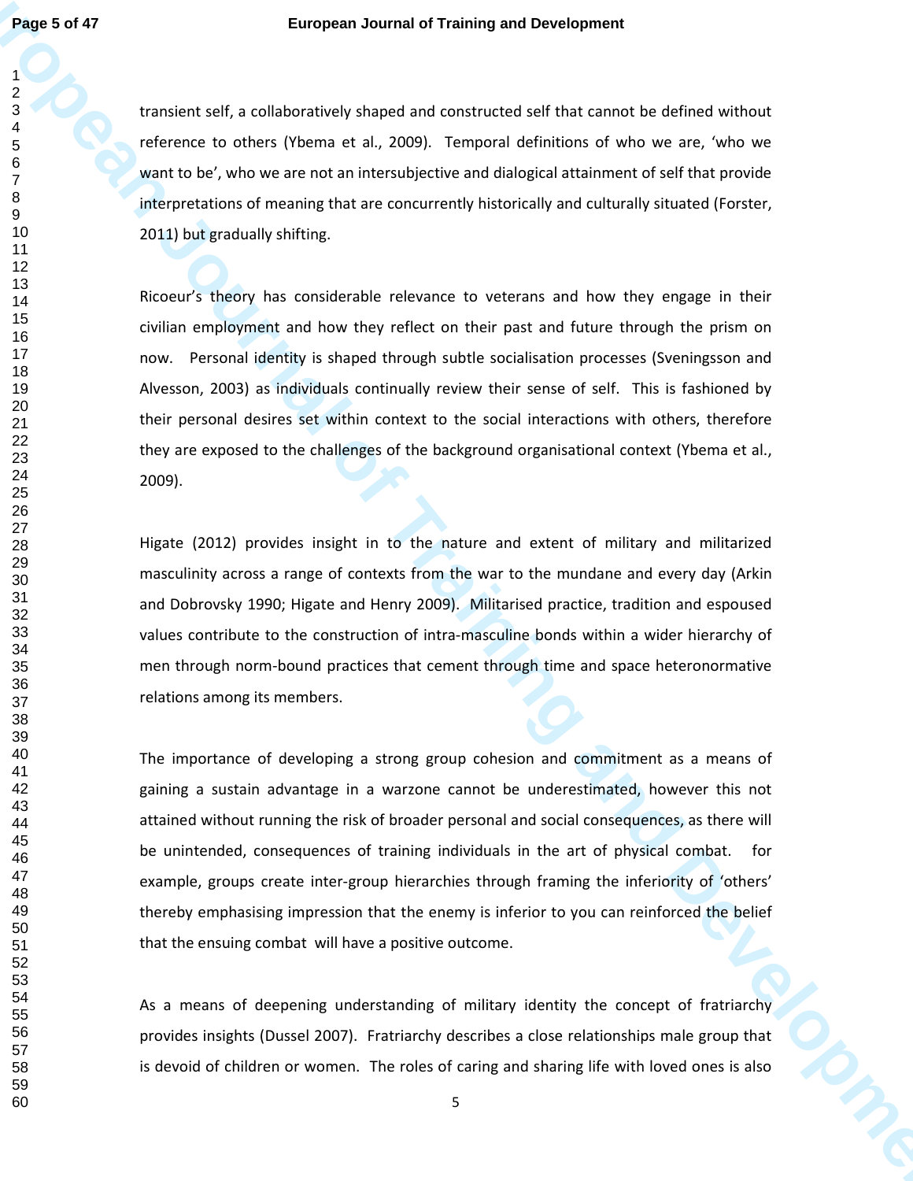transient self, a collaboratively shaped and constructed self that cannot be defined without reference to others (Ybema et al., 2009). Temporal definitions of who we are, 'who we want to be', who we are not an intersubjective and dialogical attainment of self that provide interpretations of meaning that are concurrently historically and culturally situated (Forster, 2011) but gradually shifting.

Ricoeur's theory has considerable relevance to veterans and how they engage in their civilian employment and how they reflect on their past and future through the prism on now. Personal identity is shaped through subtle socialisation processes (Sveningsson and Alvesson, 2003) as individuals continually review their sense of self. This is fashioned by their personal desires set within context to the social interactions with others, therefore they are exposed to the challenges of the background organisational context (Ybema et al., 2009).

Higate (2012) provides insight in to the nature and extent of military and militarized masculinity across a range of contexts from the war to the mundane and every day (Arkin and Dobrovsky 1990; Higate and Henry 2009). Militarised practice, tradition and espoused values contribute to the construction of intra-masculine bonds within a wider hierarchy of men through norm-bound practices that cement through time and space heteronormative relations among its members.

The importance of developing a strong group cohesion and commitment as a means of gaining a sustain advantage in a warzone cannot be underestimated, however this not attained without running the risk of broader personal and social consequences, as there will be unintended, consequences of training individuals in the art of physical combat. for example, groups create inter-group hierarchies through framing the inferiority of 'others' thereby emphasising impression that the enemy is inferior to you can reinforced the belief that the ensuing combat will have a positive outcome.

As a means of deepening understanding of military identity the concept of fratriarchy provides insights (Dussel 2007). Fratriarchy describes a close relationships male group that is devoid of children or women. The roles of caring and sharing life with loved ones is also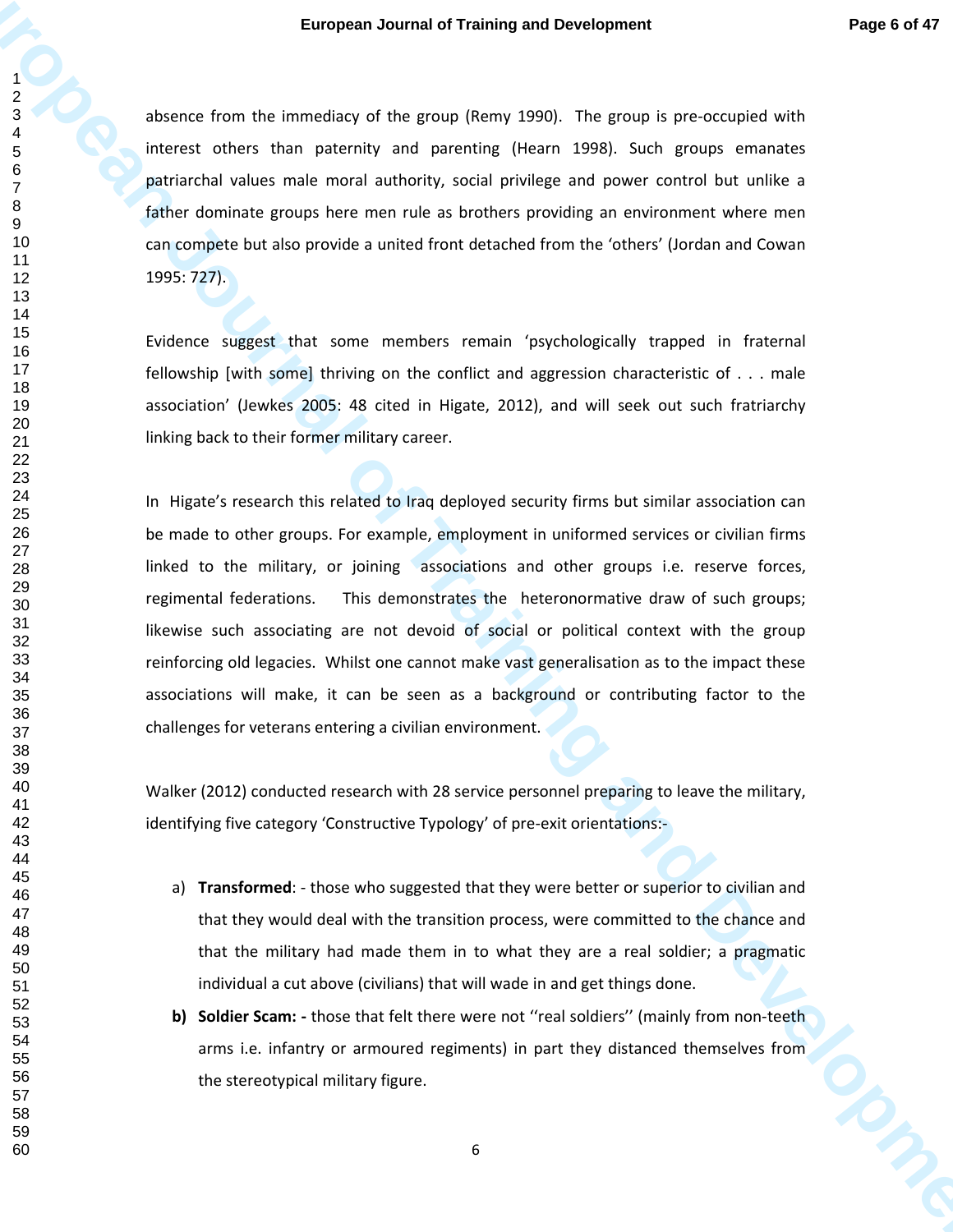absence from the immediacy of the group (Remy 1990). The group is pre-occupied with interest others than paternity and parenting (Hearn 1998). Such groups emanates patriarchal values male moral authority, social privilege and power control but unlike a father dominate groups here men rule as brothers providing an environment where men can compete but also provide a united front detached from the 'others' (Jordan and Cowan 1995: 727).

Evidence suggest that some members remain 'psychologically trapped in fraternal fellowship [with some] thriving on the conflict and aggression characteristic of . . . male association' (Jewkes 2005: 48 cited in Higate, 2012), and will seek out such fratriarchy linking back to their former military career.

In Higate's research this related to Iraq deployed security firms but similar association can be made to other groups. For example, employment in uniformed services or civilian firms linked to the military, or joining associations and other groups i.e. reserve forces, regimental federations. This demonstrates the heteronormative draw of such groups; likewise such associating are not devoid of social or political context with the group reinforcing old legacies. Whilst one cannot make vast generalisation as to the impact these associations will make, it can be seen as a background or contributing factor to the challenges for veterans entering a civilian environment.

Walker (2012) conducted research with 28 service personnel preparing to leave the military, identifying five category 'Constructive Typology' of pre-exit orientations:-

a) **Transformed**: - those who suggested that they were better or superior to civilian and that they would deal with the transition process, were committed to the chance and that the military had made them in to what they are a real soldier; a pragmatic individual a cut above (civilians) that will wade in and get things done.
b) **Soldier Scam: -** those that felt there were not ''real soldiers'' (mainly from non-teeth arms i.e. infantry or armoured regiments) in part they distanced themselves from the stereotypical military figure.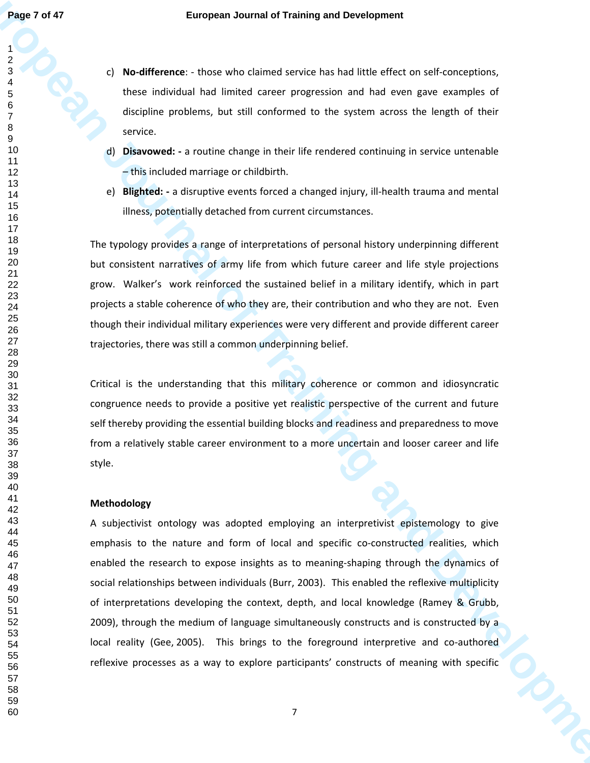c) **No-difference**: - those who claimed service has had little effect on self-conceptions, these individual had limited career progression and had even gave examples of discipline problems, but still conformed to the system across the length of their service.

d) **Disavowed: -** a routine change in their life rendered continuing in service untenable – this included marriage or childbirth.

e) **Blighted: -** a disruptive events forced a changed injury, ill-health trauma and mental illness, potentially detached from current circumstances.

The typology provides a range of interpretations of personal history underpinning different but consistent narratives of army life from which future career and life style projections grow. Walker's work reinforced the sustained belief in a military identify, which in part projects a stable coherence of who they are, their contribution and who they are not. Even though their individual military experiences were very different and provide different career trajectories, there was still a common underpinning belief.

Critical is the understanding that this military coherence or common and idiosyncratic congruence needs to provide a positive yet realistic perspective of the current and future self thereby providing the essential building blocks and readiness and preparedness to move from a relatively stable career environment to a more uncertain and looser career and life style.

**Methodology**

A subjectivist ontology was adopted employing an interpretivist epistemology to give emphasis to the nature and form of local and specific co-constructed realities, which enabled the research to expose insights as to meaning-shaping through the dynamics of social relationships between individuals (Burr, 2003). This enabled the reflexive multiplicity of interpretations developing the context, depth, and local knowledge (Ramey & Grubb, 2009), through the medium of language simultaneously constructs and is constructed by a local reality (Gee, 2005). This brings to the foreground interpretive and co-authored reflexive processes as a way to explore participants' constructs of meaning with specific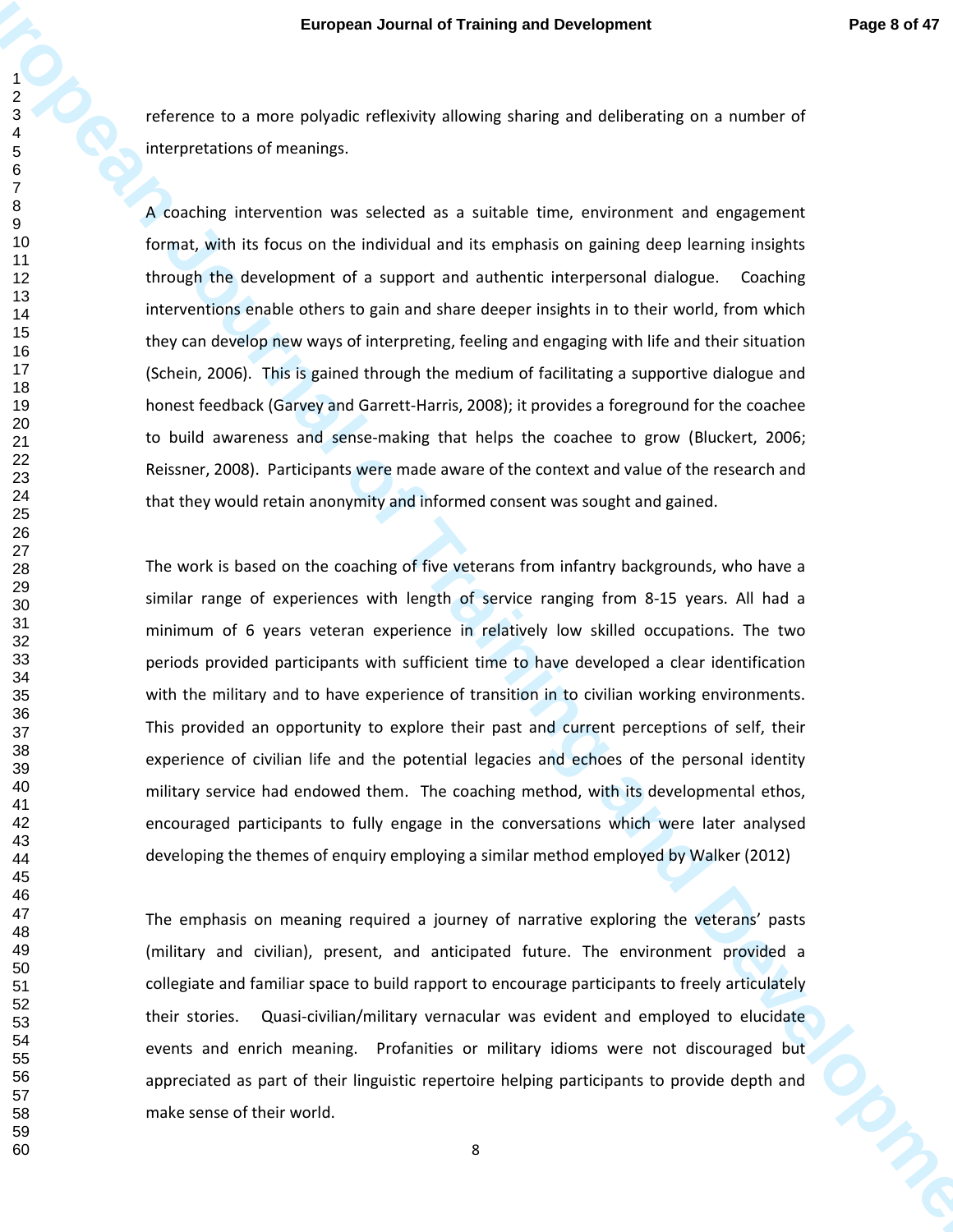reference to a more polyadic reflexivity allowing sharing and deliberating on a number of interpretations of meanings.

A coaching intervention was selected as a suitable time, environment and engagement format, with its focus on the individual and its emphasis on gaining deep learning insights through the development of a support and authentic interpersonal dialogue. Coaching interventions enable others to gain and share deeper insights in to their world, from which they can develop new ways of interpreting, feeling and engaging with life and their situation (Schein, 2006). This is gained through the medium of facilitating a supportive dialogue and honest feedback (Garvey and Garrett-Harris, 2008); it provides a foreground for the coachee to build awareness and sense-making that helps the coachee to grow (Bluckert, 2006; Reissner, 2008). Participants were made aware of the context and value of the research and that they would retain anonymity and informed consent was sought and gained.

The work is based on the coaching of five veterans from infantry backgrounds, who have a similar range of experiences with length of service ranging from 8-15 years. All had a minimum of 6 years veteran experience in relatively low skilled occupations. The two periods provided participants with sufficient time to have developed a clear identification with the military and to have experience of transition in to civilian working environments. This provided an opportunity to explore their past and current perceptions of self, their experience of civilian life and the potential legacies and echoes of the personal identity military service had endowed them. The coaching method, with its developmental ethos, encouraged participants to fully engage in the conversations which were later analysed developing the themes of enquiry employing a similar method employed by Walker (2012)

The emphasis on meaning required a journey of narrative exploring the veterans' pasts (military and civilian), present, and anticipated future. The environment provided a collegiate and familiar space to build rapport to encourage participants to freely articulately their stories. Quasi-civilian/military vernacular was evident and employed to elucidate events and enrich meaning. Profanities or military idioms were not discouraged but appreciated as part of their linguistic repertoire helping participants to provide depth and make sense of their world.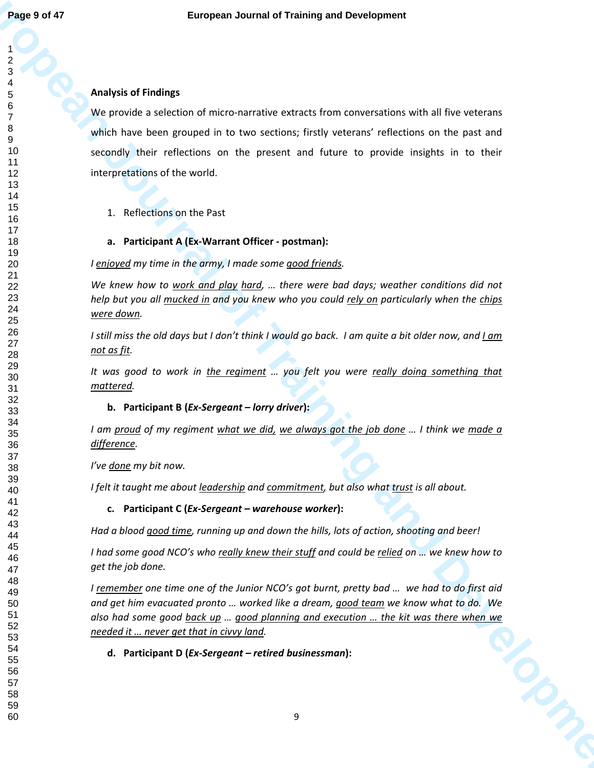## Analysis of Findings

We provide a selection of micro-narrative extracts from conversations with all five veterans which have been grouped in to two sections; firstly veterans' reflections on the past and secondly their reflections on the present and future to provide insights in to their interpretations of the world.

1. Reflections on the Past

**a. Participant A (Ex-Warrant Officer - postman):**

*I enjoyed my time in the army, I made some good friends.*

*We knew how to work and play hard, … there were bad days; weather conditions did not help but you all mucked in and you knew who you could rely on particularly when the chips were down.*

*I still miss the old days but I don't think I would go back. I am quite a bit older now, and I am not as fit.*

*It was good to work in the regiment … you felt you were really doing something that mattered.*

**b. Participant B (*Ex-Sergeant – lorry driver*):**

*I am proud of my regiment what we did, we always got the job done … I think we made a difference.*

*I've done my bit now.*

*I felt it taught me about leadership and commitment, but also what trust is all about.*

**c. Participant C (*Ex-Sergeant – warehouse worker*):**

*Had a blood good time, running up and down the hills, lots of action, shooting and beer!*

*I had some good NCO's who really knew their stuff and could be relied on … we knew how to get the job done.*

*I remember one time one of the Junior NCO's got burnt, pretty bad … we had to do first aid and get him evacuated pronto … worked like a dream, good team we know what to do. We also had some good back up … good planning and execution … the kit was there when we needed it … never get that in civvy land.*

**d. Participant D (*Ex-Sergeant – retired businessman*):**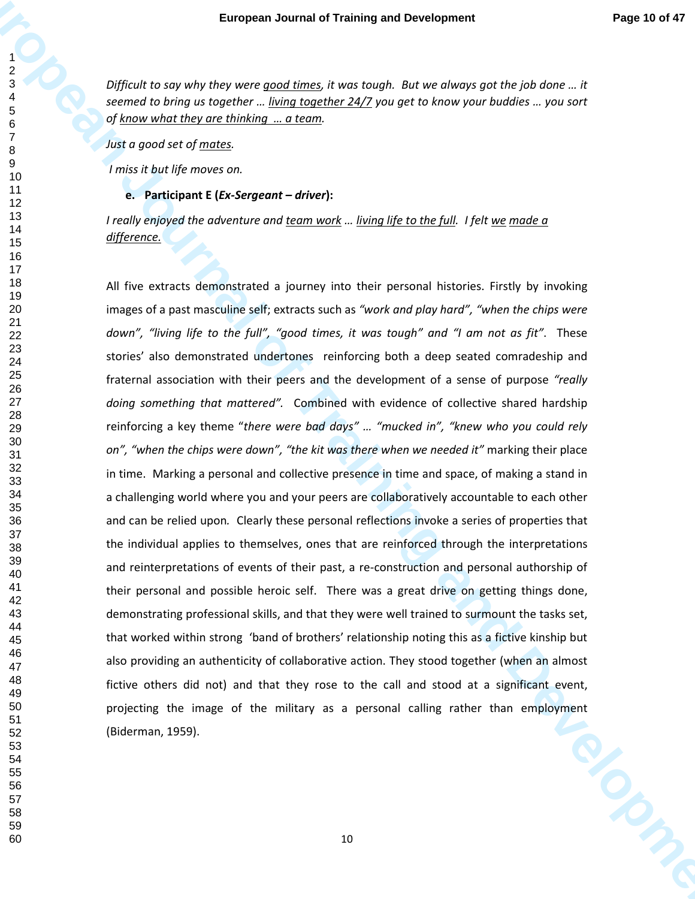*Difficult to say why they were <u>good times</u>, it was tough. But we always got the job done … it seemed to bring us together … <u>living together 24/7</u> you get to know your buddies … you sort of <u>know what they are thinking … a team</u>.*

*Just a good set of <u>mates</u>.*

*I miss it but life moves on.*

**e. Participant E (*Ex-Sergeant – driver*):**

*I really enjoyed the adventure and <u>team work</u> … <u>living life to the full</u>. I felt <u>we made a difference</u>.*

All five extracts demonstrated a journey into their personal histories. Firstly by invoking images of a past masculine self; extracts such as *"work and play hard", "when the chips were down", "living life to the full", "good times, it was tough"* and *"I am not as fit"*. These stories' also demonstrated undertones reinforcing both a deep seated comradeship and fraternal association with their peers and the development of a sense of purpose *"really doing something that mattered"*. Combined with evidence of collective shared hardship reinforcing a key theme "*there were bad days" … "mucked in", "knew who you could rely on", "when the chips were down", "the kit was there when we needed it"* marking their place in time. Marking a personal and collective presence in time and space, of making a stand in a challenging world where you and your peers are collaboratively accountable to each other and can be relied upon. Clearly these personal reflections invoke a series of properties that the individual applies to themselves, ones that are reinforced through the interpretations and reinterpretations of events of their past, a re-construction and personal authorship of their personal and possible heroic self. There was a great drive on getting things done, demonstrating professional skills, and that they were well trained to surmount the tasks set, that worked within strong 'band of brothers' relationship noting this as a fictive kinship but also providing an authenticity of collaborative action. They stood together (when an almost fictive others did not) and that they rose to the call and stood at a significant event, projecting the image of the military as a personal calling rather than employment (Biderman, 1959).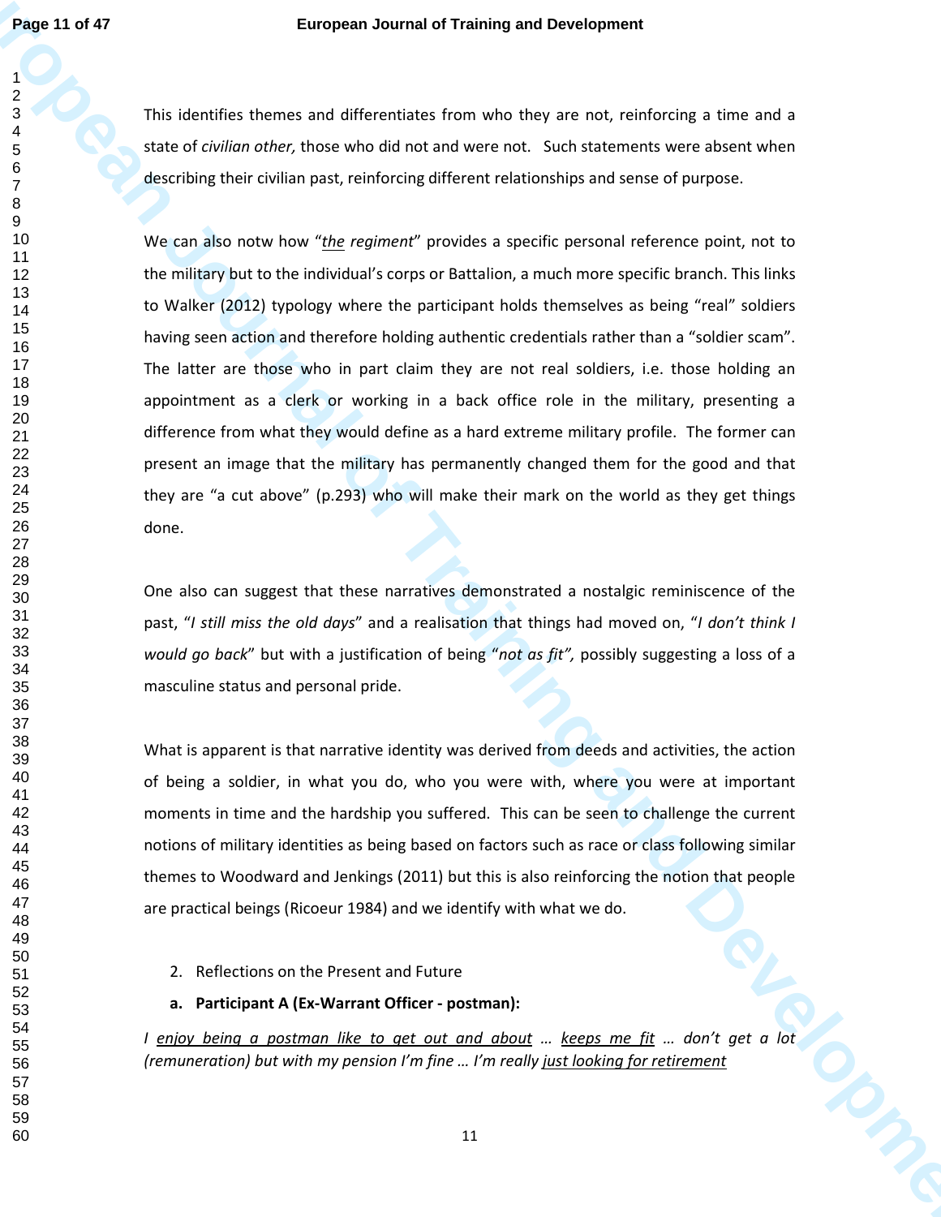This identifies themes and differentiates from who they are not, reinforcing a time and a state of *civilian other,* those who did not and were not. Such statements were absent when describing their civilian past, reinforcing different relationships and sense of purpose.

We can also notw how "*<u>the</u> regiment*" provides a specific personal reference point, not to the military but to the individual's corps or Battalion, a much more specific branch. This links to Walker (2012) typology where the participant holds themselves as being "real" soldiers having seen action and therefore holding authentic credentials rather than a "soldier scam". The latter are those who in part claim they are not real soldiers, i.e. those holding an appointment as a clerk or working in a back office role in the military, presenting a difference from what they would define as a hard extreme military profile. The former can present an image that the military has permanently changed them for the good and that they are "a cut above" (p.293) who will make their mark on the world as they get things done.

One also can suggest that these narratives demonstrated a nostalgic reminiscence of the past, "*I still miss the old days*" and a realisation that things had moved on, "*I don't think I would go back*" but with a justification of being "*not as fit*", possibly suggesting a loss of a masculine status and personal pride.

What is apparent is that narrative identity was derived from deeds and activities, the action of being a soldier, in what you do, who you were with, where you were at important moments in time and the hardship you suffered. This can be seen to challenge the current notions of military identities as being based on factors such as race or class following similar themes to Woodward and Jenkings (2011) but this is also reinforcing the notion that people are practical beings (Ricoeur 1984) and we identify with what we do.

2. Reflections on the Present and Future

**a. Participant A (Ex-Warrant Officer - postman):**

*I <u>enjoy being a postman like to get out and about</u> … <u>keeps me fit</u> … don't get a lot (remuneration) but with my pension I'm fine … I'm really <u>just looking for retirement</u>*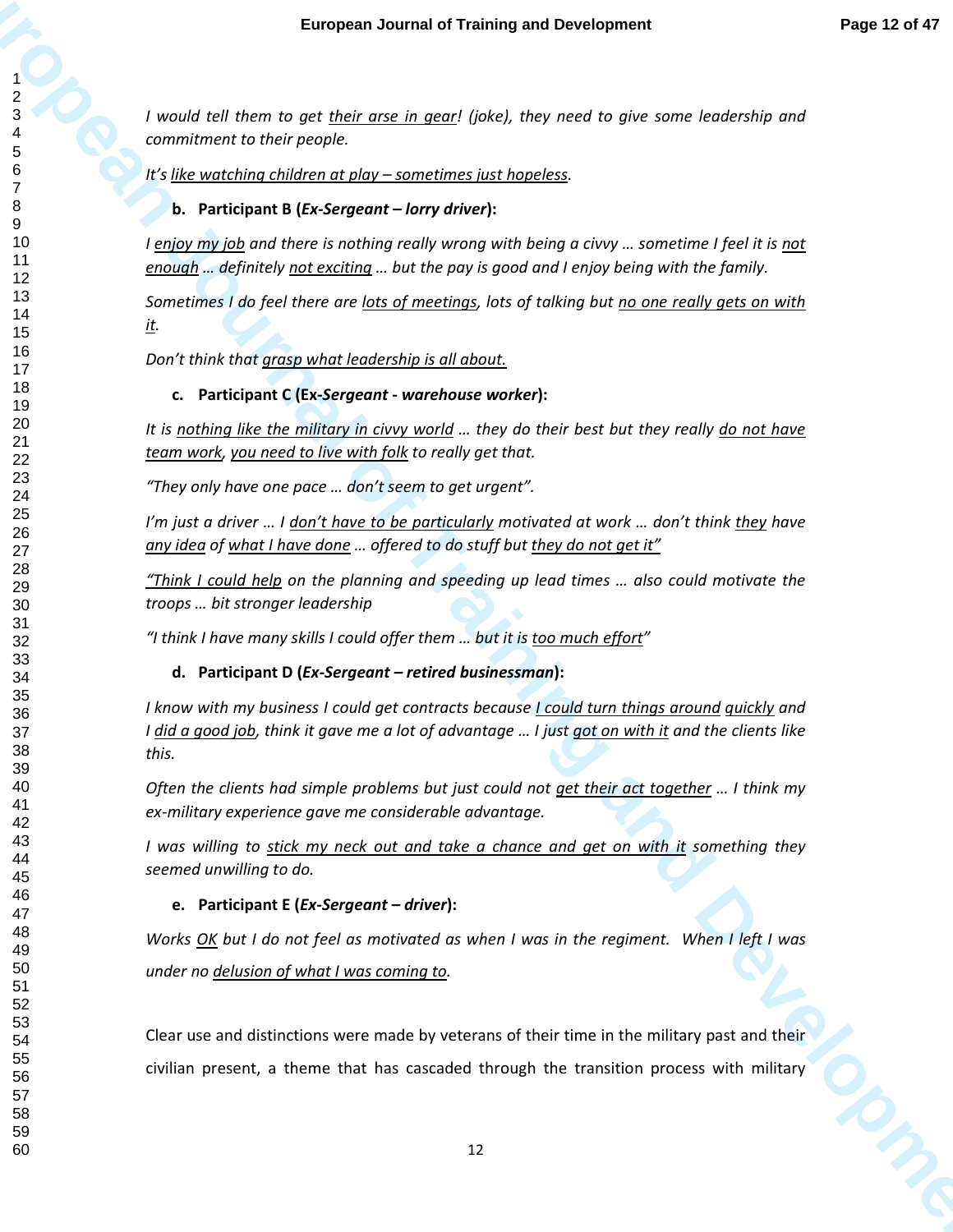*I would tell them to get <u>their arse in gear</u>! (joke), they need to give some leadership and commitment to their people.*

*It's <u>like watching children at play – sometimes just hopeless</u>.*

**b. Participant B (*Ex-Sergeant – lorry driver*):**

*I <u>enjoy my job</u> and there is nothing really wrong with being a civvy … sometime I feel it is <u>not enough</u> … definitely <u>not exciting</u> … but the pay is good and I enjoy being with the family.*

*Sometimes I do feel there are <u>lots of meetings</u>, lots of talking but <u>no one really gets on with it</u>.*

*Don't think that <u>grasp what leadership is all about.</u>*

**c. Participant C (Ex-*Sergeant - warehouse worker*):**

*It is <u>nothing like the military in civvy world</u> … they do their best but they really <u>do not have team work</u>, <u>you need to live with folk</u> to really get that.*

*"They only have one pace … don't seem to get urgent".*

*I'm just a driver … I <u>don't have to be particularly</u> motivated at work … don't think <u>they</u> have <u>any idea</u> of <u>what I have done</u> … offered to do stuff but <u>they do not get it"</u>*

*<u>"Think I could help</u> on the planning and speeding up lead times … also could motivate the troops … bit stronger leadership*

*"I think I have many skills I could offer them … but it is <u>too much effort</u>"*

**d. Participant D (*Ex-Sergeant – retired businessman*):**

*I know with my business I could get contracts because <u>I could turn things around</u> <u>quickly</u> and I <u>did a good job</u>, think it gave me a lot of advantage … I just <u>got on with it</u> and the clients like this.*

*Often the clients had simple problems but just could not <u>get their act together</u> … I think my ex-military experience gave me considerable advantage.*

*I was willing to <u>stick my neck out and take a chance and get on with it</u> something they seemed unwilling to do.*

**e. Participant E (*Ex-Sergeant – driver*):**

*Works <u>OK</u> but I do not feel as motivated as when I was in the regiment. When I left I was under no <u>delusion of what I was coming to</u>.*

Clear use and distinctions were made by veterans of their time in the military past and their civilian present, a theme that has cascaded through the transition process with military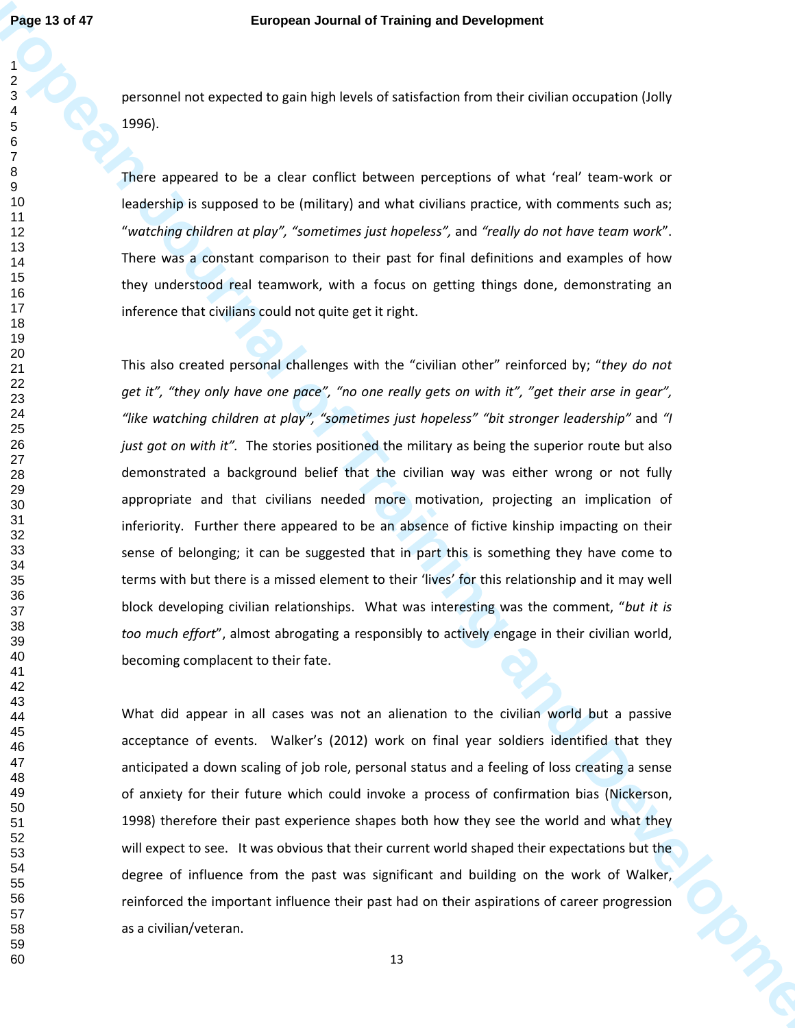personnel not expected to gain high levels of satisfaction from their civilian occupation (Jolly 1996).

There appeared to be a clear conflict between perceptions of what 'real' team-work or leadership is supposed to be (military) and what civilians practice, with comments such as; "*watching children at play", "sometimes just hopeless",* and *"really do not have team work*". There was a constant comparison to their past for final definitions and examples of how they understood real teamwork, with a focus on getting things done, demonstrating an inference that civilians could not quite get it right.

This also created personal challenges with the "civilian other" reinforced by; "*they do not get it", "they only have one pace", "no one really gets on with it", "get their arse in gear", "like watching children at play", "sometimes just hopeless" "bit stronger leadership"* and *"I just got on with it".* The stories positioned the military as being the superior route but also demonstrated a background belief that the civilian way was either wrong or not fully appropriate and that civilians needed more motivation, projecting an implication of inferiority. Further there appeared to be an absence of fictive kinship impacting on their sense of belonging; it can be suggested that in part this is something they have come to terms with but there is a missed element to their 'lives' for this relationship and it may well block developing civilian relationships. What was interesting was the comment, "*but it is too much effort*", almost abrogating a responsibly to actively engage in their civilian world, becoming complacent to their fate.

What did appear in all cases was not an alienation to the civilian world but a passive acceptance of events. Walker's (2012) work on final year soldiers identified that they anticipated a down scaling of job role, personal status and a feeling of loss creating a sense of anxiety for their future which could invoke a process of confirmation bias (Nickerson, 1998) therefore their past experience shapes both how they see the world and what they will expect to see. It was obvious that their current world shaped their expectations but the degree of influence from the past was significant and building on the work of Walker, reinforced the important influence their past had on their aspirations of career progression as a civilian/veteran.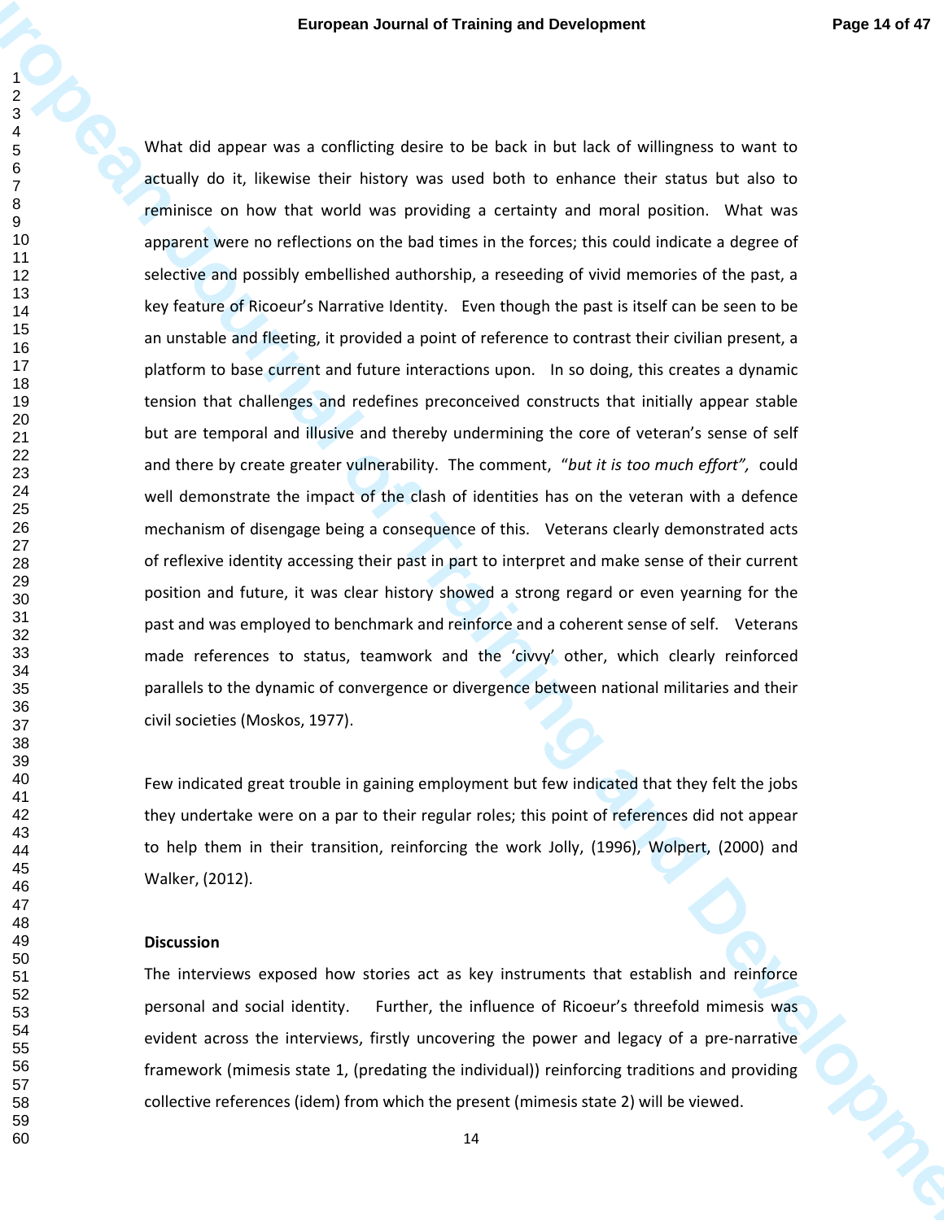What did appear was a conflicting desire to be back in but lack of willingness to want to actually do it, likewise their history was used both to enhance their status but also to reminisce on how that world was providing a certainty and moral position. What was apparent were no reflections on the bad times in the forces; this could indicate a degree of selective and possibly embellished authorship, a reseeding of vivid memories of the past, a key feature of Ricoeur's Narrative Identity. Even though the past is itself can be seen to be an unstable and fleeting, it provided a point of reference to contrast their civilian present, a platform to base current and future interactions upon. In so doing, this creates a dynamic tension that challenges and redefines preconceived constructs that initially appear stable but are temporal and illusive and thereby undermining the core of veteran's sense of self and there by create greater vulnerability. The comment, *"but it is too much effort",* could well demonstrate the impact of the clash of identities has on the veteran with a defence mechanism of disengage being a consequence of this. Veterans clearly demonstrated acts of reflexive identity accessing their past in part to interpret and make sense of their current position and future, it was clear history showed a strong regard or even yearning for the past and was employed to benchmark and reinforce and a coherent sense of self. Veterans made references to status, teamwork and the 'civvy' other, which clearly reinforced parallels to the dynamic of convergence or divergence between national militaries and their civil societies (Moskos, 1977).

Few indicated great trouble in gaining employment but few indicated that they felt the jobs they undertake were on a par to their regular roles; this point of references did not appear to help them in their transition, reinforcing the work Jolly, (1996), Wolpert, (2000) and Walker, (2012).

**Discussion**

The interviews exposed how stories act as key instruments that establish and reinforce personal and social identity. Further, the influence of Ricoeur's threefold mimesis was evident across the interviews, firstly uncovering the power and legacy of a pre-narrative framework (mimesis state 1, (predating the individual)) reinforcing traditions and providing collective references (idem) from which the present (mimesis state 2) will be viewed.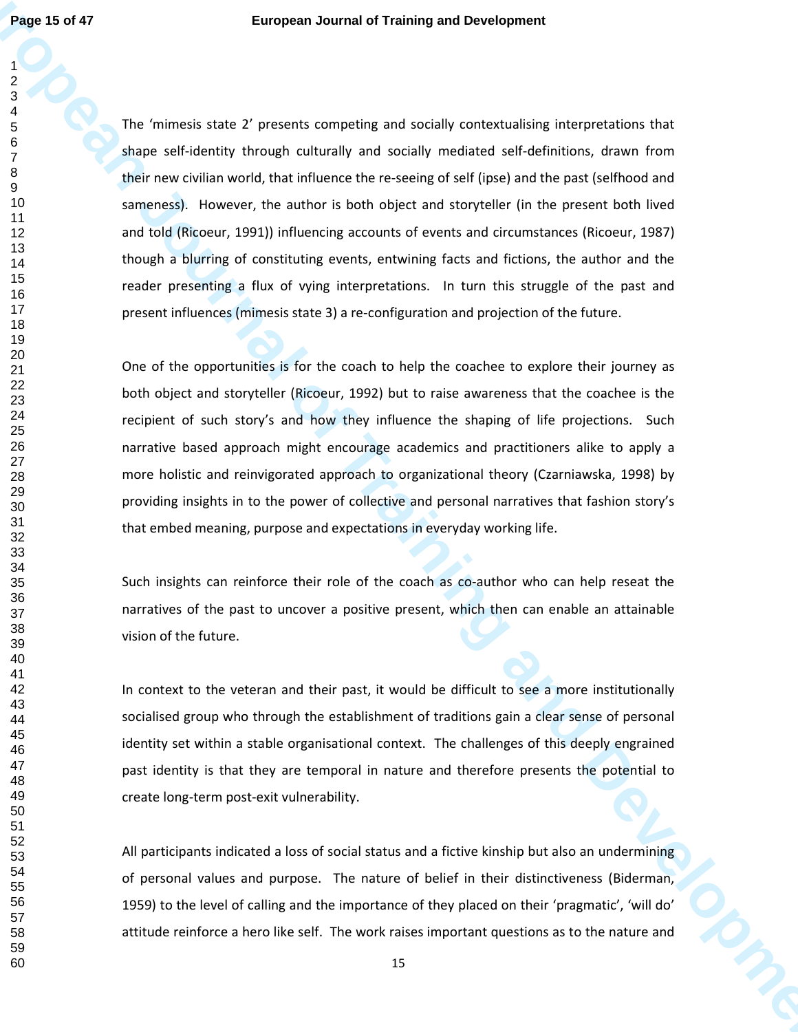The 'mimesis state 2' presents competing and socially contextualising interpretations that shape self-identity through culturally and socially mediated self-definitions, drawn from their new civilian world, that influence the re-seeing of self (ipse) and the past (selfhood and sameness). However, the author is both object and storyteller (in the present both lived and told (Ricoeur, 1991)) influencing accounts of events and circumstances (Ricoeur, 1987) though a blurring of constituting events, entwining facts and fictions, the author and the reader presenting a flux of vying interpretations. In turn this struggle of the past and present influences (mimesis state 3) a re-configuration and projection of the future.

One of the opportunities is for the coach to help the coachee to explore their journey as both object and storyteller (Ricoeur, 1992) but to raise awareness that the coachee is the recipient of such story's and how they influence the shaping of life projections. Such narrative based approach might encourage academics and practitioners alike to apply a more holistic and reinvigorated approach to organizational theory (Czarniawska, 1998) by providing insights in to the power of collective and personal narratives that fashion story's that embed meaning, purpose and expectations in everyday working life.

Such insights can reinforce their role of the coach as co-author who can help reseat the narratives of the past to uncover a positive present, which then can enable an attainable vision of the future.

In context to the veteran and their past, it would be difficult to see a more institutionally socialised group who through the establishment of traditions gain a clear sense of personal identity set within a stable organisational context. The challenges of this deeply engrained past identity is that they are temporal in nature and therefore presents the potential to create long-term post-exit vulnerability.

All participants indicated a loss of social status and a fictive kinship but also an undermining of personal values and purpose. The nature of belief in their distinctiveness (Biderman, 1959) to the level of calling and the importance of they placed on their 'pragmatic', 'will do' attitude reinforce a hero like self. The work raises important questions as to the nature and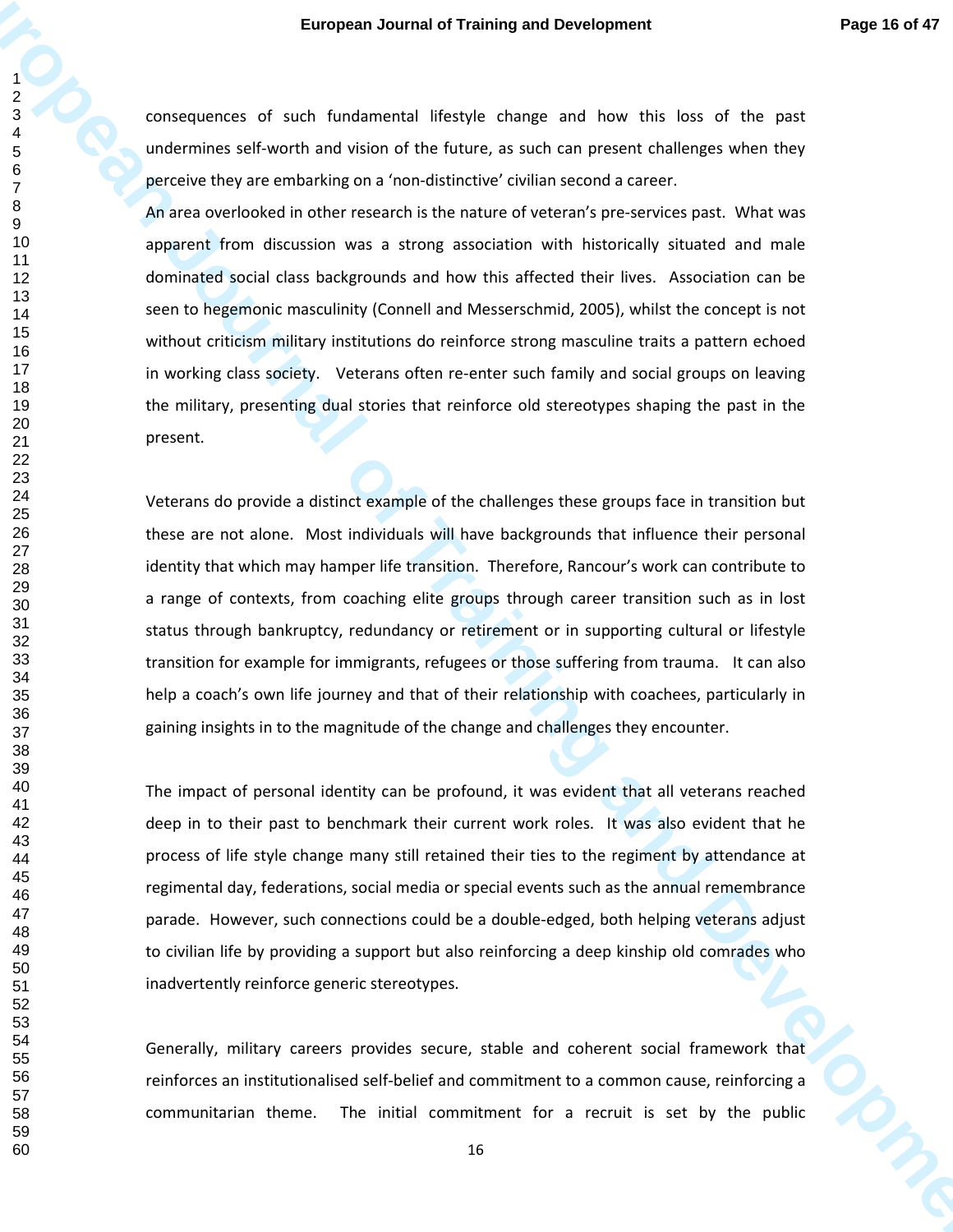consequences of such fundamental lifestyle change and how this loss of the past undermines self-worth and vision of the future, as such can present challenges when they perceive they are embarking on a 'non-distinctive' civilian second a career.

An area overlooked in other research is the nature of veteran's pre-services past. What was apparent from discussion was a strong association with historically situated and male dominated social class backgrounds and how this affected their lives. Association can be seen to hegemonic masculinity (Connell and Messerschmid, 2005), whilst the concept is not without criticism military institutions do reinforce strong masculine traits a pattern echoed in working class society. Veterans often re-enter such family and social groups on leaving the military, presenting dual stories that reinforce old stereotypes shaping the past in the present.

Veterans do provide a distinct example of the challenges these groups face in transition but these are not alone. Most individuals will have backgrounds that influence their personal identity that which may hamper life transition. Therefore, Rancour's work can contribute to a range of contexts, from coaching elite groups through career transition such as in lost status through bankruptcy, redundancy or retirement or in supporting cultural or lifestyle transition for example for immigrants, refugees or those suffering from trauma. It can also help a coach's own life journey and that of their relationship with coachees, particularly in gaining insights in to the magnitude of the change and challenges they encounter.

The impact of personal identity can be profound, it was evident that all veterans reached deep in to their past to benchmark their current work roles. It was also evident that he process of life style change many still retained their ties to the regiment by attendance at regimental day, federations, social media or special events such as the annual remembrance parade. However, such connections could be a double-edged, both helping veterans adjust to civilian life by providing a support but also reinforcing a deep kinship old comrades who inadvertently reinforce generic stereotypes.

Generally, military careers provides secure, stable and coherent social framework that reinforces an institutionalised self-belief and commitment to a common cause, reinforcing a communitarian theme. The initial commitment for a recruit is set by the public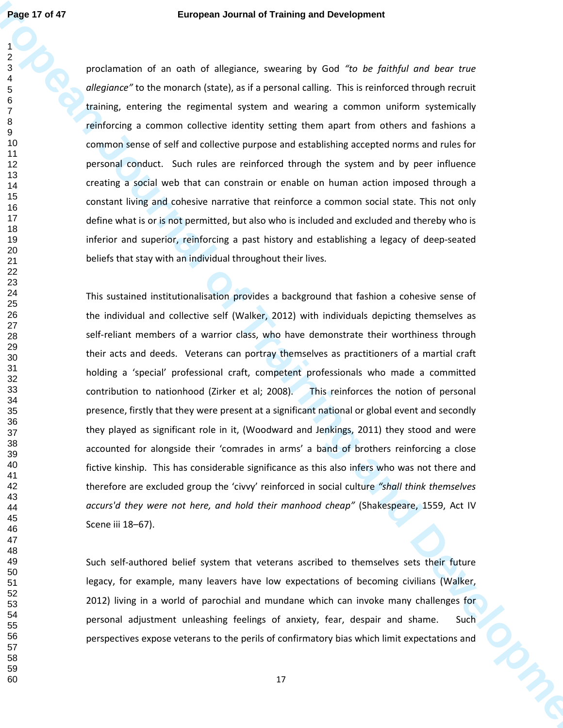proclamation of an oath of allegiance, swearing by God *"to be faithful and bear true allegiance"* to the monarch (state), as if a personal calling. This is reinforced through recruit training, entering the regimental system and wearing a common uniform systemically reinforcing a common collective identity setting them apart from others and fashions a common sense of self and collective purpose and establishing accepted norms and rules for personal conduct. Such rules are reinforced through the system and by peer influence creating a social web that can constrain or enable on human action imposed through a constant living and cohesive narrative that reinforce a common social state. This not only define what is or is not permitted, but also who is included and excluded and thereby who is inferior and superior, reinforcing a past history and establishing a legacy of deep-seated beliefs that stay with an individual throughout their lives.

This sustained institutionalisation provides a background that fashion a cohesive sense of the individual and collective self (Walker, 2012) with individuals depicting themselves as self-reliant members of a warrior class, who have demonstrate their worthiness through their acts and deeds. Veterans can portray themselves as practitioners of a martial craft holding a 'special' professional craft, competent professionals who made a committed contribution to nationhood (Zirker et al; 2008). This reinforces the notion of personal presence, firstly that they were present at a significant national or global event and secondly they played as significant role in it, (Woodward and Jenkings, 2011) they stood and were accounted for alongside their 'comrades in arms' a band of brothers reinforcing a close fictive kinship. This has considerable significance as this also infers who was not there and therefore are excluded group the 'civvy' reinforced in social culture *"shall think themselves accurs'd they were not here, and hold their manhood cheap"* (Shakespeare, 1559, Act IV Scene iii 18–67).

Such self-authored belief system that veterans ascribed to themselves sets their future legacy, for example, many leavers have low expectations of becoming civilians (Walker, 2012) living in a world of parochial and mundane which can invoke many challenges for personal adjustment unleashing feelings of anxiety, fear, despair and shame. Such perspectives expose veterans to the perils of confirmatory bias which limit expectations and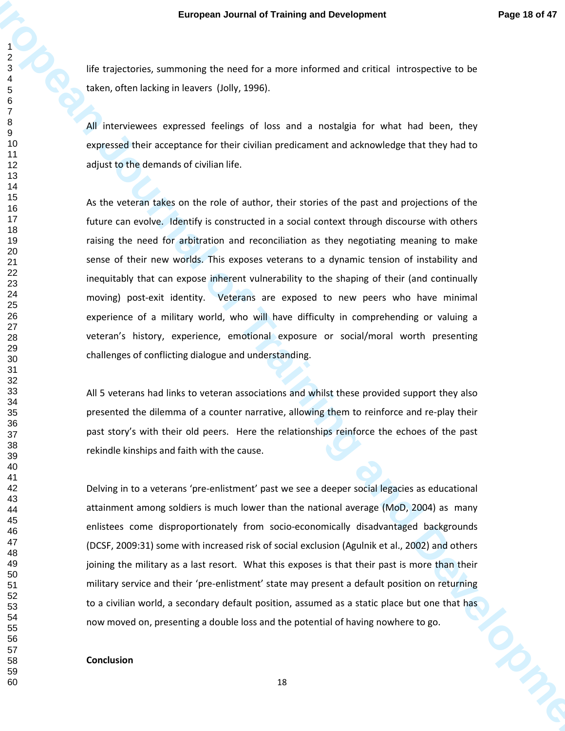life trajectories, summoning the need for a more informed and critical introspective to be taken, often lacking in leavers (Jolly, 1996).

All interviewees expressed feelings of loss and a nostalgia for what had been, they expressed their acceptance for their civilian predicament and acknowledge that they had to adjust to the demands of civilian life.

As the veteran takes on the role of author, their stories of the past and projections of the future can evolve. Identify is constructed in a social context through discourse with others raising the need for arbitration and reconciliation as they negotiating meaning to make sense of their new worlds. This exposes veterans to a dynamic tension of instability and inequitably that can expose inherent vulnerability to the shaping of their (and continually moving) post-exit identity. Veterans are exposed to new peers who have minimal experience of a military world, who will have difficulty in comprehending or valuing a veteran's history, experience, emotional exposure or social/moral worth presenting challenges of conflicting dialogue and understanding.

All 5 veterans had links to veteran associations and whilst these provided support they also presented the dilemma of a counter narrative, allowing them to reinforce and re-play their past story's with their old peers. Here the relationships reinforce the echoes of the past rekindle kinships and faith with the cause.

Delving in to a veterans 'pre-enlistment' past we see a deeper social legacies as educational attainment among soldiers is much lower than the national average (MoD, 2004) as many enlistees come disproportionately from socio-economically disadvantaged backgrounds (DCSF, 2009:31) some with increased risk of social exclusion (Agulnik et al., 2002) and others joining the military as a last resort. What this exposes is that their past is more than their military service and their 'pre-enlistment' state may present a default position on returning to a civilian world, a secondary default position, assumed as a static place but one that has now moved on, presenting a double loss and the potential of having nowhere to go.

**Conclusion**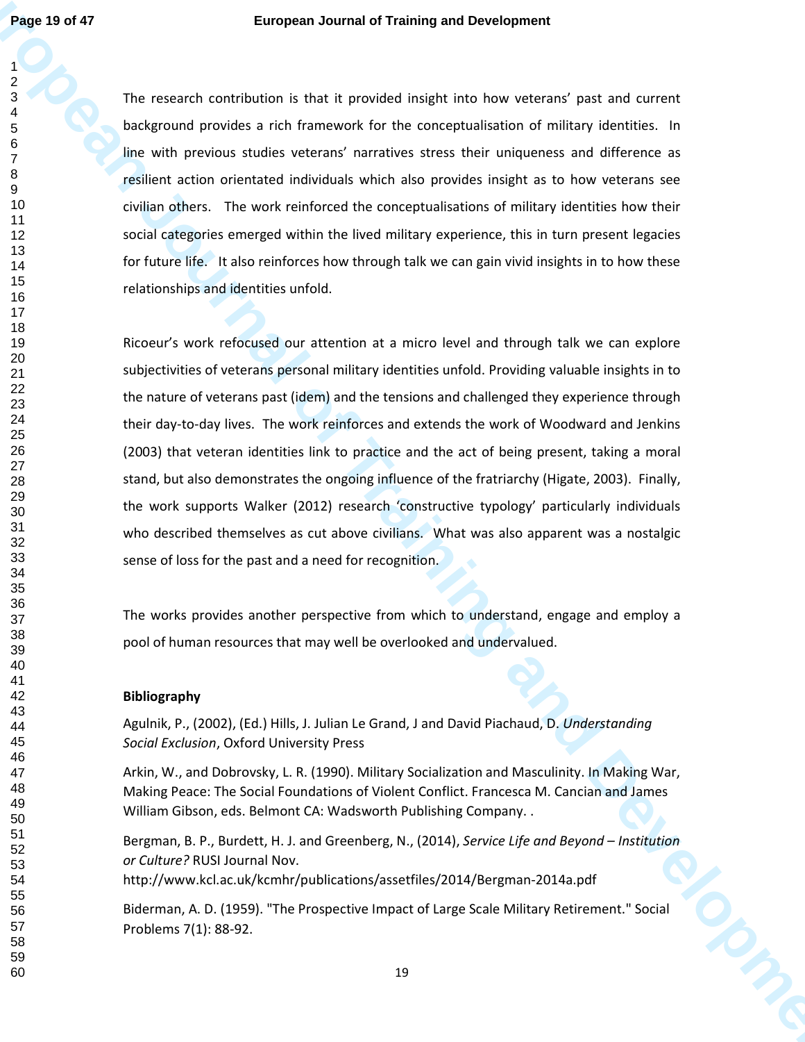The research contribution is that it provided insight into how veterans' past and current background provides a rich framework for the conceptualisation of military identities. In line with previous studies veterans' narratives stress their uniqueness and difference as resilient action orientated individuals which also provides insight as to how veterans see civilian others. The work reinforced the conceptualisations of military identities how their social categories emerged within the lived military experience, this in turn present legacies for future life. It also reinforces how through talk we can gain vivid insights in to how these relationships and identities unfold.

Ricoeur's work refocused our attention at a micro level and through talk we can explore subjectivities of veterans personal military identities unfold. Providing valuable insights in to the nature of veterans past (idem) and the tensions and challenged they experience through their day-to-day lives. The work reinforces and extends the work of Woodward and Jenkins (2003) that veteran identities link to practice and the act of being present, taking a moral stand, but also demonstrates the ongoing influence of the fratriarchy (Higate, 2003). Finally, the work supports Walker (2012) research 'constructive typology' particularly individuals who described themselves as cut above civilians. What was also apparent was a nostalgic sense of loss for the past and a need for recognition.

The works provides another perspective from which to understand, engage and employ a pool of human resources that may well be overlooked and undervalued.

**Bibliography**

Agulnik, P., (2002), (Ed.) Hills, J. Julian Le Grand, J and David Piachaud, D. *Understanding Social Exclusion*, Oxford University Press

Arkin, W., and Dobrovsky, L. R. (1990). Military Socialization and Masculinity. In Making War, Making Peace: The Social Foundations of Violent Conflict. Francesca M. Cancian and James William Gibson, eds. Belmont CA: Wadsworth Publishing Company. .

Bergman, B. P., Burdett, H. J. and Greenberg, N., (2014), *Service Life and Beyond – Institution or Culture?* RUSI Journal Nov. http://www.kcl.ac.uk/kcmhr/publications/assetfiles/2014/Bergman-2014a.pdf

Biderman, A. D. (1959). "The Prospective Impact of Large Scale Military Retirement." Social Problems 7(1): 88-92.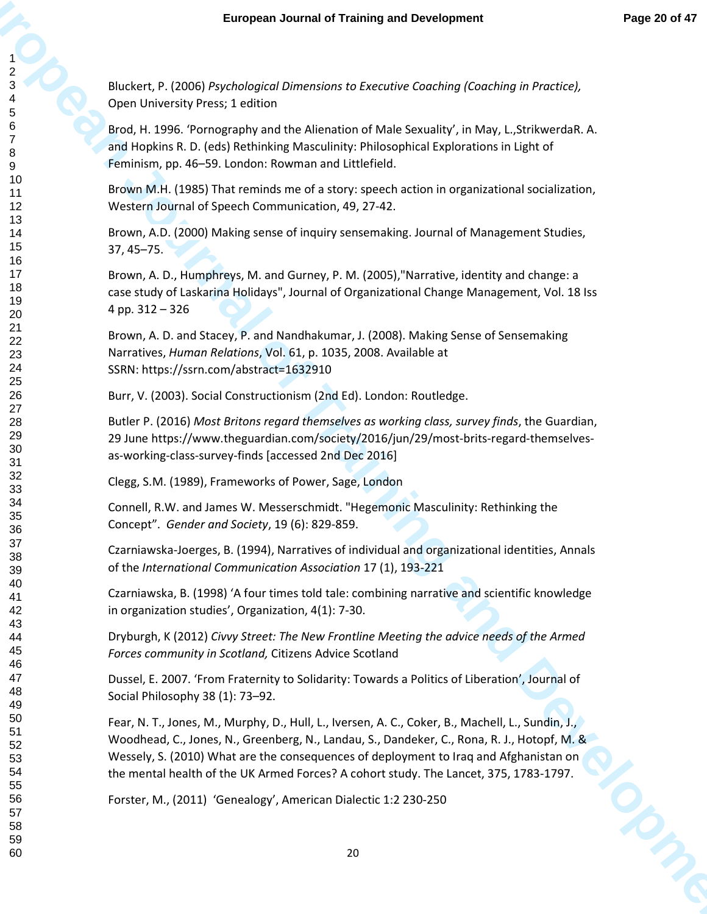Bluckert, P. (2006) *Psychological Dimensions to Executive Coaching (Coaching in Practice),* Open University Press; 1 edition

Brod, H. 1996. 'Pornography and the Alienation of Male Sexuality', in May, L.,StrikwerdaR. A. and Hopkins R. D. (eds) Rethinking Masculinity: Philosophical Explorations in Light of Feminism, pp. 46–59. London: Rowman and Littlefield.

Brown M.H. (1985) That reminds me of a story: speech action in organizational socialization, Western Journal of Speech Communication, 49, 27-42.

Brown, A.D. (2000) Making sense of inquiry sensemaking. Journal of Management Studies, 37, 45–75.

Brown, A. D., Humphreys, M. and Gurney, P. M. (2005),"Narrative, identity and change: a case study of Laskarina Holidays", Journal of Organizational Change Management, Vol. 18 Iss 4 pp. 312 – 326

Brown, A. D. and Stacey, P. and Nandhakumar, J. (2008). Making Sense of Sensemaking Narratives, *Human Relations*, Vol. 61, p. 1035, 2008. Available at SSRN: https://ssrn.com/abstract=1632910

Burr, V. (2003). Social Constructionism (2nd Ed). London: Routledge.

Butler P. (2016) *Most Britons regard themselves as working class, survey finds*, the Guardian, 29 June https://www.theguardian.com/society/2016/jun/29/most-brits-regard-themselves-as-working-class-survey-finds [accessed 2nd Dec 2016]

Clegg, S.M. (1989), Frameworks of Power, Sage, London

Connell, R.W. and James W. Messerschmidt. "Hegemonic Masculinity: Rethinking the Concept". *Gender and Society*, 19 (6): 829-859.

Czarniawska-Joerges, B. (1994), Narratives of individual and organizational identities, Annals of the *International Communication Association* 17 (1), 193-221

Czarniawska, B. (1998) 'A four times told tale: combining narrative and scientific knowledge in organization studies', Organization, 4(1): 7-30.

Dryburgh, K (2012) *Civvy Street: The New Frontline Meeting the advice needs of the Armed Forces community in Scotland,* Citizens Advice Scotland

Dussel, E. 2007. 'From Fraternity to Solidarity: Towards a Politics of Liberation', Journal of Social Philosophy 38 (1): 73–92.

Fear, N. T., Jones, M., Murphy, D., Hull, L., Iversen, A. C., Coker, B., Machell, L., Sundin, J., Woodhead, C., Jones, N., Greenberg, N., Landau, S., Dandeker, C., Rona, R. J., Hotopf, M. & Wessely, S. (2010) What are the consequences of deployment to Iraq and Afghanistan on the mental health of the UK Armed Forces? A cohort study. The Lancet, 375, 1783-1797.

Forster, M., (2011) 'Genealogy', American Dialectic 1:2 230-250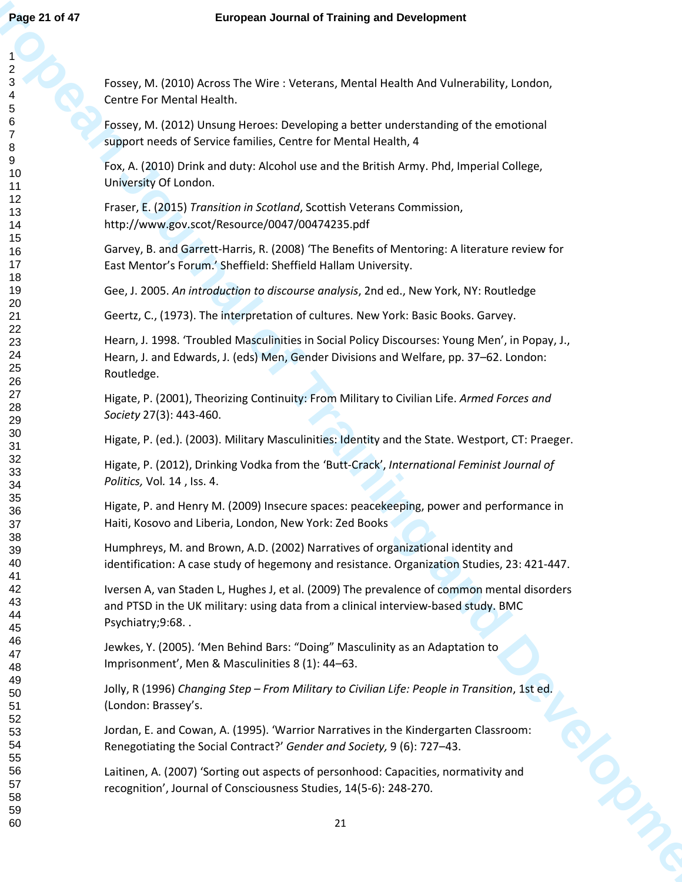Fossey, M. (2010) Across The Wire : Veterans, Mental Health And Vulnerability, London, Centre For Mental Health.

Fossey, M. (2012) Unsung Heroes: Developing a better understanding of the emotional support needs of Service families, Centre for Mental Health, 4

Fox, A. (2010) Drink and duty: Alcohol use and the British Army. Phd, Imperial College, University Of London.

Fraser, E. (2015) *Transition in Scotland*, Scottish Veterans Commission, http://www.gov.scot/Resource/0047/00474235.pdf

Garvey, B. and Garrett-Harris, R. (2008) 'The Benefits of Mentoring: A literature review for East Mentor's Forum.' Sheffield: Sheffield Hallam University.

Gee, J. 2005. *An introduction to discourse analysis*, 2nd ed., New York, NY: Routledge

Geertz, C., (1973). The interpretation of cultures. New York: Basic Books. Garvey.

Hearn, J. 1998. 'Troubled Masculinities in Social Policy Discourses: Young Men', in Popay, J., Hearn, J. and Edwards, J. (eds) Men, Gender Divisions and Welfare, pp. 37–62. London: Routledge.

Higate, P. (2001), Theorizing Continuity: From Military to Civilian Life. *Armed Forces and Society* 27(3): 443-460.

Higate, P. (ed.). (2003). Military Masculinities: Identity and the State. Westport, CT: Praeger.

Higate, P. (2012), Drinking Vodka from the 'Butt-Crack', *International Feminist Journal of Politics,* Vol. 14 , Iss. 4.

Higate, P. and Henry M. (2009) Insecure spaces: peacekeeping, power and performance in Haiti, Kosovo and Liberia, London, New York: Zed Books

Humphreys, M. and Brown, A.D. (2002) Narratives of organizational identity and identification: A case study of hegemony and resistance. Organization Studies, 23: 421-447.

Iversen A, van Staden L, Hughes J, et al. (2009) The prevalence of common mental disorders and PTSD in the UK military: using data from a clinical interview-based study. BMC Psychiatry;9:68. .

Jewkes, Y. (2005). 'Men Behind Bars: "Doing" Masculinity as an Adaptation to Imprisonment', Men & Masculinities 8 (1): 44–63.

Jolly, R (1996) *Changing Step – From Military to Civilian Life: People in Transition*, 1st ed. (London: Brassey's.

Jordan, E. and Cowan, A. (1995). 'Warrior Narratives in the Kindergarten Classroom: Renegotiating the Social Contract?' *Gender and Society,* 9 (6): 727–43.

Laitinen, A. (2007) 'Sorting out aspects of personhood: Capacities, normativity and recognition', Journal of Consciousness Studies, 14(5-6): 248-270.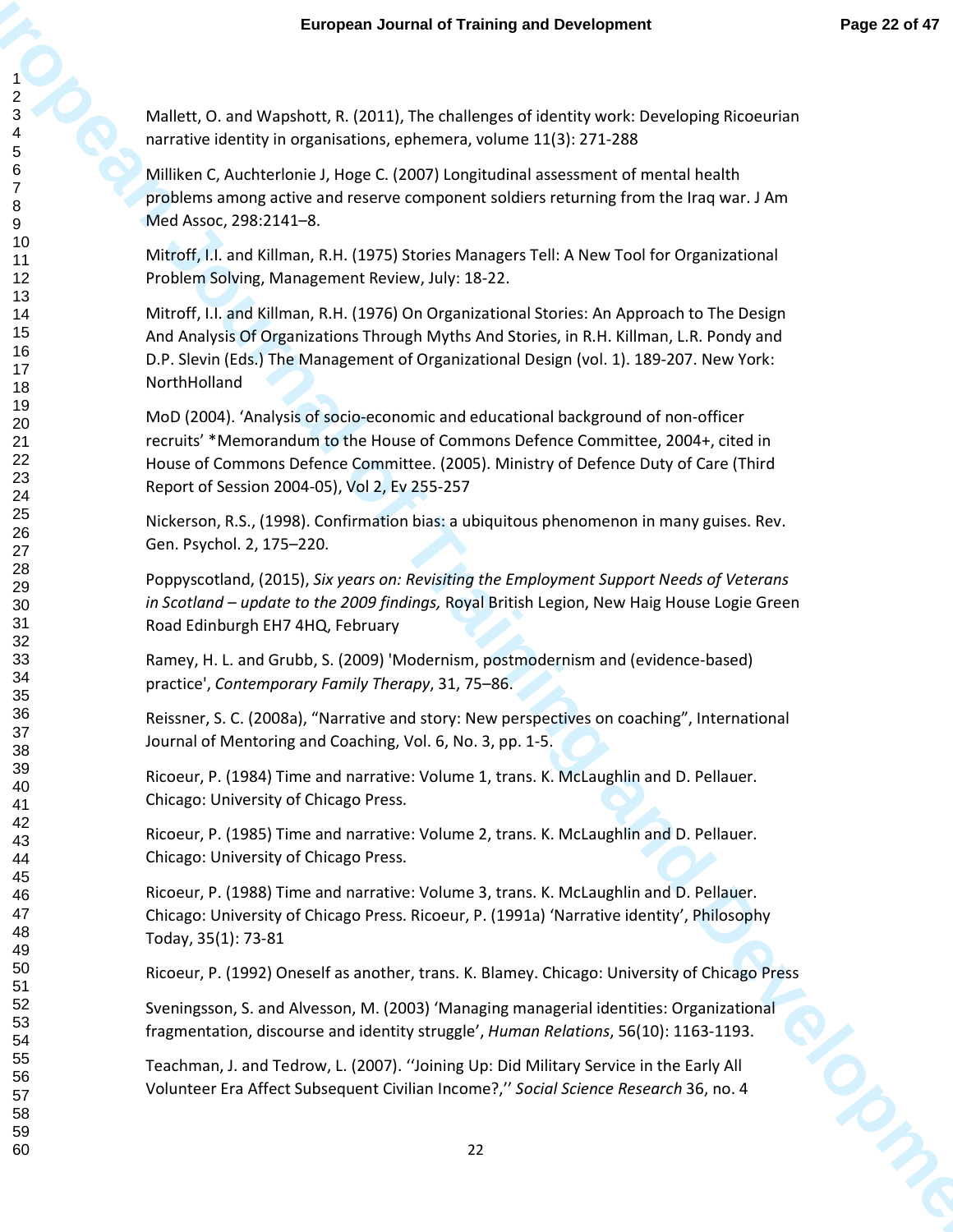Mallett, O. and Wapshott, R. (2011), The challenges of identity work: Developing Ricoeurian narrative identity in organisations, ephemera, volume 11(3): 271-288

Milliken C, Auchterlonie J, Hoge C. (2007) Longitudinal assessment of mental health problems among active and reserve component soldiers returning from the Iraq war. J Am Med Assoc, 298:2141–8.

Mitroff, I.I. and Killman, R.H. (1975) Stories Managers Tell: A New Tool for Organizational Problem Solving, Management Review, July: 18-22.

Mitroff, I.I. and Killman, R.H. (1976) On Organizational Stories: An Approach to The Design And Analysis Of Organizations Through Myths And Stories, in R.H. Killman, L.R. Pondy and D.P. Slevin (Eds.) The Management of Organizational Design (vol. 1). 189-207. New York: NorthHolland

MoD (2004). 'Analysis of socio-economic and educational background of non-officer recruits' *Memorandum to the House of Commons Defence Committee, 2004+, cited in House of Commons Defence Committee. (2005). Ministry of Defence Duty of Care (Third Report of Session 2004-05), Vol 2, Ev 255-257

Nickerson, R.S., (1998). Confirmation bias: a ubiquitous phenomenon in many guises. Rev. Gen. Psychol. 2, 175–220.

Poppyscotland, (2015), *Six years on: Revisiting the Employment Support Needs of Veterans in Scotland – update to the 2009 findings,* Royal British Legion, New Haig House Logie Green Road Edinburgh EH7 4HQ, February

Ramey, H. L. and Grubb, S. (2009) 'Modernism, postmodernism and (evidence-based) practice', *Contemporary Family Therapy*, 31, 75–86.

Reissner, S. C. (2008a), "Narrative and story: New perspectives on coaching", International Journal of Mentoring and Coaching, Vol. 6, No. 3, pp. 1-5.

Ricoeur, P. (1984) Time and narrative: Volume 1, trans. K. McLaughlin and D. Pellauer. Chicago: University of Chicago Press.

Ricoeur, P. (1985) Time and narrative: Volume 2, trans. K. McLaughlin and D. Pellauer. Chicago: University of Chicago Press.

Ricoeur, P. (1988) Time and narrative: Volume 3, trans. K. McLaughlin and D. Pellauer. Chicago: University of Chicago Press. Ricoeur, P. (1991a) 'Narrative identity', Philosophy Today, 35(1): 73-81

Ricoeur, P. (1992) Oneself as another, trans. K. Blamey. Chicago: University of Chicago Press

Sveningsson, S. and Alvesson, M. (2003) 'Managing managerial identities: Organizational fragmentation, discourse and identity struggle', *Human Relations*, 56(10): 1163-1193.

Teachman, J. and Tedrow, L. (2007). ''Joining Up: Did Military Service in the Early All Volunteer Era Affect Subsequent Civilian Income?,'' *Social Science Research* 36, no. 4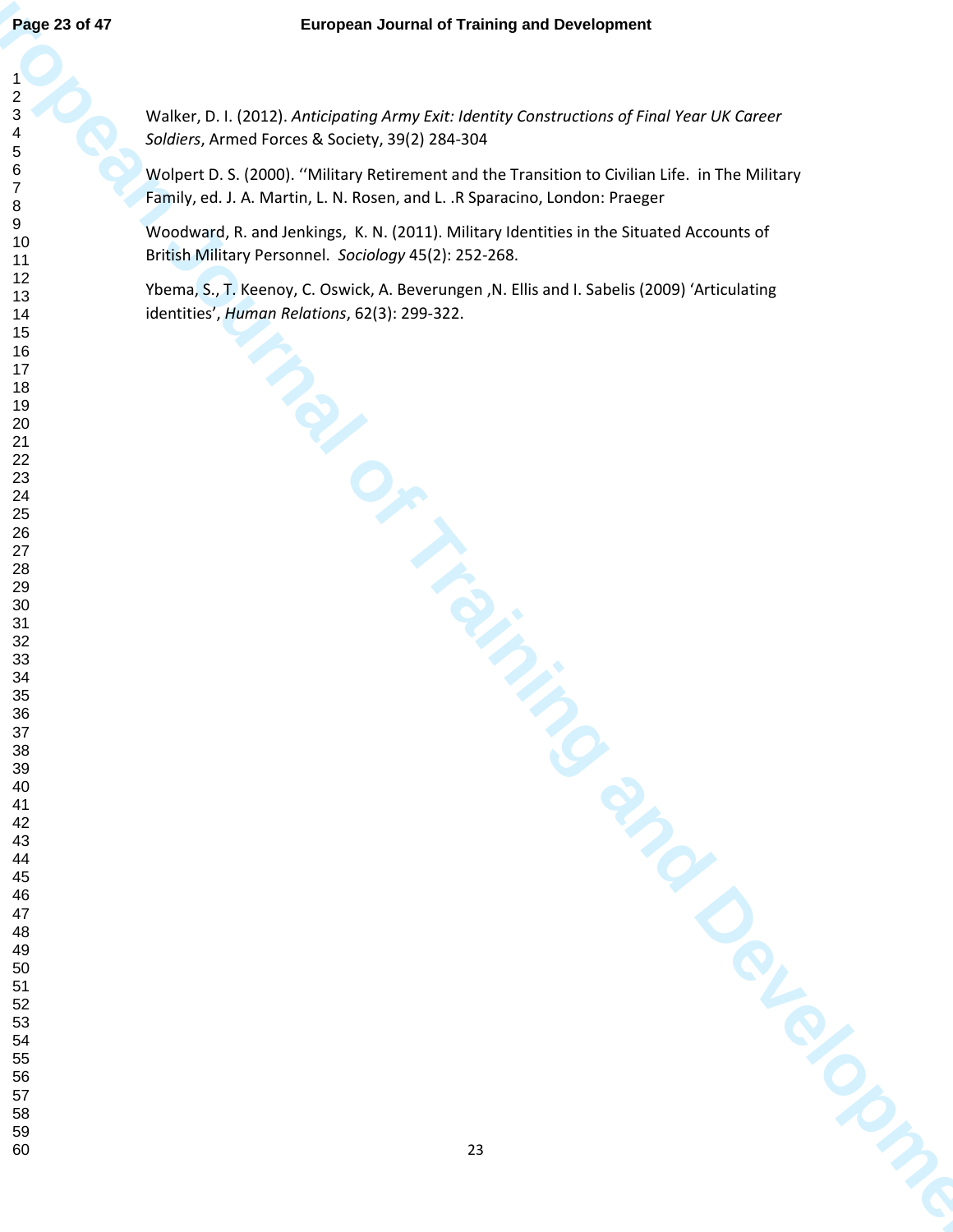Walker, D. I. (2012). *Anticipating Army Exit: Identity Constructions of Final Year UK Career Soldiers*, Armed Forces & Society, 39(2) 284-304

Wolpert D. S. (2000). ''Military Retirement and the Transition to Civilian Life. in The Military Family, ed. J. A. Martin, L. N. Rosen, and L. .R Sparacino, London: Praeger

Woodward, R. and Jenkings, K. N. (2011). Military Identities in the Situated Accounts of British Military Personnel. *Sociology* 45(2): 252-268.

Ybema, S., T. Keenoy, C. Oswick, A. Beverungen ,N. Ellis and I. Sabelis (2009) 'Articulating identities', *Human Relations*, 62(3): 299-322.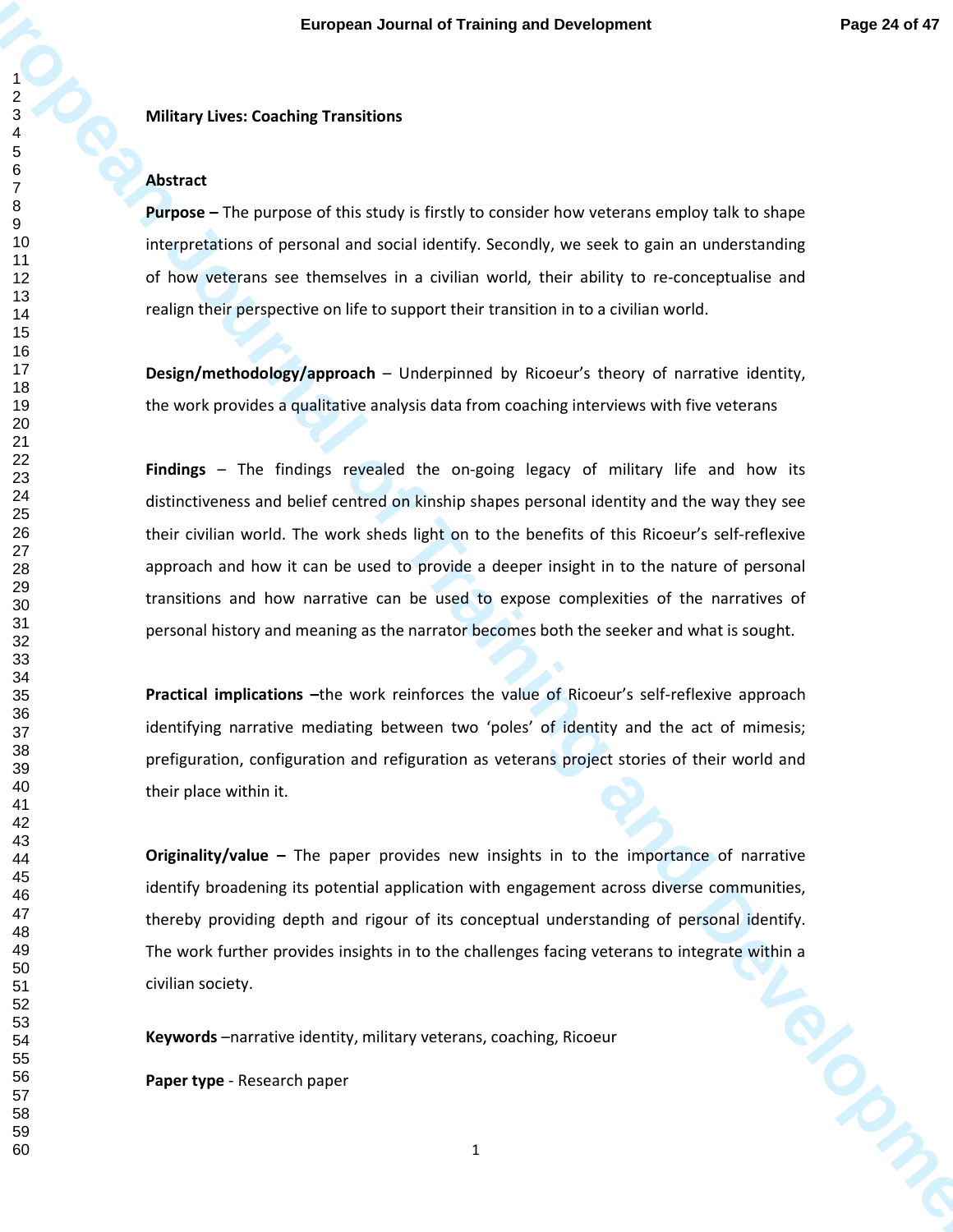**Military Lives: Coaching Transitions**

**Abstract**

**Purpose –** The purpose of this study is firstly to consider how veterans employ talk to shape interpretations of personal and social identify. Secondly, we seek to gain an understanding of how veterans see themselves in a civilian world, their ability to re-conceptualise and realign their perspective on life to support their transition in to a civilian world.

**Design/methodology/approach** – Underpinned by Ricoeur's theory of narrative identity, the work provides a qualitative analysis data from coaching interviews with five veterans

**Findings** – The findings revealed the on-going legacy of military life and how its distinctiveness and belief centred on kinship shapes personal identity and the way they see their civilian world. The work sheds light on to the benefits of this Ricoeur's self-reflexive approach and how it can be used to provide a deeper insight in to the nature of personal transitions and how narrative can be used to expose complexities of the narratives of personal history and meaning as the narrator becomes both the seeker and what is sought.

**Practical implications –**the work reinforces the value of Ricoeur's self-reflexive approach identifying narrative mediating between two 'poles' of identity and the act of mimesis; prefiguration, configuration and refiguration as veterans project stories of their world and their place within it.

**Originality/value –** The paper provides new insights in to the importance of narrative identify broadening its potential application with engagement across diverse communities, thereby providing depth and rigour of its conceptual understanding of personal identify. The work further provides insights in to the challenges facing veterans to integrate within a civilian society.

**Keywords** –narrative identity, military veterans, coaching, Ricoeur

**Paper type** - Research paper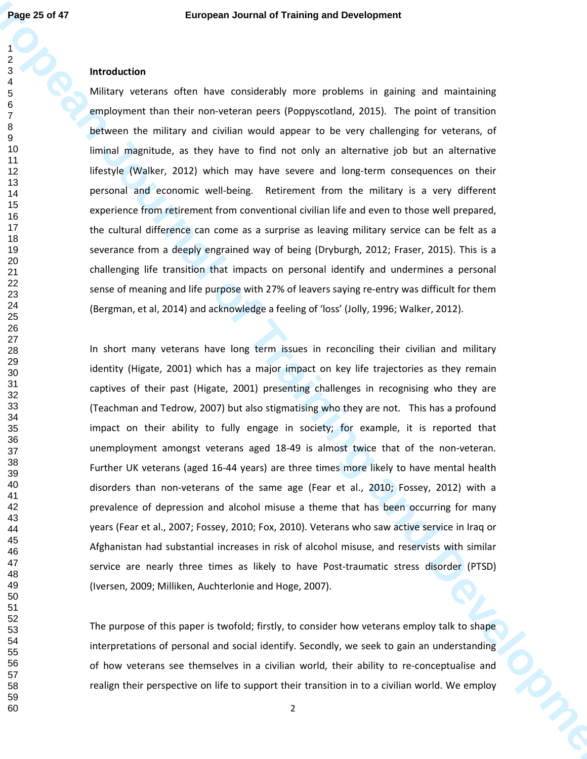## Introduction

Military veterans often have considerably more problems in gaining and maintaining employment than their non-veteran peers (Poppyscotland, 2015). The point of transition between the military and civilian would appear to be very challenging for veterans, of liminal magnitude, as they have to find not only an alternative job but an alternative lifestyle (Walker, 2012) which may have severe and long-term consequences on their personal and economic well-being. Retirement from the military is a very different experience from retirement from conventional civilian life and even to those well prepared, the cultural difference can come as a surprise as leaving military service can be felt as a severance from a deeply engrained way of being (Dryburgh, 2012; Fraser, 2015). This is a challenging life transition that impacts on personal identify and undermines a personal sense of meaning and life purpose with 27% of leavers saying re-entry was difficult for them (Bergman, et al, 2014) and acknowledge a feeling of 'loss' (Jolly, 1996; Walker, 2012).

In short many veterans have long term issues in reconciling their civilian and military identity (Higate, 2001) which has a major impact on key life trajectories as they remain captives of their past (Higate, 2001) presenting challenges in recognising who they are (Teachman and Tedrow, 2007) but also stigmatising who they are not. This has a profound impact on their ability to fully engage in society; for example, it is reported that unemployment amongst veterans aged 18-49 is almost twice that of the non-veteran. Further UK veterans (aged 16-44 years) are three times more likely to have mental health disorders than non-veterans of the same age (Fear et al., 2010; Fossey, 2012) with a prevalence of depression and alcohol misuse a theme that has been occurring for many years (Fear et al., 2007; Fossey, 2010; Fox, 2010). Veterans who saw active service in Iraq or Afghanistan had substantial increases in risk of alcohol misuse, and reservists with similar service are nearly three times as likely to have Post-traumatic stress disorder (PTSD) (Iversen, 2009; Milliken, Auchterlonie and Hoge, 2007).

The purpose of this paper is twofold; firstly, to consider how veterans employ talk to shape interpretations of personal and social identify. Secondly, we seek to gain an understanding of how veterans see themselves in a civilian world, their ability to re-conceptualise and realign their perspective on life to support their transition in to a civilian world. We employ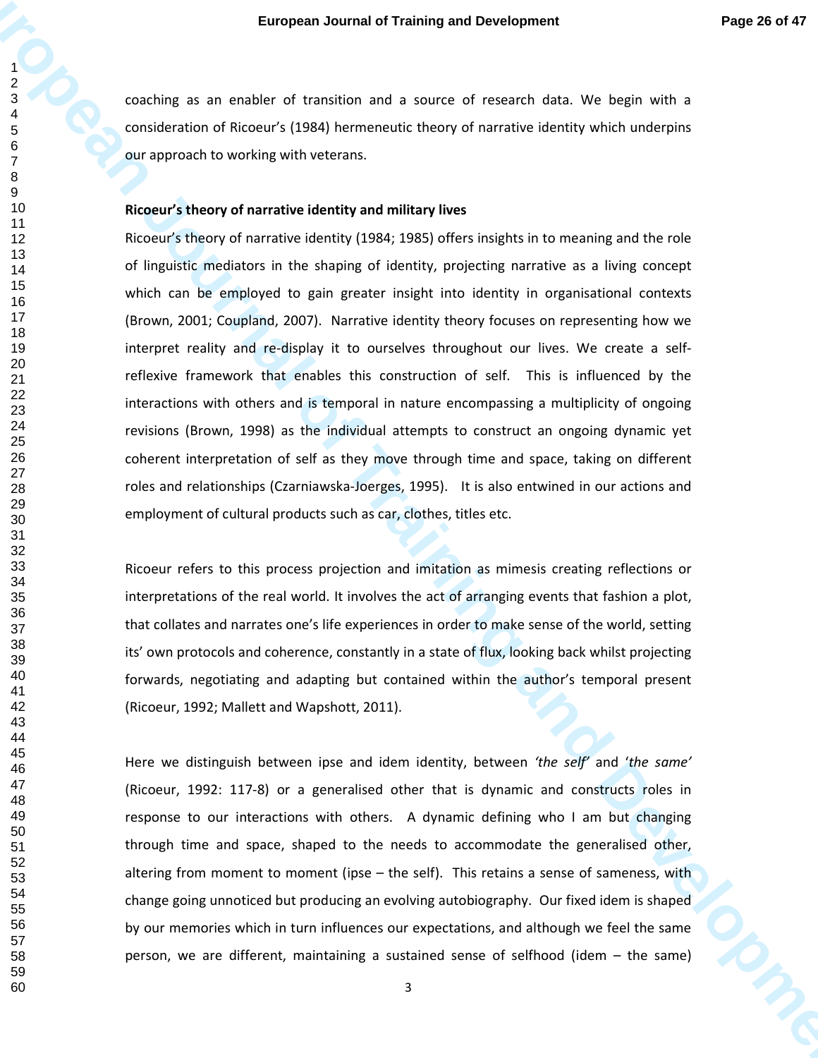coaching as an enabler of transition and a source of research data. We begin with a consideration of Ricoeur's (1984) hermeneutic theory of narrative identity which underpins our approach to working with veterans.

**Ricoeur's theory of narrative identity and military lives**

Ricoeur's theory of narrative identity (1984; 1985) offers insights in to meaning and the role of linguistic mediators in the shaping of identity, projecting narrative as a living concept which can be employed to gain greater insight into identity in organisational contexts (Brown, 2001; Coupland, 2007). Narrative identity theory focuses on representing how we interpret reality and re-display it to ourselves throughout our lives. We create a self-reflexive framework that enables this construction of self. This is influenced by the interactions with others and is temporal in nature encompassing a multiplicity of ongoing revisions (Brown, 1998) as the individual attempts to construct an ongoing dynamic yet coherent interpretation of self as they move through time and space, taking on different roles and relationships (Czarniawska-Joerges, 1995). It is also entwined in our actions and employment of cultural products such as car, clothes, titles etc.

Ricoeur refers to this process projection and imitation as mimesis creating reflections or interpretations of the real world. It involves the act of arranging events that fashion a plot, that collates and narrates one's life experiences in order to make sense of the world, setting its' own protocols and coherence, constantly in a state of flux, looking back whilst projecting forwards, negotiating and adapting but contained within the author's temporal present (Ricoeur, 1992; Mallett and Wapshott, 2011).

Here we distinguish between ipse and idem identity, between *'the self'* and '*the same'* (Ricoeur, 1992: 117-8) or a generalised other that is dynamic and constructs roles in response to our interactions with others. A dynamic defining who I am but changing through time and space, shaped to the needs to accommodate the generalised other, altering from moment to moment (ipse – the self). This retains a sense of sameness, with change going unnoticed but producing an evolving autobiography. Our fixed idem is shaped by our memories which in turn influences our expectations, and although we feel the same person, we are different, maintaining a sustained sense of selfhood (idem – the same)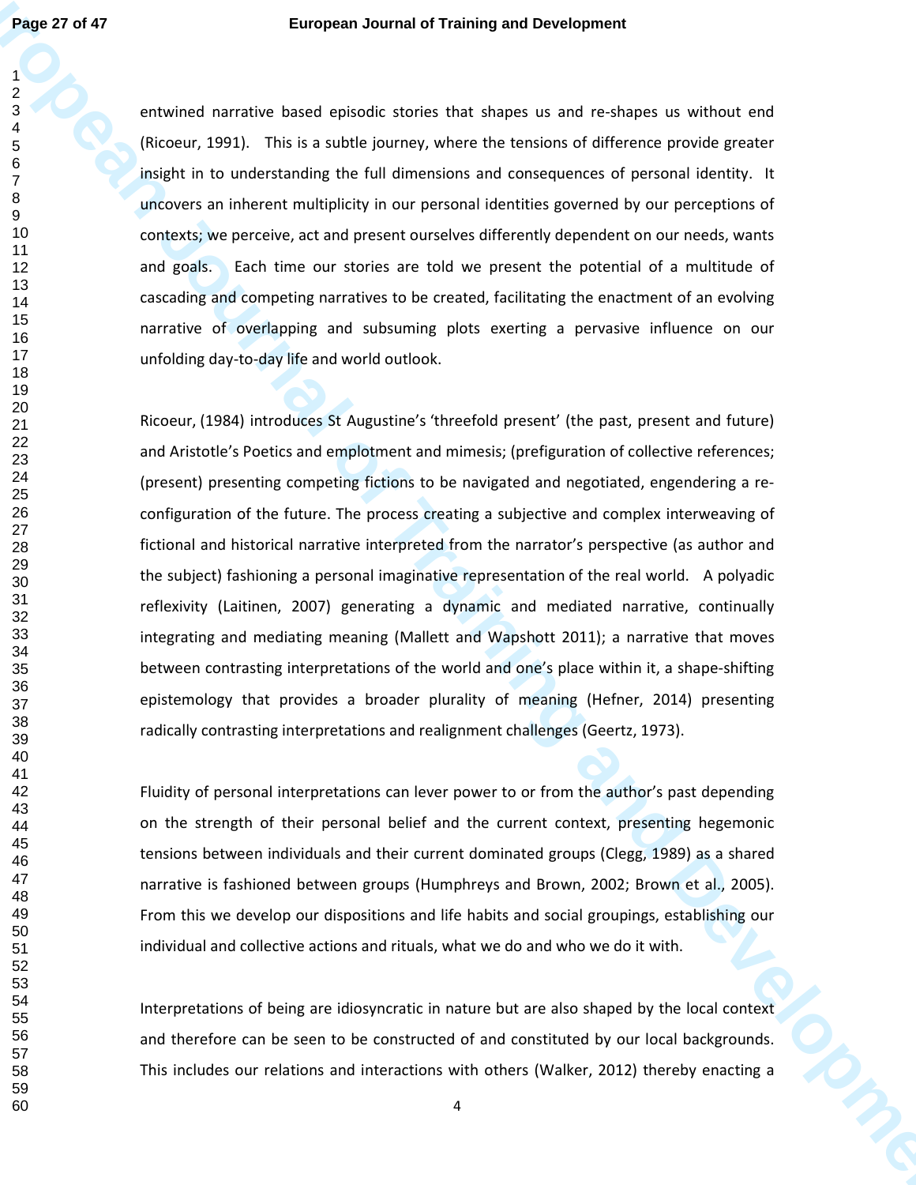entwined narrative based episodic stories that shapes us and re-shapes us without end (Ricoeur, 1991). This is a subtle journey, where the tensions of difference provide greater insight in to understanding the full dimensions and consequences of personal identity. It uncovers an inherent multiplicity in our personal identities governed by our perceptions of contexts; we perceive, act and present ourselves differently dependent on our needs, wants and goals. Each time our stories are told we present the potential of a multitude of cascading and competing narratives to be created, facilitating the enactment of an evolving narrative of overlapping and subsuming plots exerting a pervasive influence on our unfolding day-to-day life and world outlook.

Ricoeur, (1984) introduces St Augustine's 'threefold present' (the past, present and future) and Aristotle's Poetics and emplotment and mimesis; (prefiguration of collective references; (present) presenting competing fictions to be navigated and negotiated, engendering a re-configuration of the future. The process creating a subjective and complex interweaving of fictional and historical narrative interpreted from the narrator's perspective (as author and the subject) fashioning a personal imaginative representation of the real world. A polyadic reflexivity (Laitinen, 2007) generating a dynamic and mediated narrative, continually integrating and mediating meaning (Mallett and Wapshott 2011); a narrative that moves between contrasting interpretations of the world and one's place within it, a shape-shifting epistemology that provides a broader plurality of meaning (Hefner, 2014) presenting radically contrasting interpretations and realignment challenges (Geertz, 1973).

Fluidity of personal interpretations can lever power to or from the author's past depending on the strength of their personal belief and the current context, presenting hegemonic tensions between individuals and their current dominated groups (Clegg, 1989) as a shared narrative is fashioned between groups (Humphreys and Brown, 2002; Brown et al., 2005). From this we develop our dispositions and life habits and social groupings, establishing our individual and collective actions and rituals, what we do and who we do it with.

Interpretations of being are idiosyncratic in nature but are also shaped by the local context and therefore can be seen to be constructed of and constituted by our local backgrounds. This includes our relations and interactions with others (Walker, 2012) thereby enacting a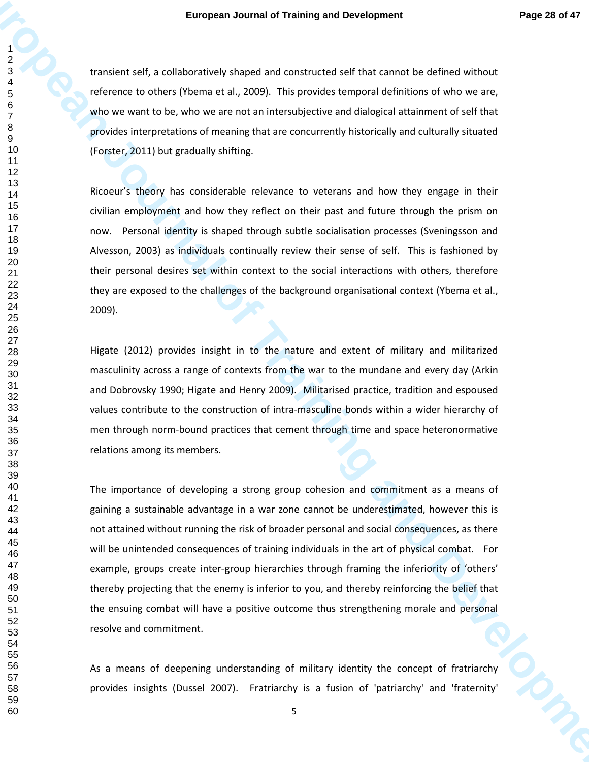transient self, a collaboratively shaped and constructed self that cannot be defined without reference to others (Ybema et al., 2009). This provides temporal definitions of who we are, who we want to be, who we are not an intersubjective and dialogical attainment of self that provides interpretations of meaning that are concurrently historically and culturally situated (Forster, 2011) but gradually shifting.

Ricoeur's theory has considerable relevance to veterans and how they engage in their civilian employment and how they reflect on their past and future through the prism on now. Personal identity is shaped through subtle socialisation processes (Sveningsson and Alvesson, 2003) as individuals continually review their sense of self. This is fashioned by their personal desires set within context to the social interactions with others, therefore they are exposed to the challenges of the background organisational context (Ybema et al., 2009).

Higate (2012) provides insight in to the nature and extent of military and militarized masculinity across a range of contexts from the war to the mundane and every day (Arkin and Dobrovsky 1990; Higate and Henry 2009). Militarised practice, tradition and espoused values contribute to the construction of intra-masculine bonds within a wider hierarchy of men through norm-bound practices that cement through time and space heteronormative relations among its members.

The importance of developing a strong group cohesion and commitment as a means of gaining a sustainable advantage in a war zone cannot be underestimated, however this is not attained without running the risk of broader personal and social consequences, as there will be unintended consequences of training individuals in the art of physical combat. For example, groups create inter-group hierarchies through framing the inferiority of 'others' thereby projecting that the enemy is inferior to you, and thereby reinforcing the belief that the ensuing combat will have a positive outcome thus strengthening morale and personal resolve and commitment.

As a means of deepening understanding of military identity the concept of fratriarchy provides insights (Dussel 2007). Fratriarchy is a fusion of 'patriarchy' and 'fraternity'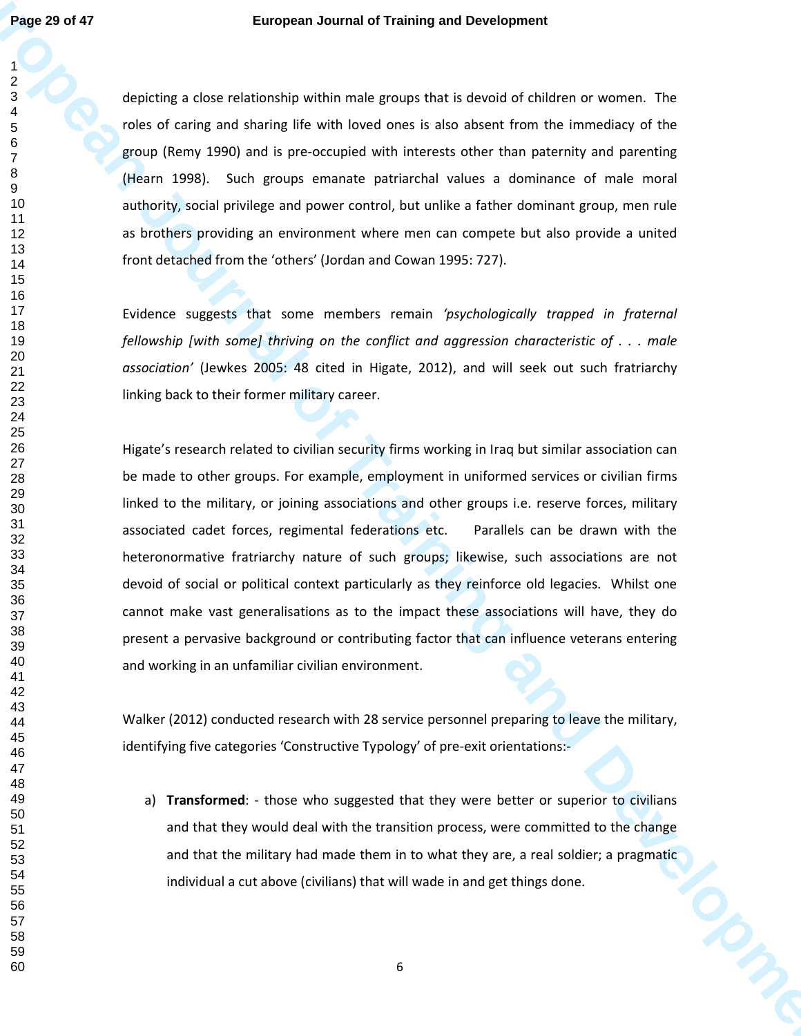depicting a close relationship within male groups that is devoid of children or women. The roles of caring and sharing life with loved ones is also absent from the immediacy of the group (Remy 1990) and is pre-occupied with interests other than paternity and parenting (Hearn 1998). Such groups emanate patriarchal values a dominance of male moral authority, social privilege and power control, but unlike a father dominant group, men rule as brothers providing an environment where men can compete but also provide a united front detached from the 'others' (Jordan and Cowan 1995: 727).

Evidence suggests that some members remain *'psychologically trapped in fraternal fellowship [with some] thriving on the conflict and aggression characteristic of . . . male association'* (Jewkes 2005: 48 cited in Higate, 2012), and will seek out such fratriarchy linking back to their former military career.

Higate's research related to civilian security firms working in Iraq but similar association can be made to other groups. For example, employment in uniformed services or civilian firms linked to the military, or joining associations and other groups i.e. reserve forces, military associated cadet forces, regimental federations etc. Parallels can be drawn with the heteronormative fratriarchy nature of such groups; likewise, such associations are not devoid of social or political context particularly as they reinforce old legacies. Whilst one cannot make vast generalisations as to the impact these associations will have, they do present a pervasive background or contributing factor that can influence veterans entering and working in an unfamiliar civilian environment.

Walker (2012) conducted research with 28 service personnel preparing to leave the military, identifying five categories 'Constructive Typology' of pre-exit orientations:-

a) **Transformed**: - those who suggested that they were better or superior to civilians and that they would deal with the transition process, were committed to the change and that the military had made them in to what they are, a real soldier; a pragmatic individual a cut above (civilians) that will wade in and get things done.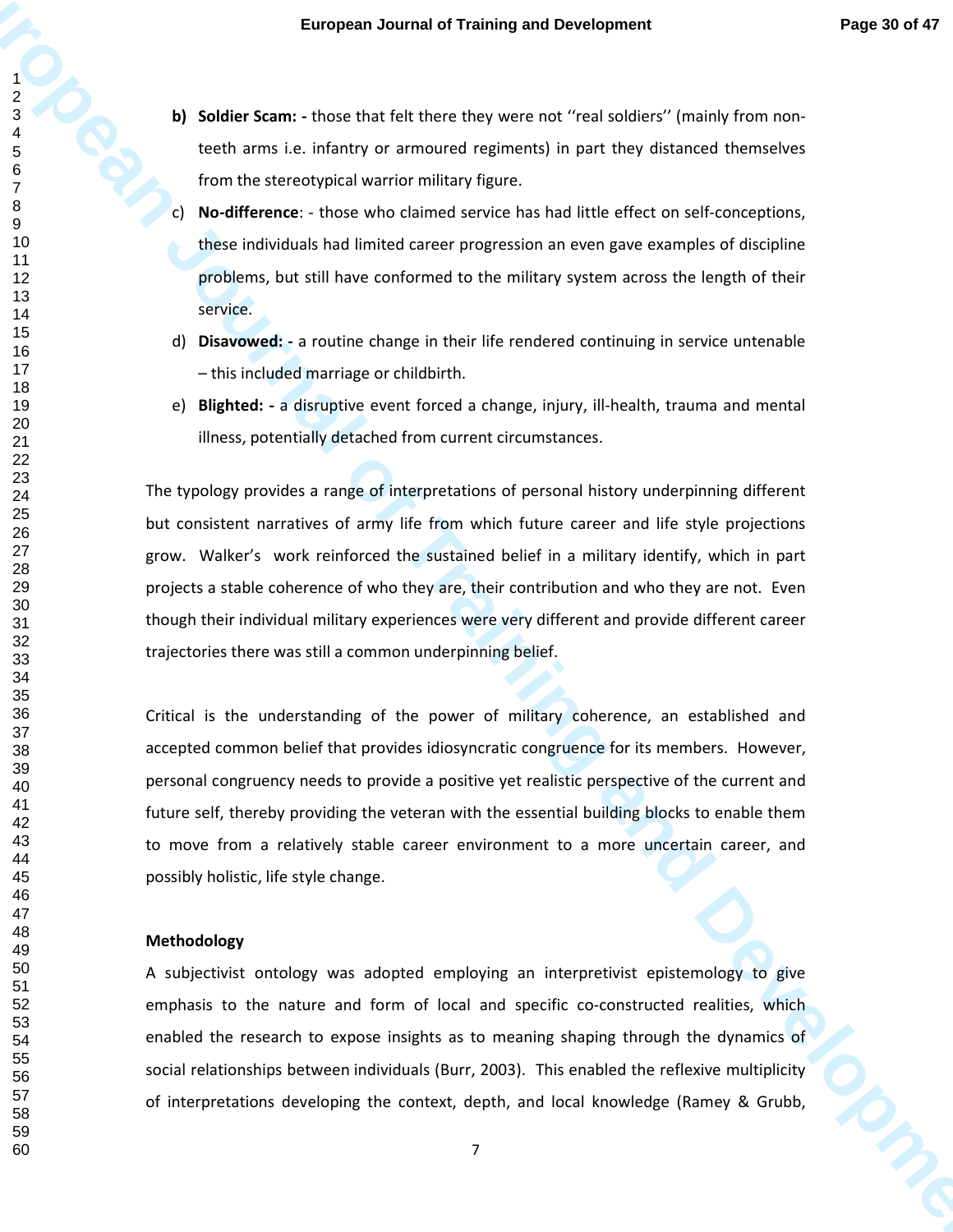b) **Soldier Scam: -** those that felt there they were not ''real soldiers'' (mainly from non-teeth arms i.e. infantry or armoured regiments) in part they distanced themselves from the stereotypical warrior military figure.

c) **No-difference**: - those who claimed service has had little effect on self-conceptions, these individuals had limited career progression an even gave examples of discipline problems, but still have conformed to the military system across the length of their service.

d) **Disavowed: -** a routine change in their life rendered continuing in service untenable – this included marriage or childbirth.

e) **Blighted: -** a disruptive event forced a change, injury, ill-health, trauma and mental illness, potentially detached from current circumstances.

The typology provides a range of interpretations of personal history underpinning different but consistent narratives of army life from which future career and life style projections grow. Walker's work reinforced the sustained belief in a military identify, which in part projects a stable coherence of who they are, their contribution and who they are not. Even though their individual military experiences were very different and provide different career trajectories there was still a common underpinning belief.

Critical is the understanding of the power of military coherence, an established and accepted common belief that provides idiosyncratic congruence for its members. However, personal congruency needs to provide a positive yet realistic perspective of the current and future self, thereby providing the veteran with the essential building blocks to enable them to move from a relatively stable career environment to a more uncertain career, and possibly holistic, life style change.

**Methodology**

A subjectivist ontology was adopted employing an interpretivist epistemology to give emphasis to the nature and form of local and specific co-constructed realities, which enabled the research to expose insights as to meaning shaping through the dynamics of social relationships between individuals (Burr, 2003). This enabled the reflexive multiplicity of interpretations developing the context, depth, and local knowledge (Ramey & Grubb,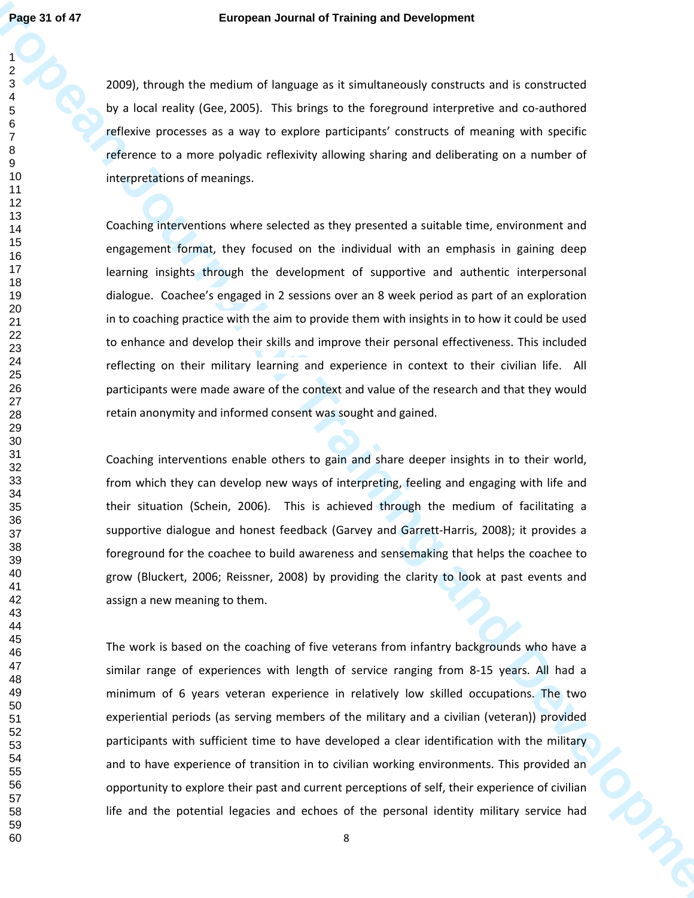2009), through the medium of language as it simultaneously constructs and is constructed by a local reality (Gee, 2005). This brings to the foreground interpretive and co-authored reflexive processes as a way to explore participants' constructs of meaning with specific reference to a more polyadic reflexivity allowing sharing and deliberating on a number of interpretations of meanings.

Coaching interventions where selected as they presented a suitable time, environment and engagement format, they focused on the individual with an emphasis in gaining deep learning insights through the development of supportive and authentic interpersonal dialogue. Coachee's engaged in 2 sessions over an 8 week period as part of an exploration in to coaching practice with the aim to provide them with insights in to how it could be used to enhance and develop their skills and improve their personal effectiveness. This included reflecting on their military learning and experience in context to their civilian life. All participants were made aware of the context and value of the research and that they would retain anonymity and informed consent was sought and gained.

Coaching interventions enable others to gain and share deeper insights in to their world, from which they can develop new ways of interpreting, feeling and engaging with life and their situation (Schein, 2006). This is achieved through the medium of facilitating a supportive dialogue and honest feedback (Garvey and Garrett-Harris, 2008); it provides a foreground for the coachee to build awareness and sensemaking that helps the coachee to grow (Bluckert, 2006; Reissner, 2008) by providing the clarity to look at past events and assign a new meaning to them.

The work is based on the coaching of five veterans from infantry backgrounds who have a similar range of experiences with length of service ranging from 8-15 years. All had a minimum of 6 years veteran experience in relatively low skilled occupations. The two experiential periods (as serving members of the military and a civilian (veteran)) provided participants with sufficient time to have developed a clear identification with the military and to have experience of transition in to civilian working environments. This provided an opportunity to explore their past and current perceptions of self, their experience of civilian life and the potential legacies and echoes of the personal identity military service had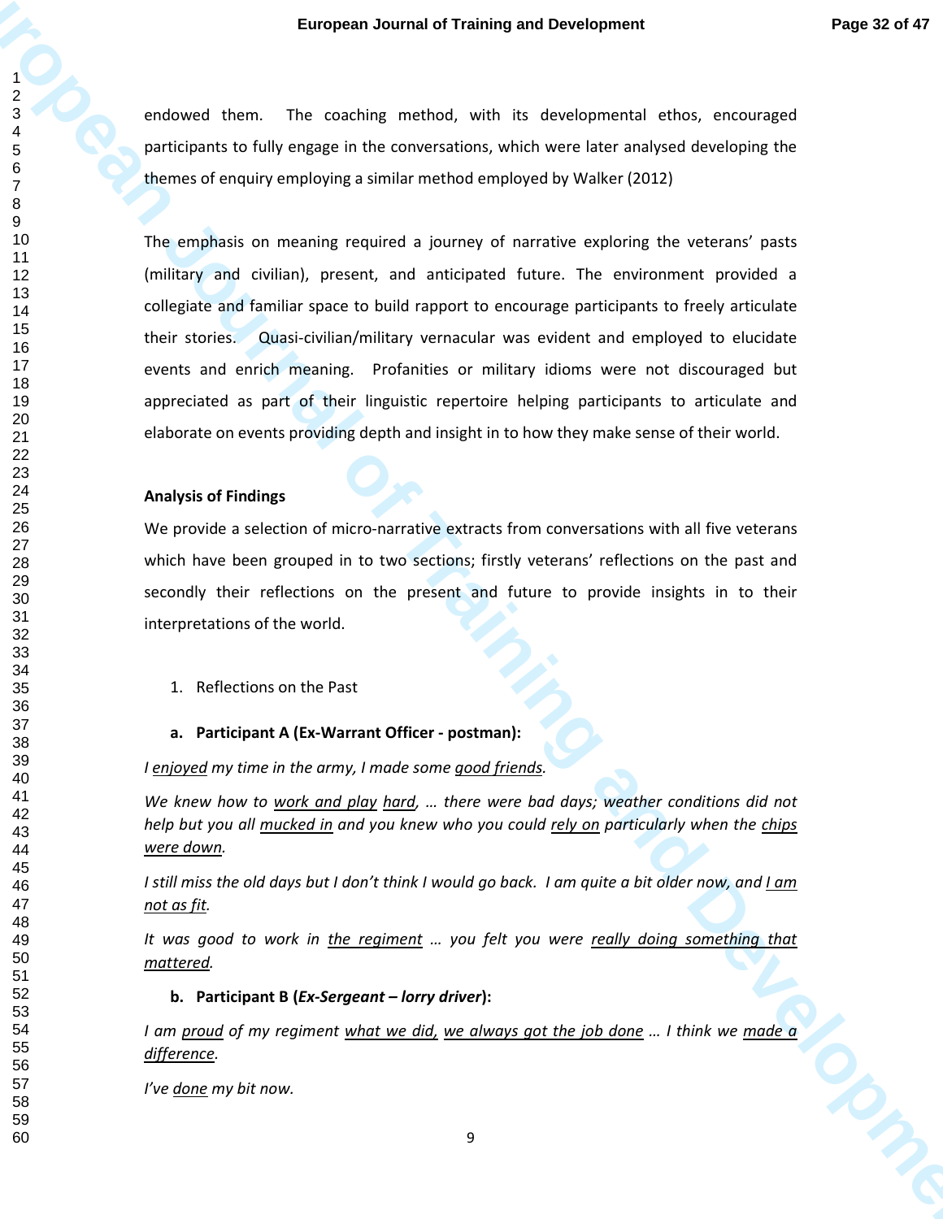endowed them. The coaching method, with its developmental ethos, encouraged participants to fully engage in the conversations, which were later analysed developing the themes of enquiry employing a similar method employed by Walker (2012)

The emphasis on meaning required a journey of narrative exploring the veterans' pasts (military and civilian), present, and anticipated future. The environment provided a collegiate and familiar space to build rapport to encourage participants to freely articulate their stories. Quasi-civilian/military vernacular was evident and employed to elucidate events and enrich meaning. Profanities or military idioms were not discouraged but appreciated as part of their linguistic repertoire helping participants to articulate and elaborate on events providing depth and insight in to how they make sense of their world.

**Analysis of Findings**

We provide a selection of micro-narrative extracts from conversations with all five veterans which have been grouped in to two sections; firstly veterans' reflections on the past and secondly their reflections on the present and future to provide insights in to their interpretations of the world.

1. Reflections on the Past

**a. Participant A (Ex-Warrant Officer - postman):**

*I <u>enjoyed</u> my time in the army, I made some <u>good friends</u>.*

*We knew how to <u>work and play</u> <u>hard</u>, … there were bad days; <u>weather</u> conditions did not help but you all <u>mucked in</u> and you knew who you could <u>rely on</u> particularly when the <u>chips were down</u>.*

*I still miss the old days but I don't think I would go back. I am quite a bit older now, and <u>I am not as fit</u>.*

*It was good to work in <u>the regiment</u> … you felt you were <u>really doing something that mattered</u>.*

**b. Participant B (*Ex-Sergeant – lorry driver*):**

*I am <u>proud</u> of my regiment <u>what we did,</u> <u>we always got the job done</u> … I think we <u>made a difference</u>.*

*I've <u>done</u> my bit now.*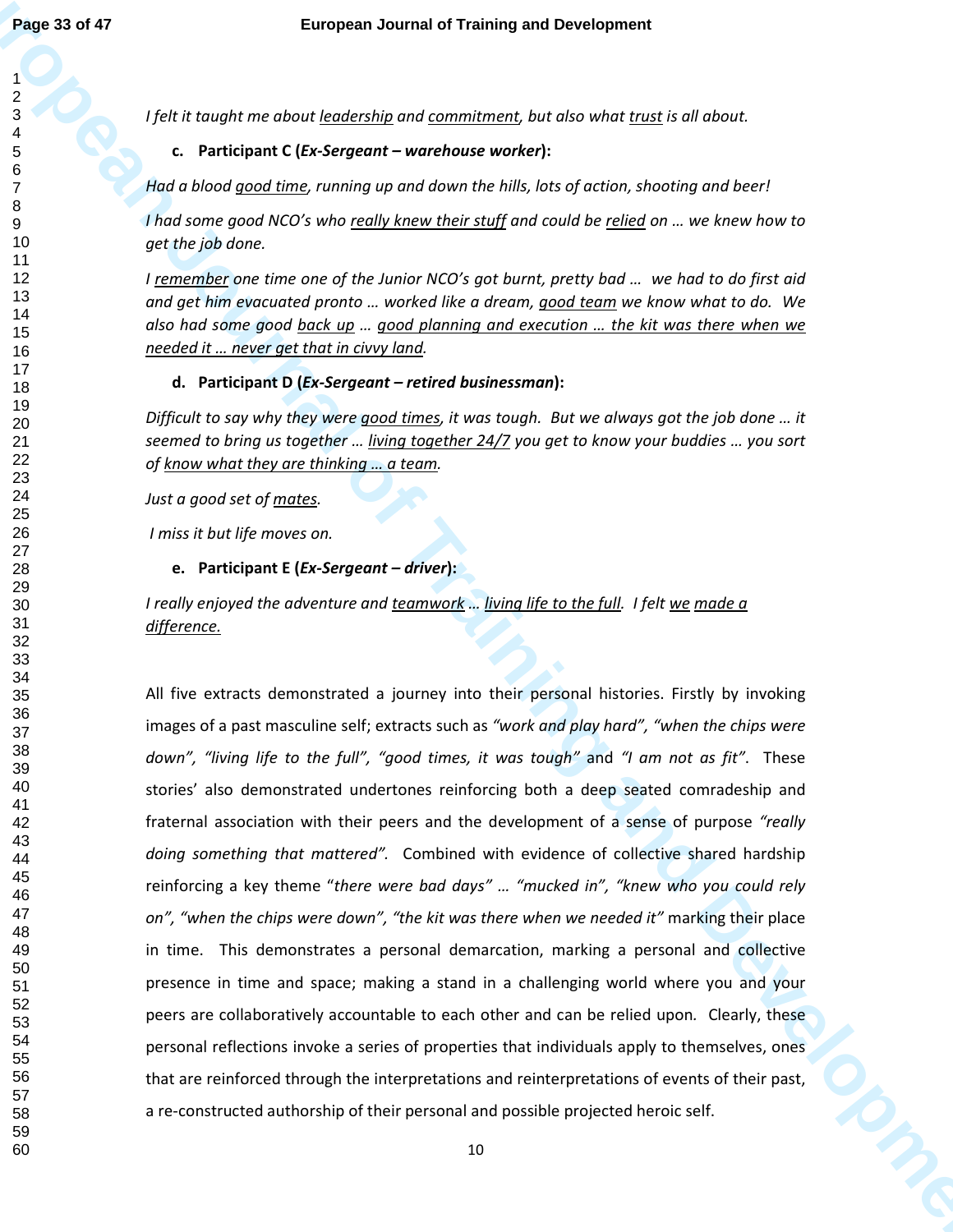*I felt it taught me about <u>leadership</u> and <u>commitment</u>, but also what <u>trust</u> is all about.*

**c. Participant C (*Ex-Sergeant – warehouse worker*):**

*Had a blood <u>good time</u>, running up and down the hills, lots of action, shooting and beer!*

*I had some good NCO's who <u>really knew their stuff</u> and could be <u>relied</u> on … we knew how to get the job done.*

*I <u>remember</u> one time one of the Junior NCO's got burnt, pretty bad … we had to do first aid and get him evacuated pronto … worked like a dream, <u>good team</u> we know what to do. We also had some good <u>back up</u> … <u>good planning and execution … the kit was there when we needed it … never get that in civvy land</u>.*

**d. Participant D (*Ex-Sergeant – retired businessman*):**

*Difficult to say why they were <u>good times</u>, it was tough. But we always got the job done … it seemed to bring us together … <u>living together 24/7</u> you get to know your buddies … you sort of <u>know what they are thinking … a team</u>.*

*Just a good set of <u>mates</u>.*

*I miss it but life moves on.*

**e. Participant E (*Ex-Sergeant – driver*):**

*I really enjoyed the adventure and <u>teamwork</u> … <u>living life to the full</u>. I felt <u>we made a difference</u>.*

All five extracts demonstrated a journey into their personal histories. Firstly by invoking images of a past masculine self; extracts such as *"work and play hard"*, *"when the chips were down"*, *"living life to the full"*, *"good times, it was tough"* and *"I am not as fit"*. These stories' also demonstrated undertones reinforcing both a deep seated comradeship and fraternal association with their peers and the development of a sense of purpose *"really doing something that mattered"*. Combined with evidence of collective shared hardship reinforcing a key theme "*there were bad days"* … *"mucked in"*, *"knew who you could rely on"*, *"when the chips were down"*, *"the kit was there when we needed it"* marking their place in time. This demonstrates a personal demarcation, marking a personal and collective presence in time and space; making a stand in a challenging world where you and your peers are collaboratively accountable to each other and can be relied upon. Clearly, these personal reflections invoke a series of properties that individuals apply to themselves, ones that are reinforced through the interpretations and reinterpretations of events of their past, a re-constructed authorship of their personal and possible projected heroic self.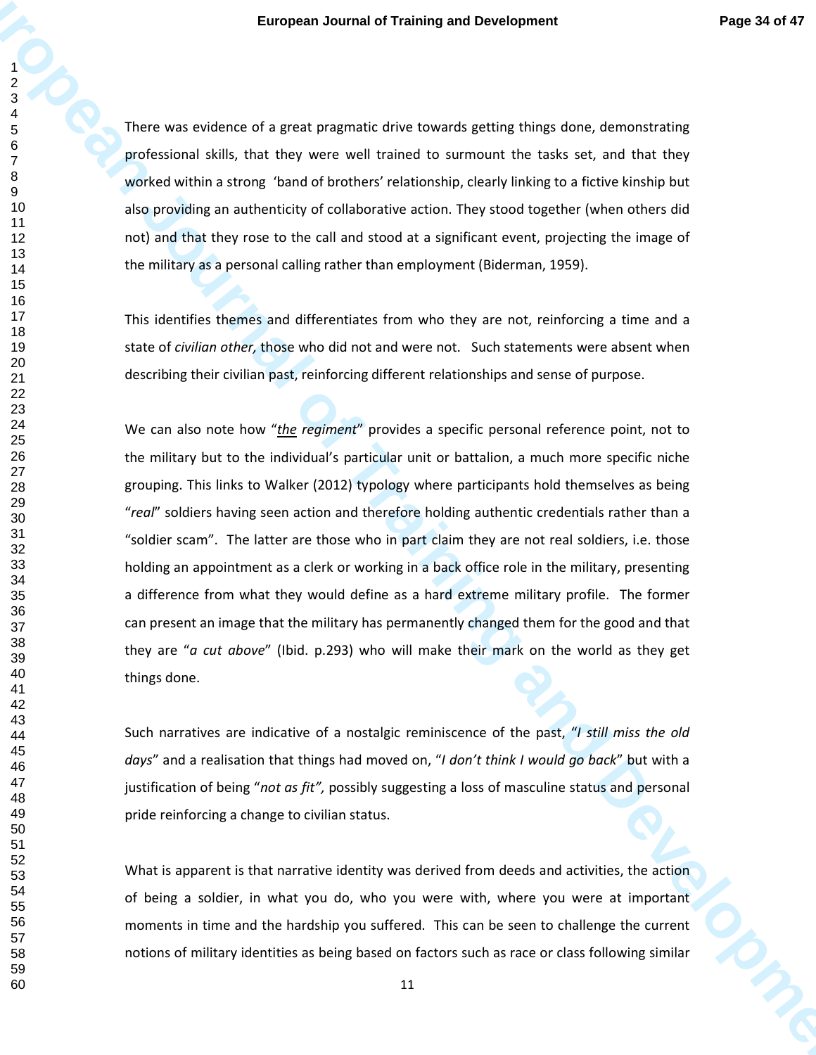There was evidence of a great pragmatic drive towards getting things done, demonstrating professional skills, that they were well trained to surmount the tasks set, and that they worked within a strong 'band of brothers' relationship, clearly linking to a fictive kinship but also providing an authenticity of collaborative action. They stood together (when others did not) and that they rose to the call and stood at a significant event, projecting the image of the military as a personal calling rather than employment (Biderman, 1959).

This identifies themes and differentiates from who they are not, reinforcing a time and a state of *civilian other,* those who did not and were not. Such statements were absent when describing their civilian past, reinforcing different relationships and sense of purpose.

We can also note how "*the regiment*" provides a specific personal reference point, not to the military but to the individual's particular unit or battalion, a much more specific niche grouping. This links to Walker (2012) typology where participants hold themselves as being "*real*" soldiers having seen action and therefore holding authentic credentials rather than a "soldier scam". The latter are those who in part claim they are not real soldiers, i.e. those holding an appointment as a clerk or working in a back office role in the military, presenting a difference from what they would define as a hard extreme military profile. The former can present an image that the military has permanently changed them for the good and that they are "*a cut above*" (Ibid. p.293) who will make their mark on the world as they get things done.

Such narratives are indicative of a nostalgic reminiscence of the past, "*I still miss the old days*" and a realisation that things had moved on, "*I don't think I would go back*" but with a justification of being "*not as fit",* possibly suggesting a loss of masculine status and personal pride reinforcing a change to civilian status.

What is apparent is that narrative identity was derived from deeds and activities, the action of being a soldier, in what you do, who you were with, where you were at important moments in time and the hardship you suffered. This can be seen to challenge the current notions of military identities as being based on factors such as race or class following similar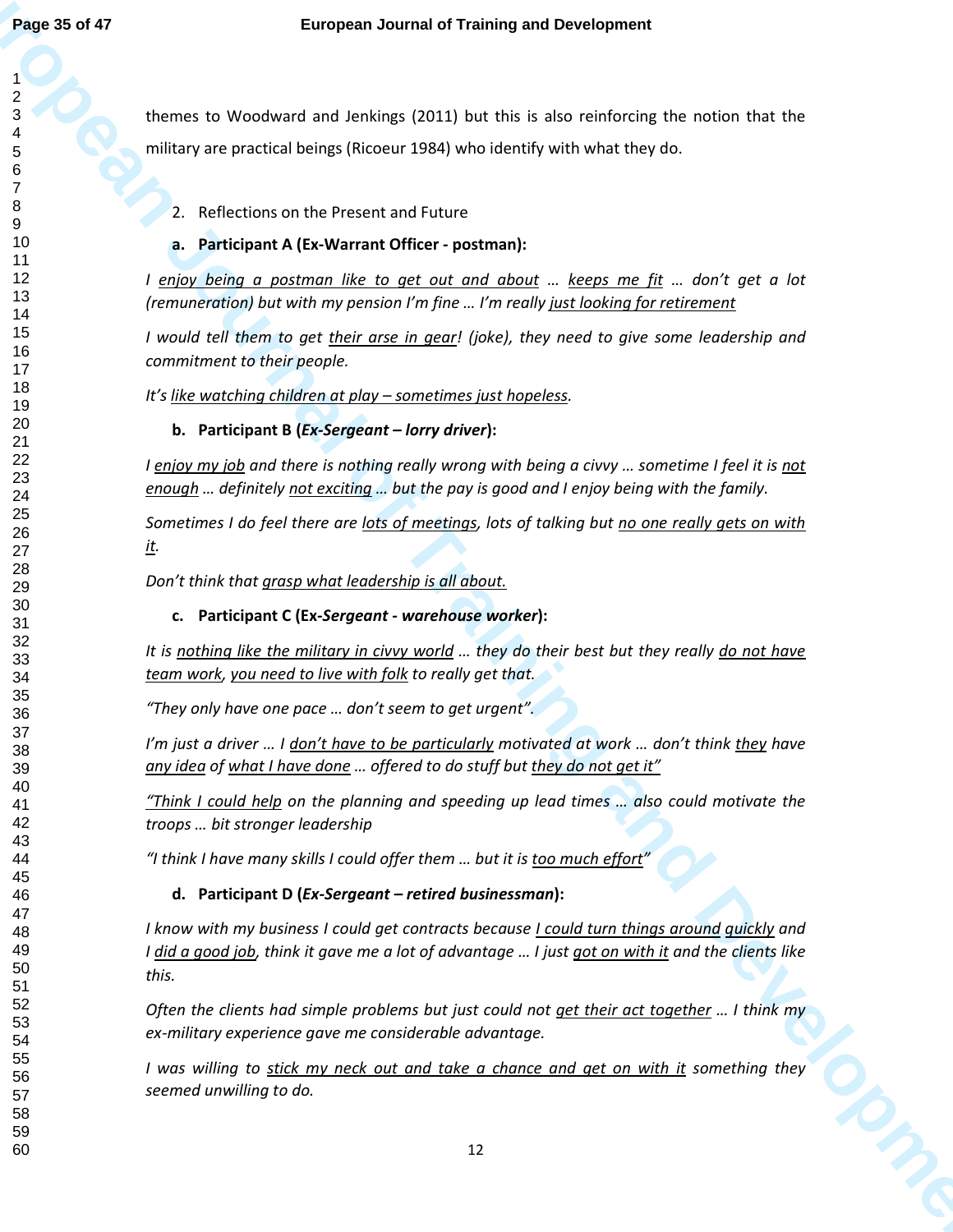themes to Woodward and Jenkings (2011) but this is also reinforcing the notion that the military are practical beings (Ricoeur 1984) who identify with what they do.

2. Reflections on the Present and Future

**a. Participant A (Ex-Warrant Officer - postman):**

*I <u>enjoy being a postman like to get out and about</u> … <u>keeps me fit</u> … don't get a lot (remuneration) but with my pension I'm fine … I'm really <u>just looking for retirement</u>*

*I would tell them to get <u>their arse in gear</u>! (joke), they need to give some leadership and commitment to their people.*

*It's <u>like watching children at play – sometimes just hopeless</u>.*

**b. Participant B (*Ex-Sergeant – lorry driver*):**

*I <u>enjoy my job</u> and there is nothing really wrong with being a civvy … sometime I feel it is <u>not enough</u> … definitely <u>not exciting</u> … but the pay is good and I enjoy being with the family.*

*Sometimes I do feel there are <u>lots of meetings</u>, lots of talking but <u>no one really gets on with it</u>.*

*Don't think that <u>grasp what leadership is all about.</u>*

**c. Participant C (Ex-*Sergeant - warehouse worker*):**

*It is <u>nothing like the military in civvy world</u> … they do their best but they really <u>do not have team work</u>, <u>you need to live with folk</u> to really get that.*

*"They only have one pace … don't seem to get urgent".*

*I'm just a driver … I <u>don't have to be particularly</u> motivated at work … don't think <u>they</u> have <u>any idea</u> of <u>what I have done</u> … offered to do stuff but <u>they do not get it"</u>*

*<u>"Think I could help</u> on the planning and speeding up lead times … also could motivate the troops … bit stronger leadership*

*"I think I have many skills I could offer them … but it is <u>too much effort</u>"*

**d. Participant D (*Ex-Sergeant – retired businessman*):**

*I know with my business I could get contracts because <u>I could turn things around quickly</u> and I <u>did a good job</u>, think it gave me a lot of advantage … I just <u>got on with it</u> and the clients like this.*

*Often the clients had simple problems but just could not <u>get their act together</u> … I think my ex-military experience gave me considerable advantage.*

*I was willing to <u>stick my neck out and take a chance and get on with it</u> something they seemed unwilling to do.*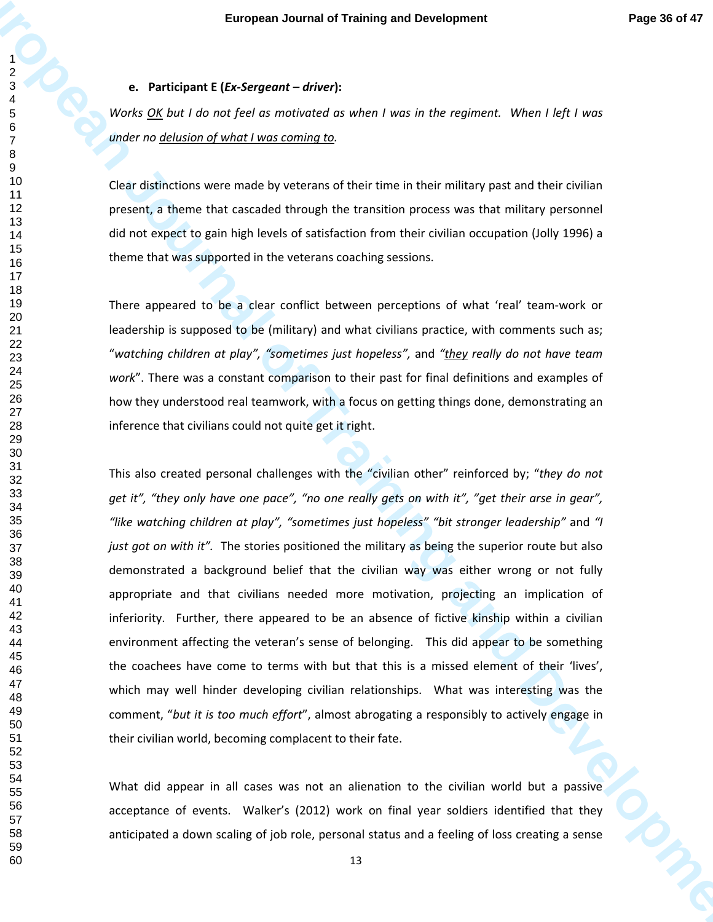**e. Participant E (*Ex-Sergeant – driver*):**

*Works OK but I do not feel as motivated as when I was in the regiment. When I left I was under no delusion of what I was coming to.*

Clear distinctions were made by veterans of their time in their military past and their civilian present, a theme that cascaded through the transition process was that military personnel did not expect to gain high levels of satisfaction from their civilian occupation (Jolly 1996) a theme that was supported in the veterans coaching sessions.

There appeared to be a clear conflict between perceptions of what 'real' team-work or leadership is supposed to be (military) and what civilians practice, with comments such as; "*watching children at play*", *"sometimes just hopeless"*, and *"they really do not have team work*". There was a constant comparison to their past for final definitions and examples of how they understood real teamwork, with a focus on getting things done, demonstrating an inference that civilians could not quite get it right.

This also created personal challenges with the "civilian other" reinforced by; "*they do not get it", "they only have one pace", "no one really gets on with it", "get their arse in gear", "like watching children at play", "sometimes just hopeless" "bit stronger leadership"* and *"I just got on with it".* The stories positioned the military as being the superior route but also demonstrated a background belief that the civilian way was either wrong or not fully appropriate and that civilians needed more motivation, projecting an implication of inferiority. Further, there appeared to be an absence of fictive kinship within a civilian environment affecting the veteran's sense of belonging. This did appear to be something the coachees have come to terms with but that this is a missed element of their 'lives', which may well hinder developing civilian relationships. What was interesting was the comment, "*but it is too much effort*", almost abrogating a responsibly to actively engage in their civilian world, becoming complacent to their fate.

What did appear in all cases was not an alienation to the civilian world but a passive acceptance of events. Walker's (2012) work on final year soldiers identified that they anticipated a down scaling of job role, personal status and a feeling of loss creating a sense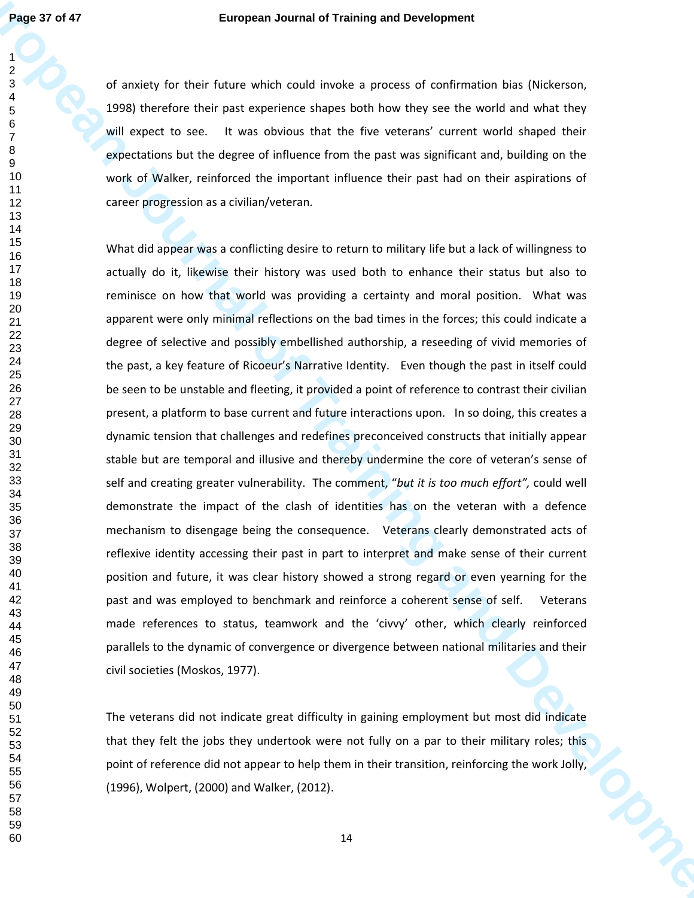of anxiety for their future which could invoke a process of confirmation bias (Nickerson, 1998) therefore their past experience shapes both how they see the world and what they will expect to see. It was obvious that the five veterans' current world shaped their expectations but the degree of influence from the past was significant and, building on the work of Walker, reinforced the important influence their past had on their aspirations of career progression as a civilian/veteran.

What did appear was a conflicting desire to return to military life but a lack of willingness to actually do it, likewise their history was used both to enhance their status but also to reminisce on how that world was providing a certainty and moral position. What was apparent were only minimal reflections on the bad times in the forces; this could indicate a degree of selective and possibly embellished authorship, a reseeding of vivid memories of the past, a key feature of Ricoeur's Narrative Identity. Even though the past in itself could be seen to be unstable and fleeting, it provided a point of reference to contrast their civilian present, a platform to base current and future interactions upon. In so doing, this creates a dynamic tension that challenges and redefines preconceived constructs that initially appear stable but are temporal and illusive and thereby undermine the core of veteran's sense of self and creating greater vulnerability. The comment, "*but it is too much effort*", could well demonstrate the impact of the clash of identities has on the veteran with a defence mechanism to disengage being the consequence. Veterans clearly demonstrated acts of reflexive identity accessing their past in part to interpret and make sense of their current position and future, it was clear history showed a strong regard or even yearning for the past and was employed to benchmark and reinforce a coherent sense of self. Veterans made references to status, teamwork and the 'civvy' other, which clearly reinforced parallels to the dynamic of convergence or divergence between national militaries and their civil societies (Moskos, 1977).

The veterans did not indicate great difficulty in gaining employment but most did indicate that they felt the jobs they undertook were not fully on a par to their military roles; this point of reference did not appear to help them in their transition, reinforcing the work Jolly, (1996), Wolpert, (2000) and Walker, (2012).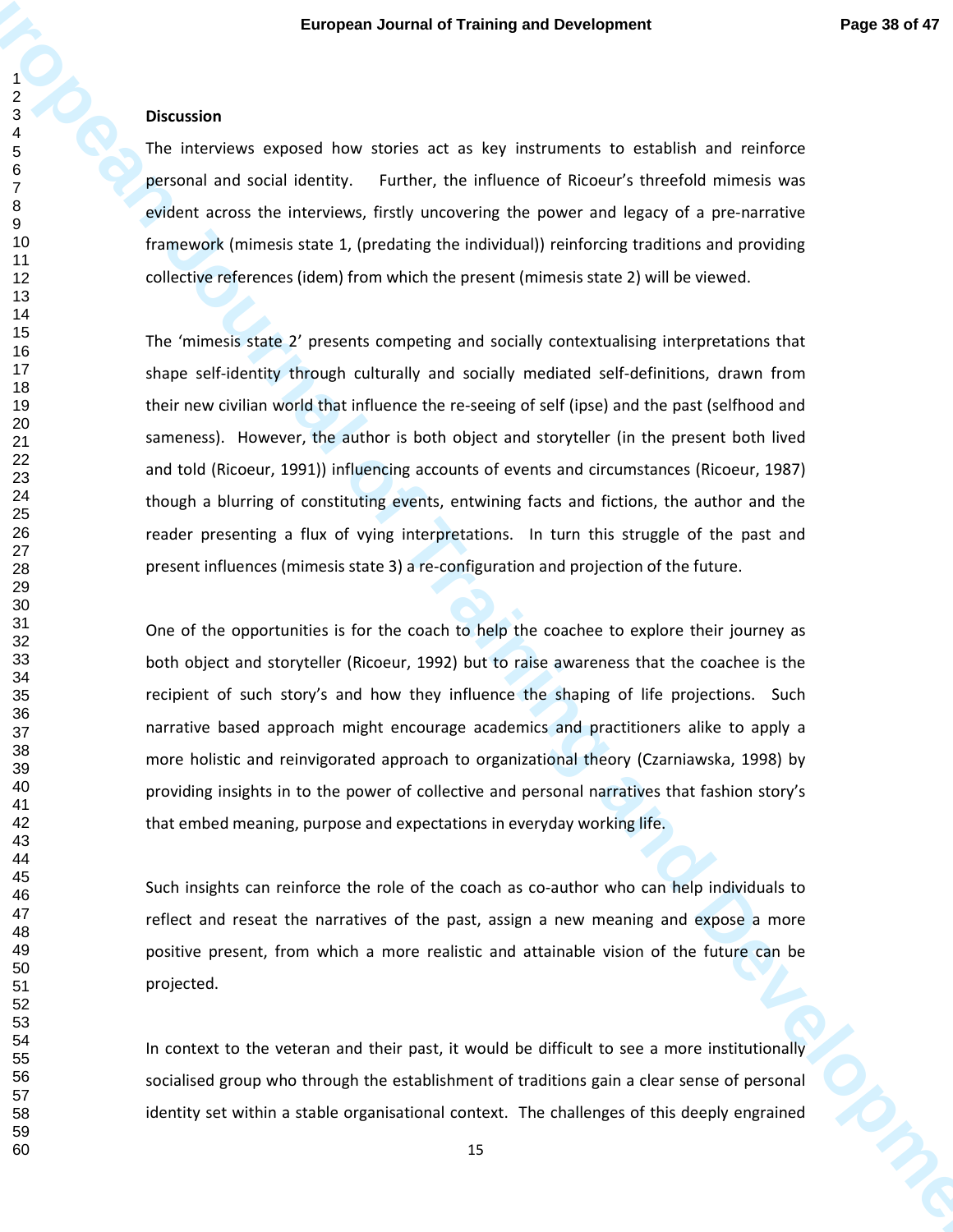**Discussion**

The interviews exposed how stories act as key instruments to establish and reinforce personal and social identity. Further, the influence of Ricoeur's threefold mimesis was evident across the interviews, firstly uncovering the power and legacy of a pre-narrative framework (mimesis state 1, (predating the individual)) reinforcing traditions and providing collective references (idem) from which the present (mimesis state 2) will be viewed.

The 'mimesis state 2' presents competing and socially contextualising interpretations that shape self-identity through culturally and socially mediated self-definitions, drawn from their new civilian world that influence the re-seeing of self (ipse) and the past (selfhood and sameness). However, the author is both object and storyteller (in the present both lived and told (Ricoeur, 1991)) influencing accounts of events and circumstances (Ricoeur, 1987) though a blurring of constituting events, entwining facts and fictions, the author and the reader presenting a flux of vying interpretations. In turn this struggle of the past and present influences (mimesis state 3) a re-configuration and projection of the future.

One of the opportunities is for the coach to help the coachee to explore their journey as both object and storyteller (Ricoeur, 1992) but to raise awareness that the coachee is the recipient of such story's and how they influence the shaping of life projections. Such narrative based approach might encourage academics and practitioners alike to apply a more holistic and reinvigorated approach to organizational theory (Czarniawska, 1998) by providing insights in to the power of collective and personal narratives that fashion story's that embed meaning, purpose and expectations in everyday working life.

Such insights can reinforce the role of the coach as co-author who can help individuals to reflect and reseat the narratives of the past, assign a new meaning and expose a more positive present, from which a more realistic and attainable vision of the future can be projected.

In context to the veteran and their past, it would be difficult to see a more institutionally socialised group who through the establishment of traditions gain a clear sense of personal identity set within a stable organisational context. The challenges of this deeply engrained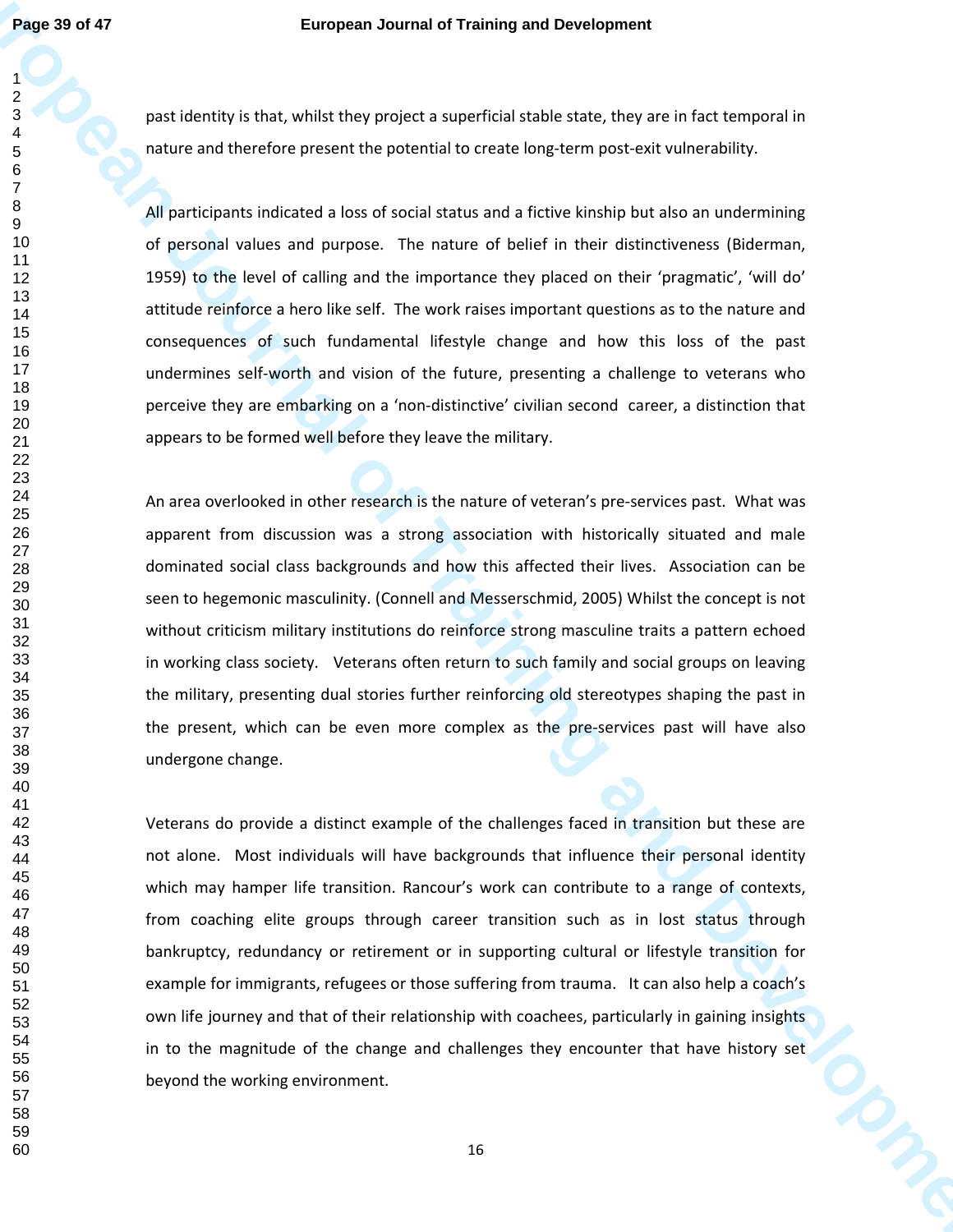past identity is that, whilst they project a superficial stable state, they are in fact temporal in nature and therefore present the potential to create long-term post-exit vulnerability.

All participants indicated a loss of social status and a fictive kinship but also an undermining of personal values and purpose. The nature of belief in their distinctiveness (Biderman, 1959) to the level of calling and the importance they placed on their 'pragmatic', 'will do' attitude reinforce a hero like self. The work raises important questions as to the nature and consequences of such fundamental lifestyle change and how this loss of the past undermines self-worth and vision of the future, presenting a challenge to veterans who perceive they are embarking on a 'non-distinctive' civilian second career, a distinction that appears to be formed well before they leave the military.

An area overlooked in other research is the nature of veteran's pre-services past. What was apparent from discussion was a strong association with historically situated and male dominated social class backgrounds and how this affected their lives. Association can be seen to hegemonic masculinity. (Connell and Messerschmid, 2005) Whilst the concept is not without criticism military institutions do reinforce strong masculine traits a pattern echoed in working class society. Veterans often return to such family and social groups on leaving the military, presenting dual stories further reinforcing old stereotypes shaping the past in the present, which can be even more complex as the pre-services past will have also undergone change.

Veterans do provide a distinct example of the challenges faced in transition but these are not alone. Most individuals will have backgrounds that influence their personal identity which may hamper life transition. Rancour's work can contribute to a range of contexts, from coaching elite groups through career transition such as in lost status through bankruptcy, redundancy or retirement or in supporting cultural or lifestyle transition for example for immigrants, refugees or those suffering from trauma. It can also help a coach's own life journey and that of their relationship with coachees, particularly in gaining insights in to the magnitude of the change and challenges they encounter that have history set beyond the working environment.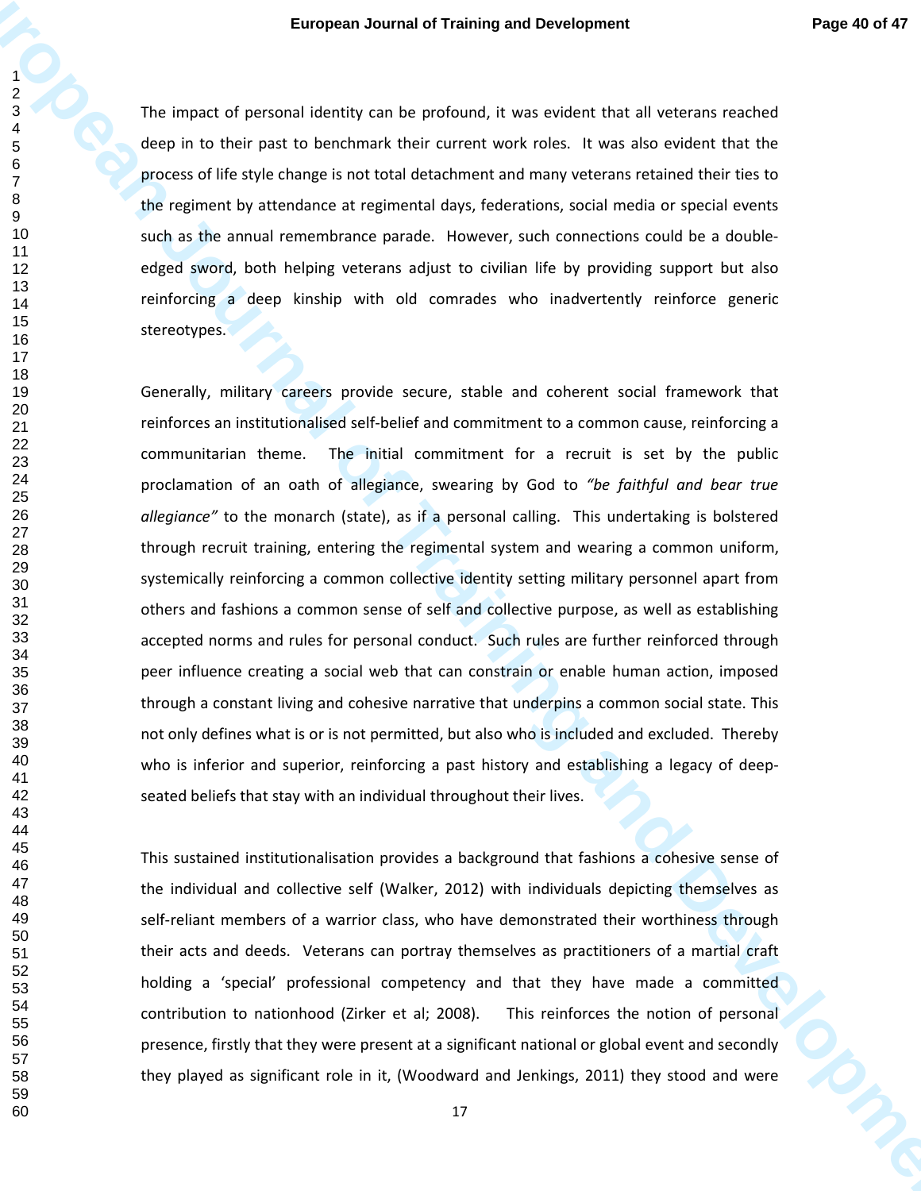The impact of personal identity can be profound, it was evident that all veterans reached deep in to their past to benchmark their current work roles. It was also evident that the process of life style change is not total detachment and many veterans retained their ties to the regiment by attendance at regimental days, federations, social media or special events such as the annual remembrance parade. However, such connections could be a double-edged sword, both helping veterans adjust to civilian life by providing support but also reinforcing a deep kinship with old comrades who inadvertently reinforce generic stereotypes.

Generally, military careers provide secure, stable and coherent social framework that reinforces an institutionalised self-belief and commitment to a common cause, reinforcing a communitarian theme. The initial commitment for a recruit is set by the public proclamation of an oath of allegiance, swearing by God to *"be faithful and bear true allegiance"* to the monarch (state), as if a personal calling. This undertaking is bolstered through recruit training, entering the regimental system and wearing a common uniform, systemically reinforcing a common collective identity setting military personnel apart from others and fashions a common sense of self and collective purpose, as well as establishing accepted norms and rules for personal conduct. Such rules are further reinforced through peer influence creating a social web that can constrain or enable human action, imposed through a constant living and cohesive narrative that underpins a common social state. This not only defines what is or is not permitted, but also who is included and excluded. Thereby who is inferior and superior, reinforcing a past history and establishing a legacy of deep-seated beliefs that stay with an individual throughout their lives.

This sustained institutionalisation provides a background that fashions a cohesive sense of the individual and collective self (Walker, 2012) with individuals depicting themselves as self-reliant members of a warrior class, who have demonstrated their worthiness through their acts and deeds. Veterans can portray themselves as practitioners of a martial craft holding a 'special' professional competency and that they have made a committed contribution to nationhood (Zirker et al; 2008). This reinforces the notion of personal presence, firstly that they were present at a significant national or global event and secondly they played as significant role in it, (Woodward and Jenkings, 2011) they stood and were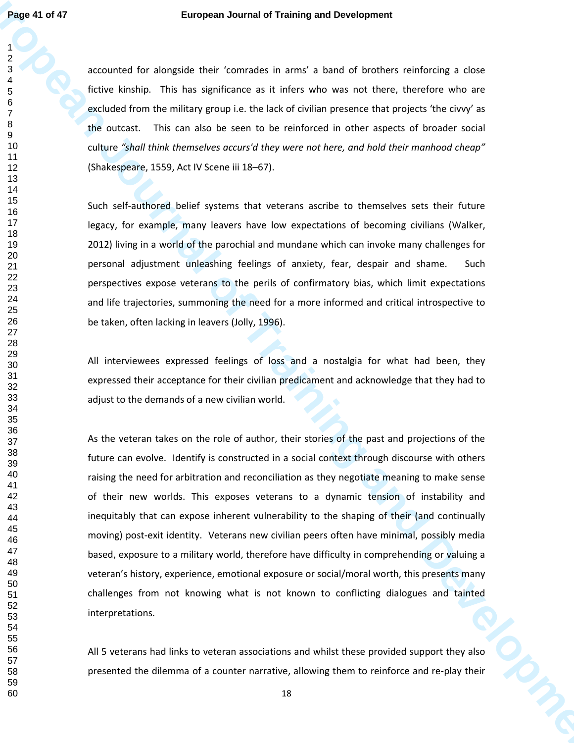accounted for alongside their 'comrades in arms' a band of brothers reinforcing a close fictive kinship. This has significance as it infers who was not there, therefore who are excluded from the military group i.e. the lack of civilian presence that projects 'the civvy' as the outcast. This can also be seen to be reinforced in other aspects of broader social culture *"shall think themselves accurs'd they were not here, and hold their manhood cheap"* (Shakespeare, 1559, Act IV Scene iii 18–67).

Such self-authored belief systems that veterans ascribe to themselves sets their future legacy, for example, many leavers have low expectations of becoming civilians (Walker, 2012) living in a world of the parochial and mundane which can invoke many challenges for personal adjustment unleashing feelings of anxiety, fear, despair and shame. Such perspectives expose veterans to the perils of confirmatory bias, which limit expectations and life trajectories, summoning the need for a more informed and critical introspective to be taken, often lacking in leavers (Jolly, 1996).

All interviewees expressed feelings of loss and a nostalgia for what had been, they expressed their acceptance for their civilian predicament and acknowledge that they had to adjust to the demands of a new civilian world.

As the veteran takes on the role of author, their stories of the past and projections of the future can evolve. Identify is constructed in a social context through discourse with others raising the need for arbitration and reconciliation as they negotiate meaning to make sense of their new worlds. This exposes veterans to a dynamic tension of instability and inequitably that can expose inherent vulnerability to the shaping of their (and continually moving) post-exit identity. Veterans new civilian peers often have minimal, possibly media based, exposure to a military world, therefore have difficulty in comprehending or valuing a veteran's history, experience, emotional exposure or social/moral worth, this presents many challenges from not knowing what is not known to conflicting dialogues and tainted interpretations.

All 5 veterans had links to veteran associations and whilst these provided support they also presented the dilemma of a counter narrative, allowing them to reinforce and re-play their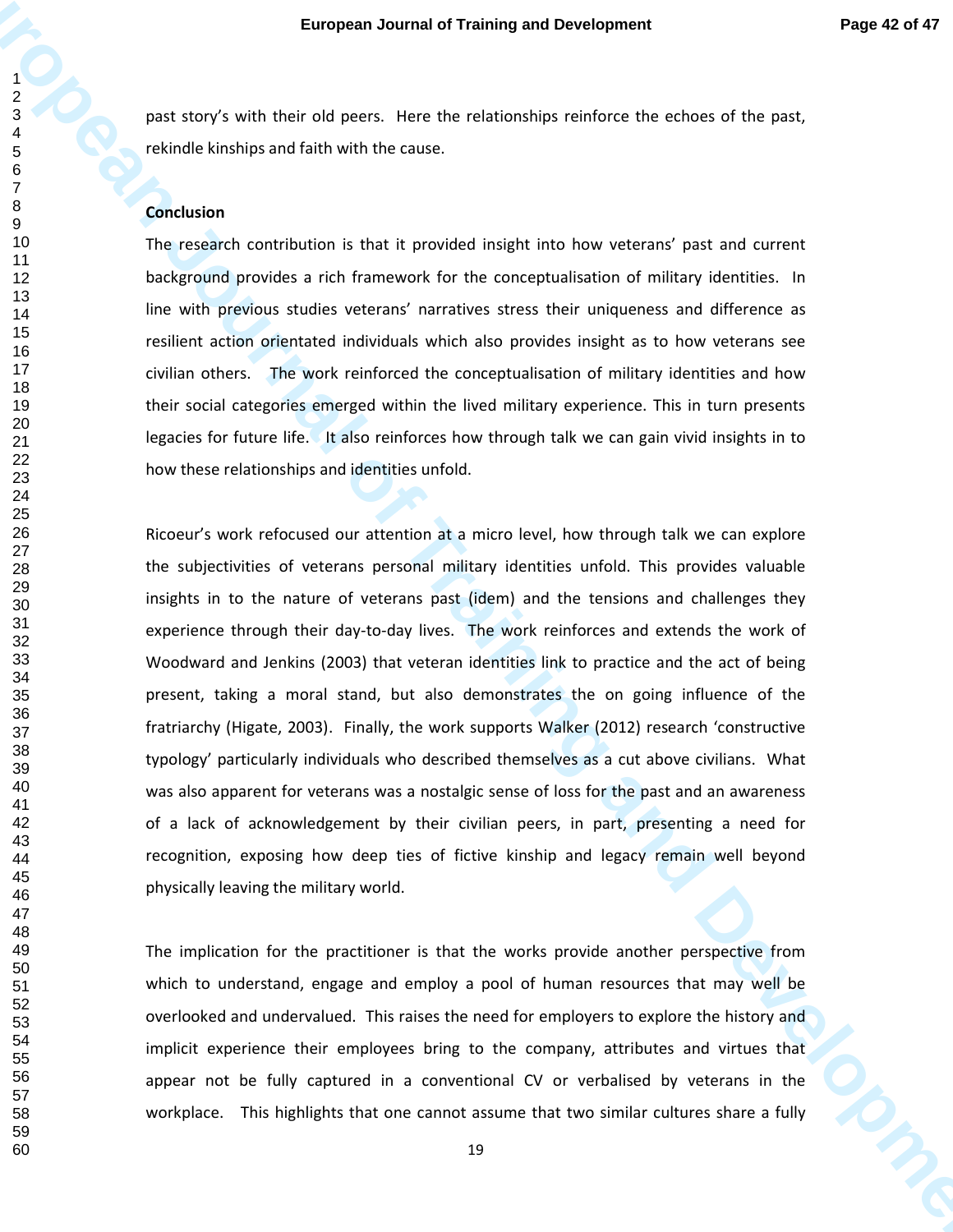past story's with their old peers. Here the relationships reinforce the echoes of the past, rekindle kinships and faith with the cause.

**Conclusion**

The research contribution is that it provided insight into how veterans' past and current background provides a rich framework for the conceptualisation of military identities. In line with previous studies veterans' narratives stress their uniqueness and difference as resilient action orientated individuals which also provides insight as to how veterans see civilian others. The work reinforced the conceptualisation of military identities and how their social categories emerged within the lived military experience. This in turn presents legacies for future life. It also reinforces how through talk we can gain vivid insights in to how these relationships and identities unfold.

Ricoeur's work refocused our attention at a micro level, how through talk we can explore the subjectivities of veterans personal military identities unfold. This provides valuable insights in to the nature of veterans past (idem) and the tensions and challenges they experience through their day-to-day lives. The work reinforces and extends the work of Woodward and Jenkins (2003) that veteran identities link to practice and the act of being present, taking a moral stand, but also demonstrates the on going influence of the fratriarchy (Higate, 2003). Finally, the work supports Walker (2012) research 'constructive typology' particularly individuals who described themselves as a cut above civilians. What was also apparent for veterans was a nostalgic sense of loss for the past and an awareness of a lack of acknowledgement by their civilian peers, in part, presenting a need for recognition, exposing how deep ties of fictive kinship and legacy remain well beyond physically leaving the military world.

The implication for the practitioner is that the works provide another perspective from which to understand, engage and employ a pool of human resources that may well be overlooked and undervalued. This raises the need for employers to explore the history and implicit experience their employees bring to the company, attributes and virtues that appear not be fully captured in a conventional CV or verbalised by veterans in the workplace. This highlights that one cannot assume that two similar cultures share a fully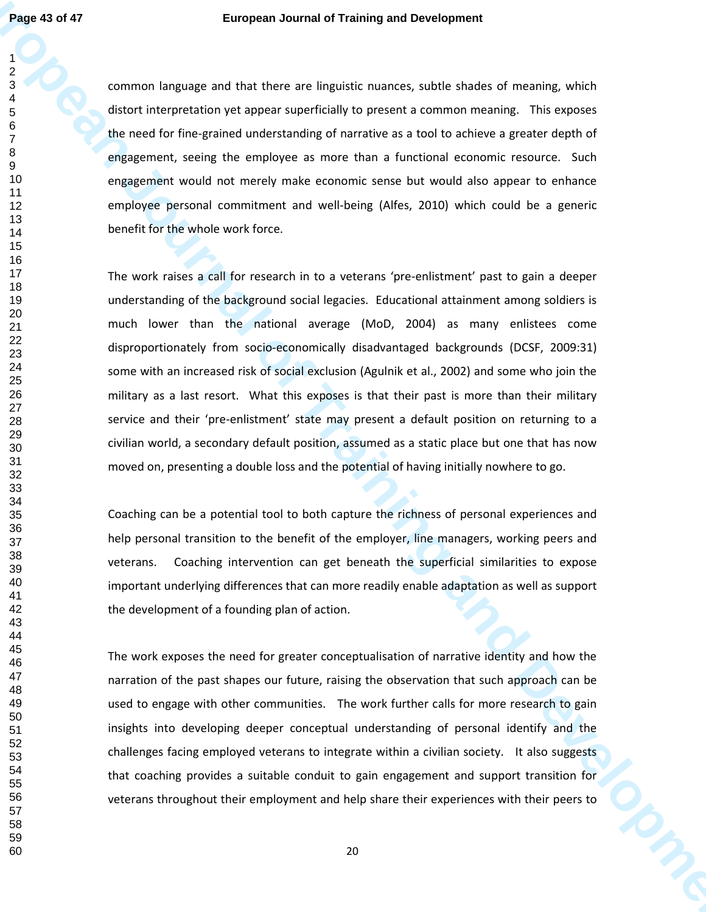common language and that there are linguistic nuances, subtle shades of meaning, which distort interpretation yet appear superficially to present a common meaning. This exposes the need for fine-grained understanding of narrative as a tool to achieve a greater depth of engagement, seeing the employee as more than a functional economic resource. Such engagement would not merely make economic sense but would also appear to enhance employee personal commitment and well-being (Alfes, 2010) which could be a generic benefit for the whole work force.

The work raises a call for research in to a veterans 'pre-enlistment' past to gain a deeper understanding of the background social legacies. Educational attainment among soldiers is much lower than the national average (MoD, 2004) as many enlistees come disproportionately from socio-economically disadvantaged backgrounds (DCSF, 2009:31) some with an increased risk of social exclusion (Agulnik et al., 2002) and some who join the military as a last resort. What this exposes is that their past is more than their military service and their 'pre-enlistment' state may present a default position on returning to a civilian world, a secondary default position, assumed as a static place but one that has now moved on, presenting a double loss and the potential of having initially nowhere to go.

Coaching can be a potential tool to both capture the richness of personal experiences and help personal transition to the benefit of the employer, line managers, working peers and veterans. Coaching intervention can get beneath the superficial similarities to expose important underlying differences that can more readily enable adaptation as well as support the development of a founding plan of action.

The work exposes the need for greater conceptualisation of narrative identity and how the narration of the past shapes our future, raising the observation that such approach can be used to engage with other communities. The work further calls for more research to gain insights into developing deeper conceptual understanding of personal identify and the challenges facing employed veterans to integrate within a civilian society. It also suggests that coaching provides a suitable conduit to gain engagement and support transition for veterans throughout their employment and help share their experiences with their peers to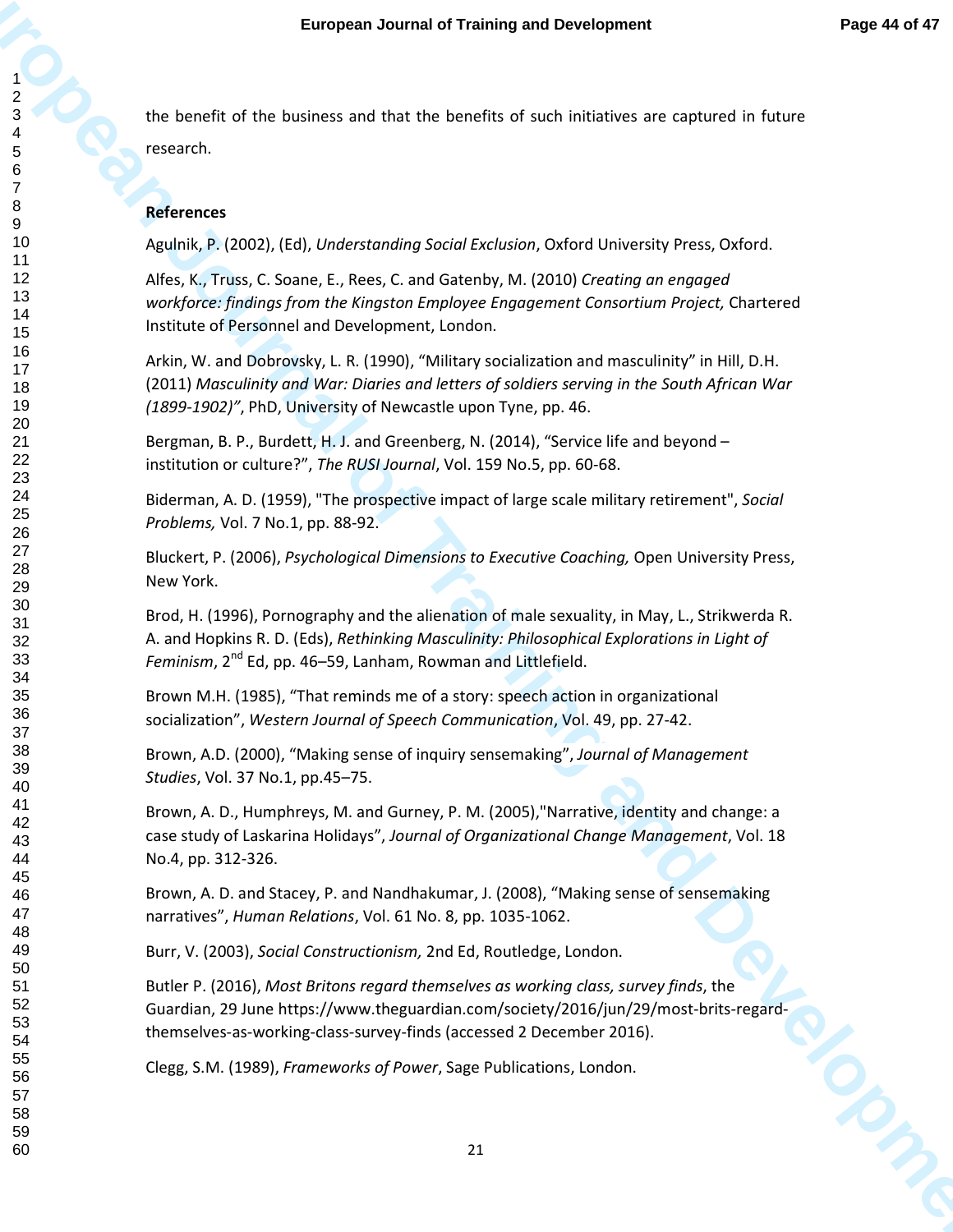the benefit of the business and that the benefits of such initiatives are captured in future research.

**References**

Agulnik, P. (2002), (Ed), *Understanding Social Exclusion*, Oxford University Press, Oxford.

Alfes, K., Truss, C. Soane, E., Rees, C. and Gatenby, M. (2010) *Creating an engaged workforce: findings from the Kingston Employee Engagement Consortium Project,* Chartered Institute of Personnel and Development, London.

Arkin, W. and Dobrovsky, L. R. (1990), "Military socialization and masculinity" in Hill, D.H. (2011) *Masculinity and War: Diaries and letters of soldiers serving in the South African War (1899-1902)"*, PhD, University of Newcastle upon Tyne, pp. 46.

Bergman, B. P., Burdett, H. J. and Greenberg, N. (2014), "Service life and beyond – institution or culture?", *The RUSI Journal*, Vol. 159 No.5, pp. 60-68.

Biderman, A. D. (1959), "The prospective impact of large scale military retirement", *Social Problems,* Vol. 7 No.1, pp. 88-92.

Bluckert, P. (2006), *Psychological Dimensions to Executive Coaching,* Open University Press, New York.

Brod, H. (1996), Pornography and the alienation of male sexuality, in May, L., Strikwerda R. A. and Hopkins R. D. (Eds), *Rethinking Masculinity: Philosophical Explorations in Light of Feminism*, 2nd Ed, pp. 46–59, Lanham, Rowman and Littlefield.

Brown M.H. (1985), "That reminds me of a story: speech action in organizational socialization", *Western Journal of Speech Communication*, Vol. 49, pp. 27-42.

Brown, A.D. (2000), "Making sense of inquiry sensemaking", *Journal of Management Studies*, Vol. 37 No.1, pp.45–75.

Brown, A. D., Humphreys, M. and Gurney, P. M. (2005),"Narrative, identity and change: a case study of Laskarina Holidays", *Journal of Organizational Change Management*, Vol. 18 No.4, pp. 312-326.

Brown, A. D. and Stacey, P. and Nandhakumar, J. (2008), "Making sense of sensemaking narratives", *Human Relations*, Vol. 61 No. 8, pp. 1035-1062.

Burr, V. (2003), *Social Constructionism,* 2nd Ed, Routledge, London.

Butler P. (2016), *Most Britons regard themselves as working class, survey finds*, the Guardian, 29 June https://www.theguardian.com/society/2016/jun/29/most-brits-regard-themselves-as-working-class-survey-finds (accessed 2 December 2016).

Clegg, S.M. (1989), *Frameworks of Power*, Sage Publications, London.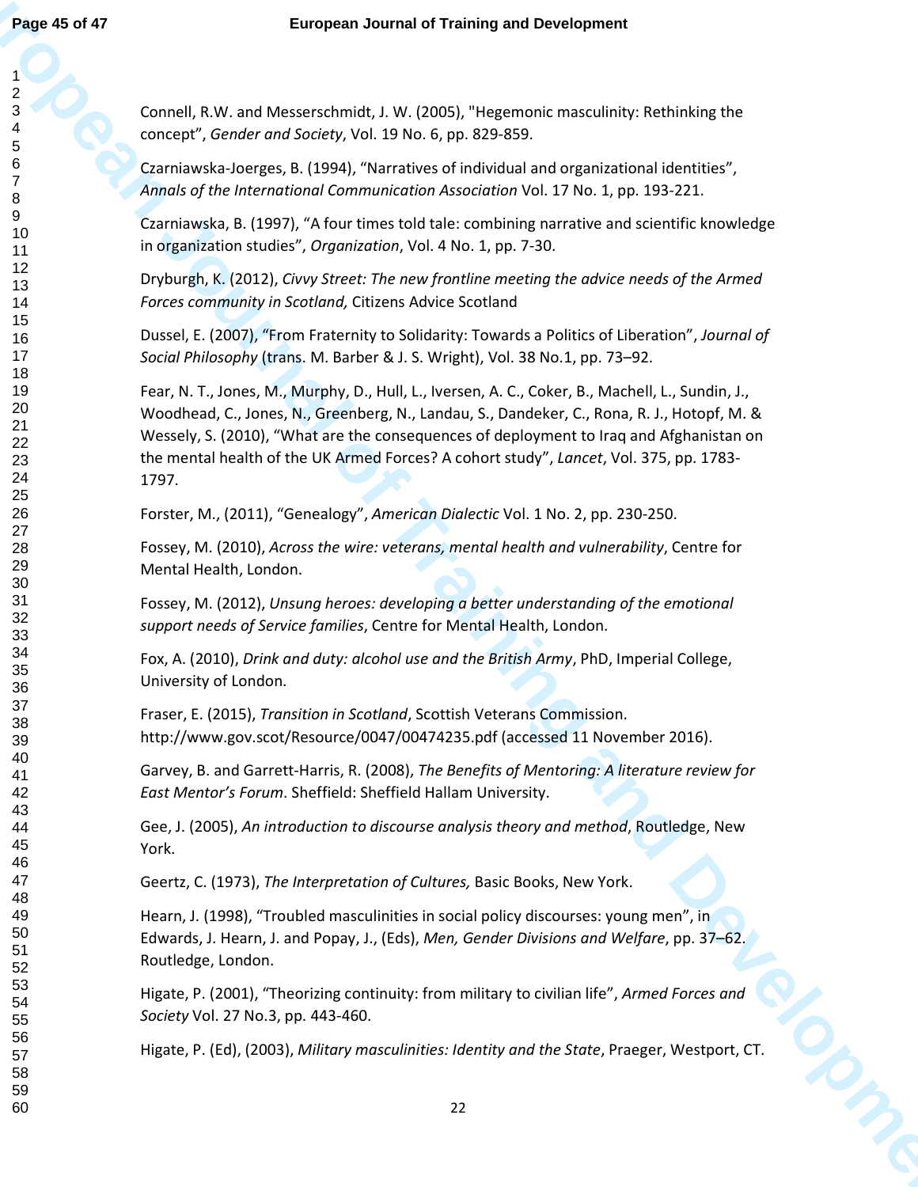Connell, R.W. and Messerschmidt, J. W. (2005), "Hegemonic masculinity: Rethinking the concept", *Gender and Society*, Vol. 19 No. 6, pp. 829-859.

Czarniawska-Joerges, B. (1994), "Narratives of individual and organizational identities", *Annals of the International Communication Association* Vol. 17 No. 1, pp. 193-221.

Czarniawska, B. (1997), "A four times told tale: combining narrative and scientific knowledge in organization studies", *Organization*, Vol. 4 No. 1, pp. 7-30.

Dryburgh, K. (2012), *Civvy Street: The new frontline meeting the advice needs of the Armed Forces community in Scotland,* Citizens Advice Scotland

Dussel, E. (2007), "From Fraternity to Solidarity: Towards a Politics of Liberation", *Journal of Social Philosophy* (trans. M. Barber & J. S. Wright), Vol. 38 No.1, pp. 73–92.

Fear, N. T., Jones, M., Murphy, D., Hull, L., Iversen, A. C., Coker, B., Machell, L., Sundin, J., Woodhead, C., Jones, N., Greenberg, N., Landau, S., Dandeker, C., Rona, R. J., Hotopf, M. & Wessely, S. (2010), "What are the consequences of deployment to Iraq and Afghanistan on the mental health of the UK Armed Forces? A cohort study", *Lancet*, Vol. 375, pp. 1783-1797.

Forster, M., (2011), "Genealogy", *American Dialectic* Vol. 1 No. 2, pp. 230-250.

Fossey, M. (2010), *Across the wire: veterans, mental health and vulnerability*, Centre for Mental Health, London.

Fossey, M. (2012), *Unsung heroes: developing a better understanding of the emotional support needs of Service families*, Centre for Mental Health, London.

Fox, A. (2010), *Drink and duty: alcohol use and the British Army*, PhD, Imperial College, University of London.

Fraser, E. (2015), *Transition in Scotland*, Scottish Veterans Commission. http://www.gov.scot/Resource/0047/00474235.pdf (accessed 11 November 2016).

Garvey, B. and Garrett-Harris, R. (2008), *The Benefits of Mentoring: A literature review for East Mentor's Forum*. Sheffield: Sheffield Hallam University.

Gee, J. (2005), *An introduction to discourse analysis theory and method*, Routledge, New York.

Geertz, C. (1973), *The Interpretation of Cultures,* Basic Books, New York.

Hearn, J. (1998), "Troubled masculinities in social policy discourses: young men", in Edwards, J. Hearn, J. and Popay, J., (Eds), *Men, Gender Divisions and Welfare*, pp. 37–62. Routledge, London.

Higate, P. (2001), "Theorizing continuity: from military to civilian life", *Armed Forces and Society* Vol. 27 No.3, pp. 443-460.

Higate, P. (Ed), (2003), *Military masculinities: Identity and the State*, Praeger, Westport, CT.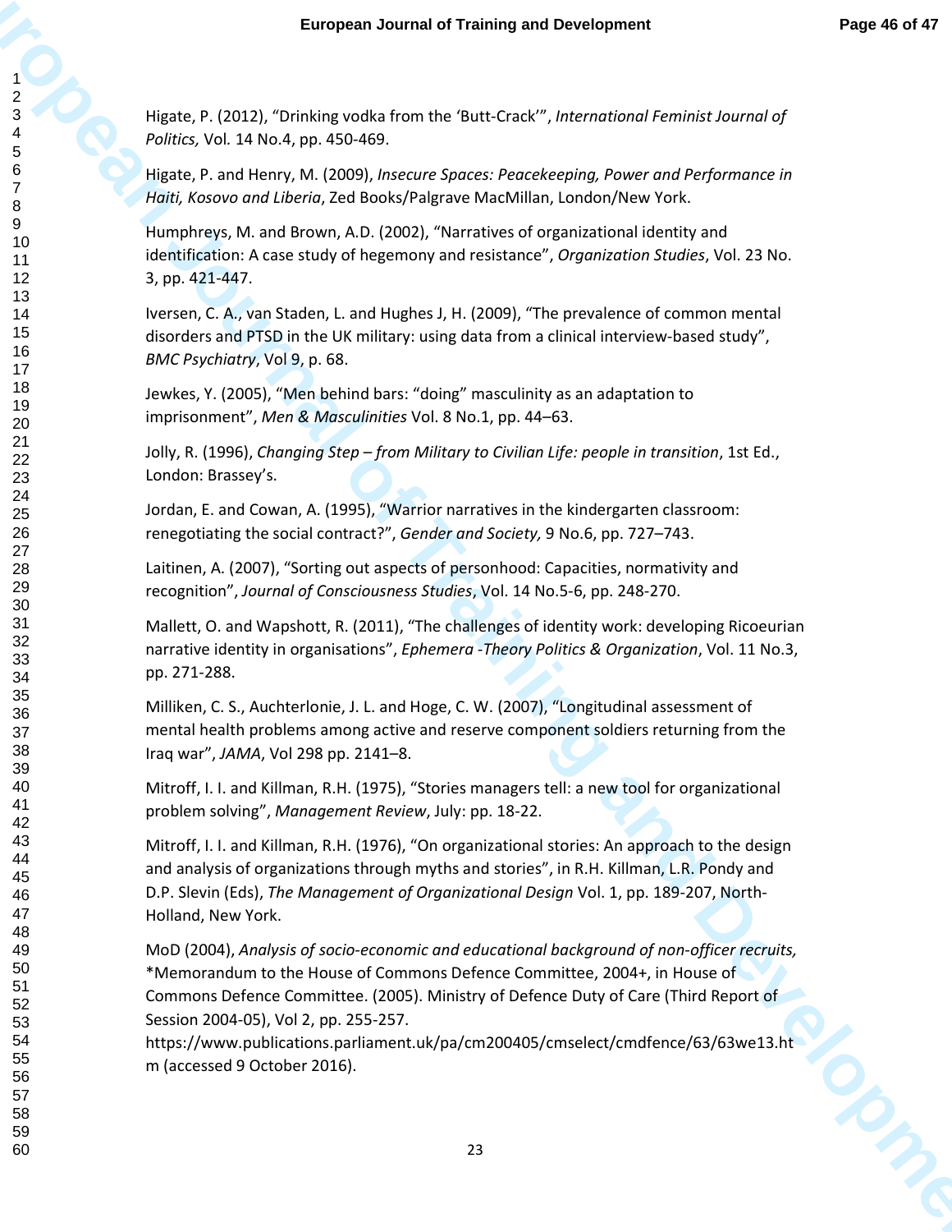Higate, P. (2012), “Drinking vodka from the ‘Butt-Crack’”, *International Feminist Journal of Politics,* Vol. 14 No.4, pp. 450-469.

Higate, P. and Henry, M. (2009), *Insecure Spaces: Peacekeeping, Power and Performance in Haiti, Kosovo and Liberia*, Zed Books/Palgrave MacMillan, London/New York.

Humphreys, M. and Brown, A.D. (2002), “Narratives of organizational identity and identification: A case study of hegemony and resistance”, *Organization Studies*, Vol. 23 No. 3, pp. 421-447.

Iversen, C. A., van Staden, L. and Hughes J, H. (2009), “The prevalence of common mental disorders and PTSD in the UK military: using data from a clinical interview-based study”, *BMC Psychiatry*, Vol 9, p. 68.

Jewkes, Y. (2005), “Men behind bars: “doing” masculinity as an adaptation to imprisonment”, *Men & Masculinities* Vol. 8 No.1, pp. 44–63.

Jolly, R. (1996), *Changing Step – from Military to Civilian Life: people in transition*, 1st Ed., London: Brassey’s.

Jordan, E. and Cowan, A. (1995), “Warrior narratives in the kindergarten classroom: renegotiating the social contract?”, *Gender and Society,* 9 No.6, pp. 727–743.

Laitinen, A. (2007), “Sorting out aspects of personhood: Capacities, normativity and recognition”, *Journal of Consciousness Studies*, Vol. 14 No.5-6, pp. 248-270.

Mallett, O. and Wapshott, R. (2011), “The challenges of identity work: developing Ricoeurian narrative identity in organisations”, *Ephemera -Theory Politics & Organization*, Vol. 11 No.3, pp. 271-288.

Milliken, C. S., Auchterlonie, J. L. and Hoge, C. W. (2007), “Longitudinal assessment of mental health problems among active and reserve component soldiers returning from the Iraq war”, *JAMA*, Vol 298 pp. 2141–8.

Mitroff, I. I. and Killman, R.H. (1975), “Stories managers tell: a new tool for organizational problem solving”, *Management Review*, July: pp. 18-22.

Mitroff, I. I. and Killman, R.H. (1976), “On organizational stories: An approach to the design and analysis of organizations through myths and stories”, in R.H. Killman, L.R. Pondy and D.P. Slevin (Eds), *The Management of Organizational Design* Vol. 1, pp. 189-207, North-Holland, New York.

MoD (2004), *Analysis of socio-economic and educational background of non-officer recruits,* *Memorandum to the House of Commons Defence Committee, 2004+, in House of Commons Defence Committee. (2005). Ministry of Defence Duty of Care (Third Report of Session 2004-05), Vol 2, pp. 255-257. https://www.publications.parliament.uk/pa/cm200405/cmselect/cmdfence/63/63we13.htm (accessed 9 October 2016).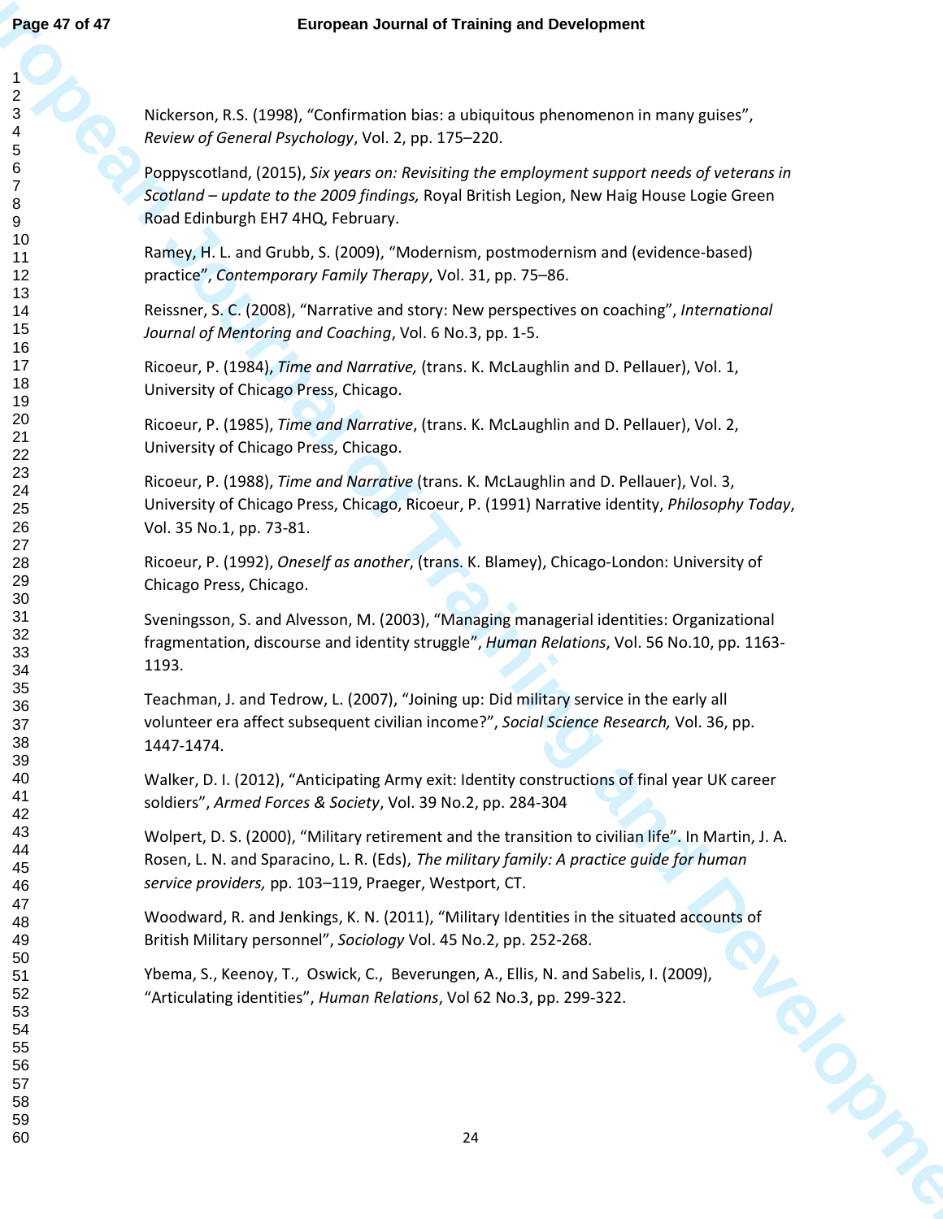Nickerson, R.S. (1998), "Confirmation bias: a ubiquitous phenomenon in many guises", *Review of General Psychology*, Vol. 2, pp. 175–220.

Poppyscotland, (2015), *Six years on: Revisiting the employment support needs of veterans in Scotland – update to the 2009 findings,* Royal British Legion, New Haig House Logie Green Road Edinburgh EH7 4HQ, February.

Ramey, H. L. and Grubb, S. (2009), "Modernism, postmodernism and (evidence-based) practice", *Contemporary Family Therapy*, Vol. 31, pp. 75–86.

Reissner, S. C. (2008), "Narrative and story: New perspectives on coaching", *International Journal of Mentoring and Coaching*, Vol. 6 No.3, pp. 1-5.

Ricoeur, P. (1984), *Time and Narrative,* (trans. K. McLaughlin and D. Pellauer), Vol. 1, University of Chicago Press, Chicago.

Ricoeur, P. (1985), *Time and Narrative*, (trans. K. McLaughlin and D. Pellauer), Vol. 2, University of Chicago Press, Chicago.

Ricoeur, P. (1988), *Time and Narrative* (trans. K. McLaughlin and D. Pellauer), Vol. 3, University of Chicago Press, Chicago, Ricoeur, P. (1991) Narrative identity, *Philosophy Today*, Vol. 35 No.1, pp. 73-81.

Ricoeur, P. (1992), *Oneself as another*, (trans. K. Blamey), Chicago-London: University of Chicago Press, Chicago.

Sveningsson, S. and Alvesson, M. (2003), "Managing managerial identities: Organizational fragmentation, discourse and identity struggle", *Human Relations*, Vol. 56 No.10, pp. 1163-1193.

Teachman, J. and Tedrow, L. (2007), "Joining up: Did military service in the early all volunteer era affect subsequent civilian income?", *Social Science Research,* Vol. 36, pp. 1447-1474.

Walker, D. I. (2012), "Anticipating Army exit: Identity constructions of final year UK career soldiers", *Armed Forces & Society*, Vol. 39 No.2, pp. 284-304

Wolpert, D. S. (2000), "Military retirement and the transition to civilian life". In Martin, J. A. Rosen, L. N. and Sparacino, L. R. (Eds), *The military family: A practice guide for human service providers,* pp. 103–119, Praeger, Westport, CT.

Woodward, R. and Jenkings, K. N. (2011), "Military Identities in the situated accounts of British Military personnel", *Sociology* Vol. 45 No.2, pp. 252-268.

Ybema, S., Keenoy, T., Oswick, C., Beverungen, A., Ellis, N. and Sabelis, I. (2009), "Articulating identities", *Human Relations*, Vol 62 No.3, pp. 299-322.